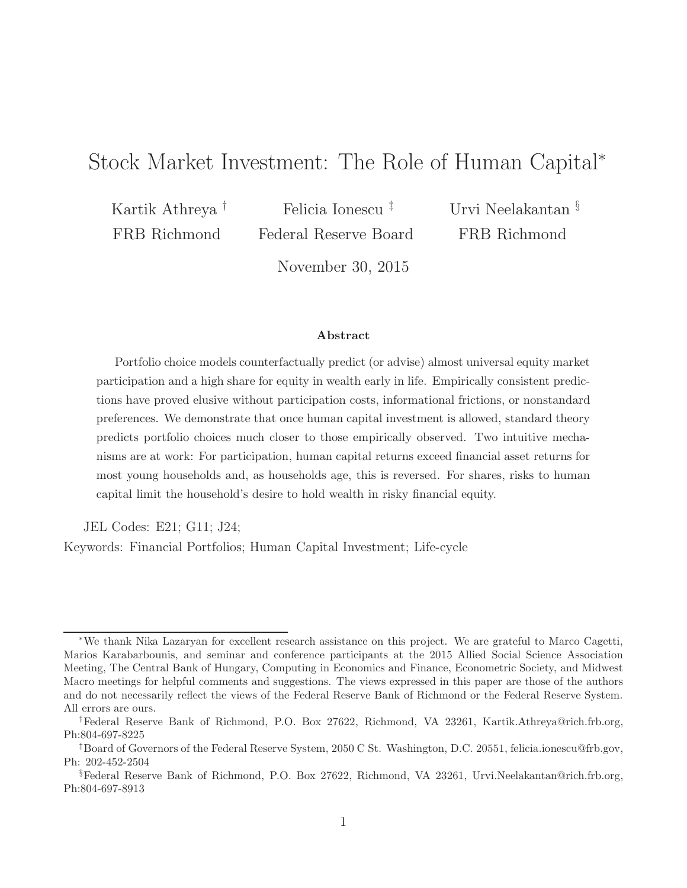# Stock Market Investment: The Role of Human Capital*

Kartik Athreya[†] — FRB Richmond

Felicia Ionescu[‡] — Federal Reserve Board

Urvi Neelakantan[§] — FRB Richmond

November 30, 2015

### Abstract

Portfolio choice models counterfactually predict (or advise) almost universal equity market participation and a high share for equity in wealth early in life. Empirically consistent predictions have proved elusive without participation costs, informational frictions, or nonstandard preferences. We demonstrate that once human capital investment is allowed, standard theory predicts portfolio choices much closer to those empirically observed. Two intuitive mechanisms are at work: For participation, human capital returns exceed financial asset returns for most young households and, as households age, this is reversed. For shares, risks to human capital limit the household's desire to hold wealth in risky financial equity.

JEL Codes: E21; G11; J24;

Keywords: Financial Portfolios; Human Capital Investment; Life-cycle

---

*We thank Nika Lazaryan for excellent research assistance on this project. We are grateful to Marco Cagetti, Marios Karabarbounis, and seminar and conference participants at the 2015 Allied Social Science Association Meeting, The Central Bank of Hungary, Computing in Economics and Finance, Econometric Society, and Midwest Macro meetings for helpful comments and suggestions. The views expressed in this paper are those of the authors and do not necessarily reflect the views of the Federal Reserve Bank of Richmond or the Federal Reserve System. All errors are ours.

[†]Federal Reserve Bank of Richmond, P.O. Box 27622, Richmond, VA 23261, Kartik.Athreya@rich.frb.org, Ph:804-697-8225

[‡]Board of Governors of the Federal Reserve System, 2050 C St. Washington, D.C. 20551, felicia.ionescu@frb.gov, Ph: 202-452-2504

[§]Federal Reserve Bank of Richmond, P.O. Box 27622, Richmond, VA 23261, Urvi.Neelakantan@rich.frb.org, Ph:804-697-8913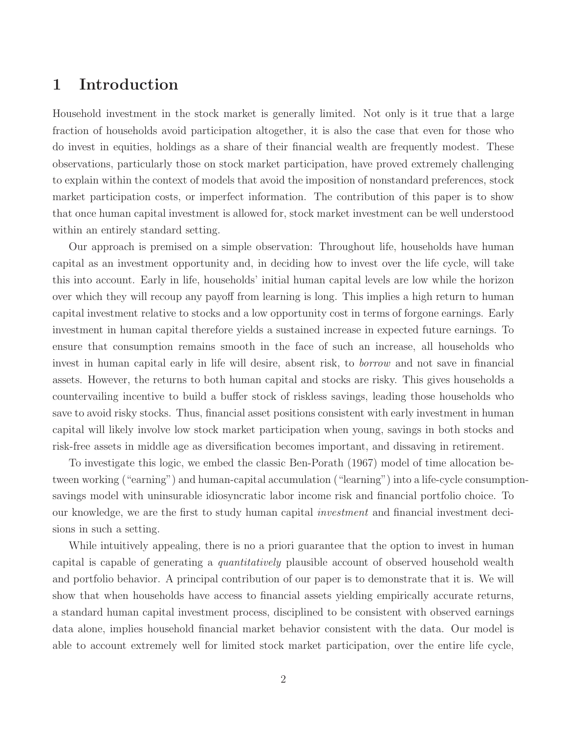# 1 Introduction

Household investment in the stock market is generally limited. Not only is it true that a large fraction of households avoid participation altogether, it is also the case that even for those who do invest in equities, holdings as a share of their financial wealth are frequently modest. These observations, particularly those on stock market participation, have proved extremely challenging to explain within the context of models that avoid the imposition of nonstandard preferences, stock market participation costs, or imperfect information. The contribution of this paper is to show that once human capital investment is allowed for, stock market investment can be well understood within an entirely standard setting.

Our approach is premised on a simple observation: Throughout life, households have human capital as an investment opportunity and, in deciding how to invest over the life cycle, will take this into account. Early in life, households' initial human capital levels are low while the horizon over which they will recoup any payoff from learning is long. This implies a high return to human capital investment relative to stocks and a low opportunity cost in terms of forgone earnings. Early investment in human capital therefore yields a sustained increase in expected future earnings. To ensure that consumption remains smooth in the face of such an increase, all households who invest in human capital early in life will desire, absent risk, to *borrow* and not save in financial assets. However, the returns to both human capital and stocks are risky. This gives households a countervailing incentive to build a buffer stock of riskless savings, leading those households who save to avoid risky stocks. Thus, financial asset positions consistent with early investment in human capital will likely involve low stock market participation when young, savings in both stocks and risk-free assets in middle age as diversification becomes important, and dissaving in retirement.

To investigate this logic, we embed the classic Ben-Porath (1967) model of time allocation between working ("earning") and human-capital accumulation ("learning") into a life-cycle consumption-savings model with uninsurable idiosyncratic labor income risk and financial portfolio choice. To our knowledge, we are the first to study human capital *investment* and financial investment decisions in such a setting.

While intuitively appealing, there is no a priori guarantee that the option to invest in human capital is capable of generating a *quantitatively* plausible account of observed household wealth and portfolio behavior. A principal contribution of our paper is to demonstrate that it is. We will show that when households have access to financial assets yielding empirically accurate returns, a standard human capital investment process, disciplined to be consistent with observed earnings data alone, implies household financial market behavior consistent with the data. Our model is able to account extremely well for limited stock market participation, over the entire life cycle,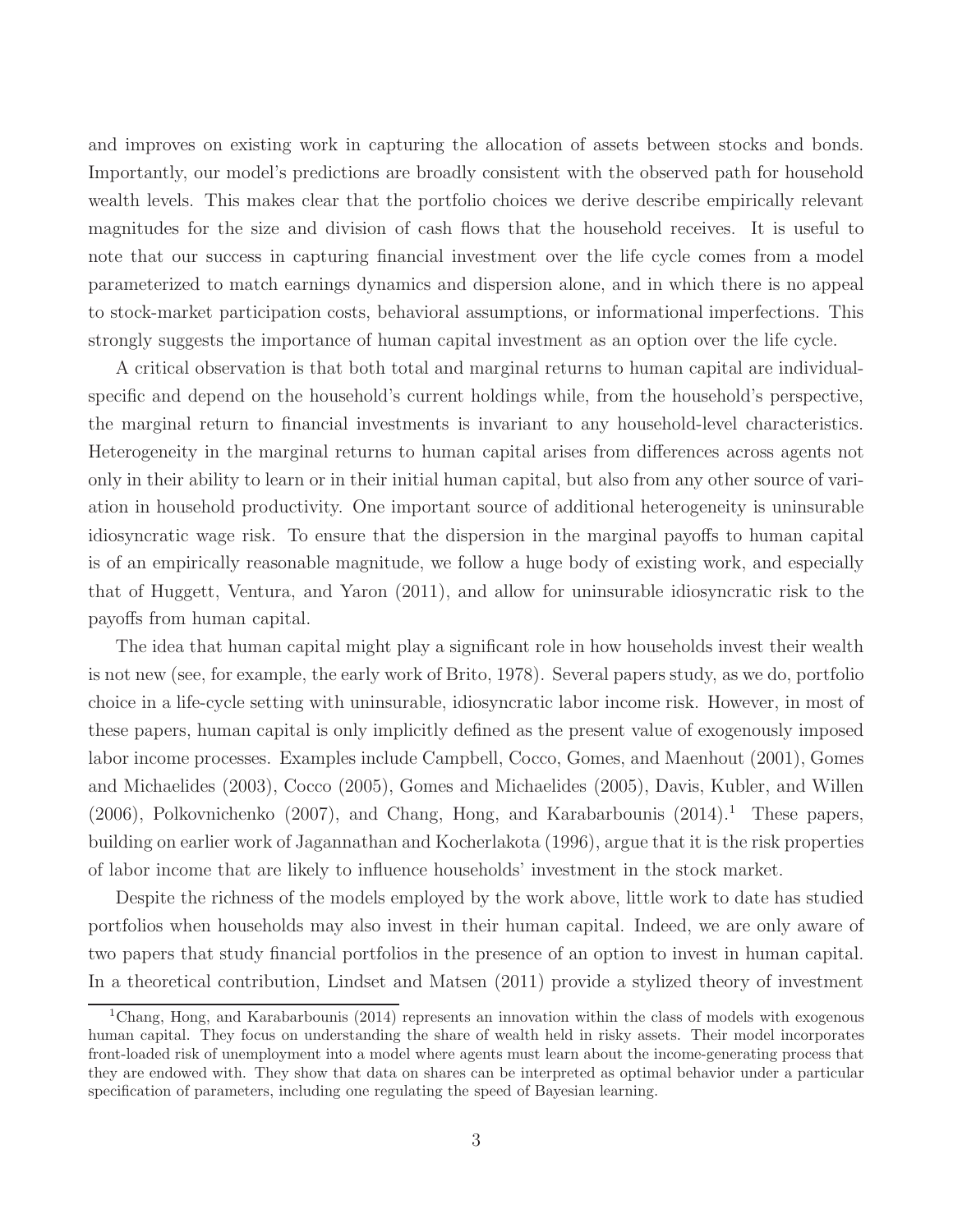and improves on existing work in capturing the allocation of assets between stocks and bonds. Importantly, our model's predictions are broadly consistent with the observed path for household wealth levels. This makes clear that the portfolio choices we derive describe empirically relevant magnitudes for the size and division of cash flows that the household receives. It is useful to note that our success in capturing financial investment over the life cycle comes from a model parameterized to match earnings dynamics and dispersion alone, and in which there is no appeal to stock-market participation costs, behavioral assumptions, or informational imperfections. This strongly suggests the importance of human capital investment as an option over the life cycle.

A critical observation is that both total and marginal returns to human capital are individual-specific and depend on the household's current holdings while, from the household's perspective, the marginal return to financial investments is invariant to any household-level characteristics. Heterogeneity in the marginal returns to human capital arises from differences across agents not only in their ability to learn or in their initial human capital, but also from any other source of variation in household productivity. One important source of additional heterogeneity is uninsurable idiosyncratic wage risk. To ensure that the dispersion in the marginal payoffs to human capital is of an empirically reasonable magnitude, we follow a huge body of existing work, and especially that of Huggett, Ventura, and Yaron (2011), and allow for uninsurable idiosyncratic risk to the payoffs from human capital.

The idea that human capital might play a significant role in how households invest their wealth is not new (see, for example, the early work of Brito, 1978). Several papers study, as we do, portfolio choice in a life-cycle setting with uninsurable, idiosyncratic labor income risk. However, in most of these papers, human capital is only implicitly defined as the present value of exogenously imposed labor income processes. Examples include Campbell, Cocco, Gomes, and Maenhout (2001), Gomes and Michaelides (2003), Cocco (2005), Gomes and Michaelides (2005), Davis, Kubler, and Willen (2006), Polkovnichenko (2007), and Chang, Hong, and Karabarbounis (2014).[1] These papers, building on earlier work of Jagannathan and Kocherlakota (1996), argue that it is the risk properties of labor income that are likely to influence households' investment in the stock market.

Despite the richness of the models employed by the work above, little work to date has studied portfolios when households may also invest in their human capital. Indeed, we are only aware of two papers that study financial portfolios in the presence of an option to invest in human capital. In a theoretical contribution, Lindset and Matsen (2011) provide a stylized theory of investment

[1] Chang, Hong, and Karabarbounis (2014) represents an innovation within the class of models with exogenous human capital. They focus on understanding the share of wealth held in risky assets. Their model incorporates front-loaded risk of unemployment into a model where agents must learn about the income-generating process that they are endowed with. They show that data on shares can be interpreted as optimal behavior under a particular specification of parameters, including one regulating the speed of Bayesian learning.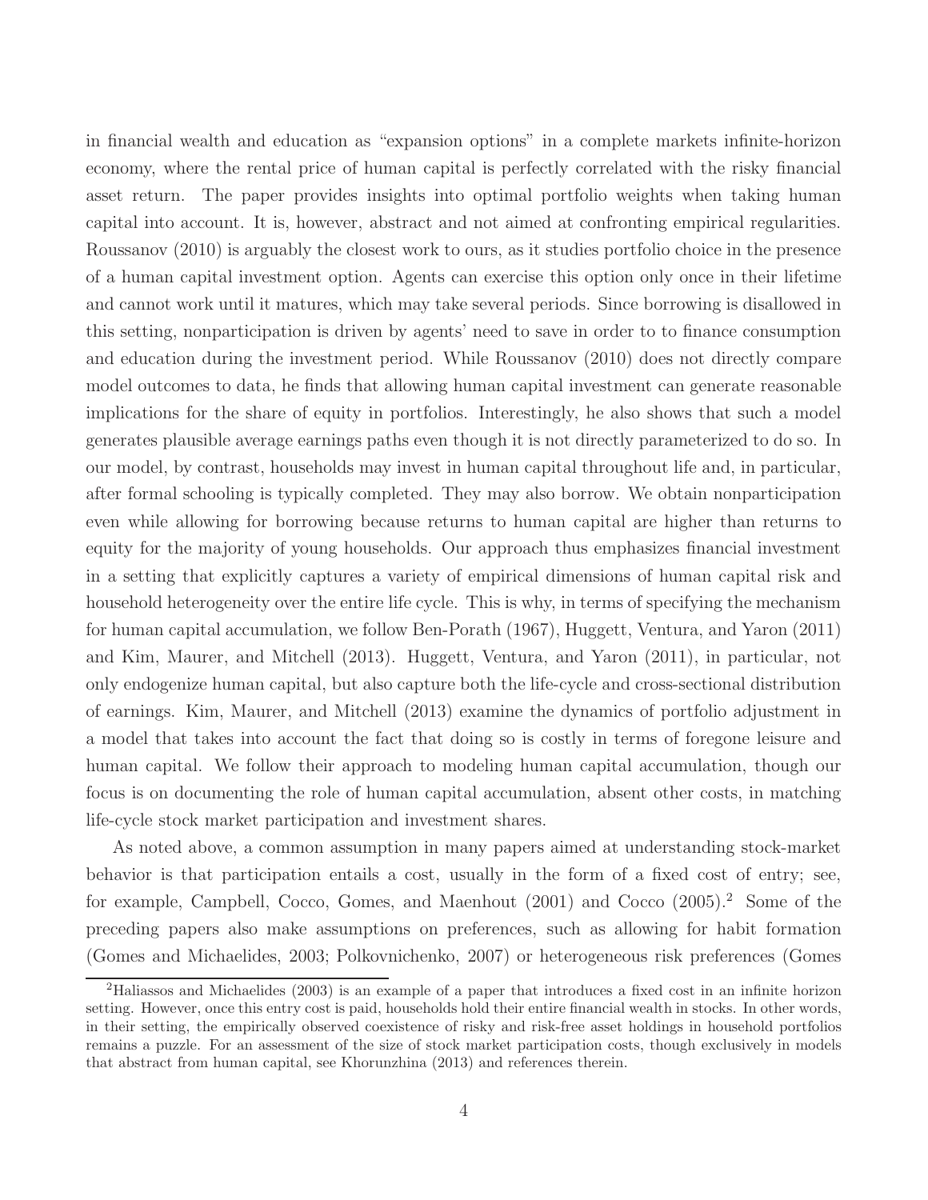in financial wealth and education as "expansion options" in a complete markets infinite-horizon economy, where the rental price of human capital is perfectly correlated with the risky financial asset return. The paper provides insights into optimal portfolio weights when taking human capital into account. It is, however, abstract and not aimed at confronting empirical regularities. Roussanov (2010) is arguably the closest work to ours, as it studies portfolio choice in the presence of a human capital investment option. Agents can exercise this option only once in their lifetime and cannot work until it matures, which may take several periods. Since borrowing is disallowed in this setting, nonparticipation is driven by agents' need to save in order to to finance consumption and education during the investment period. While Roussanov (2010) does not directly compare model outcomes to data, he finds that allowing human capital investment can generate reasonable implications for the share of equity in portfolios. Interestingly, he also shows that such a model generates plausible average earnings paths even though it is not directly parameterized to do so. In our model, by contrast, households may invest in human capital throughout life and, in particular, after formal schooling is typically completed. They may also borrow. We obtain nonparticipation even while allowing for borrowing because returns to human capital are higher than returns to equity for the majority of young households. Our approach thus emphasizes financial investment in a setting that explicitly captures a variety of empirical dimensions of human capital risk and household heterogeneity over the entire life cycle. This is why, in terms of specifying the mechanism for human capital accumulation, we follow Ben-Porath (1967), Huggett, Ventura, and Yaron (2011) and Kim, Maurer, and Mitchell (2013). Huggett, Ventura, and Yaron (2011), in particular, not only endogenize human capital, but also capture both the life-cycle and cross-sectional distribution of earnings. Kim, Maurer, and Mitchell (2013) examine the dynamics of portfolio adjustment in a model that takes into account the fact that doing so is costly in terms of foregone leisure and human capital. We follow their approach to modeling human capital accumulation, though our focus is on documenting the role of human capital accumulation, absent other costs, in matching life-cycle stock market participation and investment shares.

As noted above, a common assumption in many papers aimed at understanding stock-market behavior is that participation entails a cost, usually in the form of a fixed cost of entry; see, for example, Campbell, Cocco, Gomes, and Maenhout (2001) and Cocco (2005).[2] Some of the preceding papers also make assumptions on preferences, such as allowing for habit formation (Gomes and Michaelides, 2003; Polkovnichenko, 2007) or heterogeneous risk preferences (Gomes

[2] Haliassos and Michaelides (2003) is an example of a paper that introduces a fixed cost in an infinite horizon setting. However, once this entry cost is paid, households hold their entire financial wealth in stocks. In other words, in their setting, the empirically observed coexistence of risky and risk-free asset holdings in household portfolios remains a puzzle. For an assessment of the size of stock market participation costs, though exclusively in models that abstract from human capital, see Khorunzhina (2013) and references therein.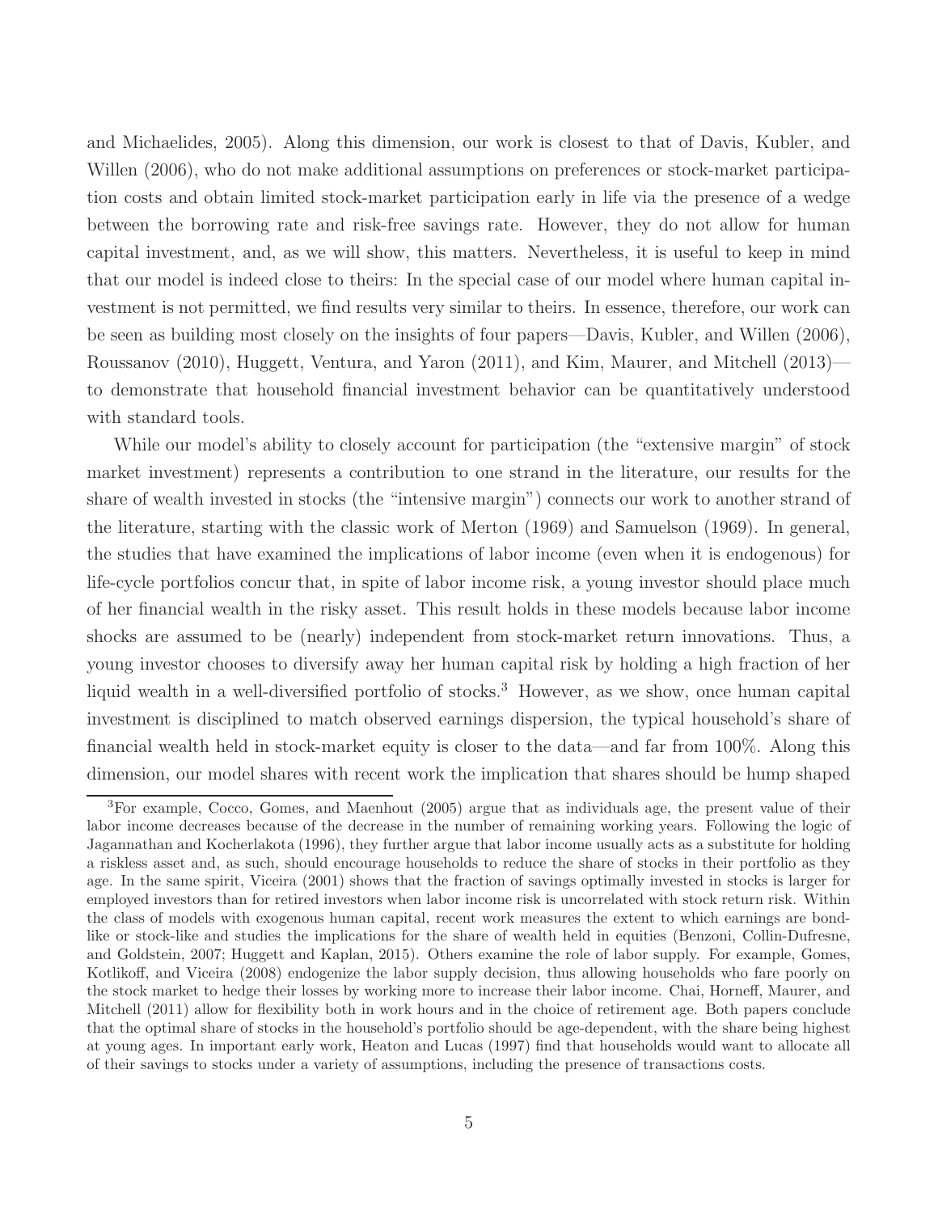and Michaelides, 2005). Along this dimension, our work is closest to that of Davis, Kubler, and Willen (2006), who do not make additional assumptions on preferences or stock-market participation costs and obtain limited stock-market participation early in life via the presence of a wedge between the borrowing rate and risk-free savings rate. However, they do not allow for human capital investment, and, as we will show, this matters. Nevertheless, it is useful to keep in mind that our model is indeed close to theirs: In the special case of our model where human capital investment is not permitted, we find results very similar to theirs. In essence, therefore, our work can be seen as building most closely on the insights of four papers—Davis, Kubler, and Willen (2006), Roussanov (2010), Huggett, Ventura, and Yaron (2011), and Kim, Maurer, and Mitchell (2013)—to demonstrate that household financial investment behavior can be quantitatively understood with standard tools.

While our model's ability to closely account for participation (the "extensive margin" of stock market investment) represents a contribution to one strand in the literature, our results for the share of wealth invested in stocks (the "intensive margin") connects our work to another strand of the literature, starting with the classic work of Merton (1969) and Samuelson (1969). In general, the studies that have examined the implications of labor income (even when it is endogenous) for life-cycle portfolios concur that, in spite of labor income risk, a young investor should place much of her financial wealth in the risky asset. This result holds in these models because labor income shocks are assumed to be (nearly) independent from stock-market return innovations. Thus, a young investor chooses to diversify away her human capital risk by holding a high fraction of her liquid wealth in a well-diversified portfolio of stocks.[3] However, as we show, once human capital investment is disciplined to match observed earnings dispersion, the typical household's share of financial wealth held in stock-market equity is closer to the data—and far from 100%. Along this dimension, our model shares with recent work the implication that shares should be hump shaped

[3]For example, Cocco, Gomes, and Maenhout (2005) argue that as individuals age, the present value of their labor income decreases because of the decrease in the number of remaining working years. Following the logic of Jagannathan and Kocherlakota (1996), they further argue that labor income usually acts as a substitute for holding a riskless asset and, as such, should encourage households to reduce the share of stocks in their portfolio as they age. In the same spirit, Viceira (2001) shows that the fraction of savings optimally invested in stocks is larger for employed investors than for retired investors when labor income risk is uncorrelated with stock return risk. Within the class of models with exogenous human capital, recent work measures the extent to which earnings are bond-like or stock-like and studies the implications for the share of wealth held in equities (Benzoni, Collin-Dufresne, and Goldstein, 2007; Huggett and Kaplan, 2015). Others examine the role of labor supply. For example, Gomes, Kotlikoff, and Viceira (2008) endogenize the labor supply decision, thus allowing households who fare poorly on the stock market to hedge their losses by working more to increase their labor income. Chai, Horneff, Maurer, and Mitchell (2011) allow for flexibility both in work hours and in the choice of retirement age. Both papers conclude that the optimal share of stocks in the household's portfolio should be age-dependent, with the share being highest at young ages. In important early work, Heaton and Lucas (1997) find that households would want to allocate all of their savings to stocks under a variety of assumptions, including the presence of transactions costs.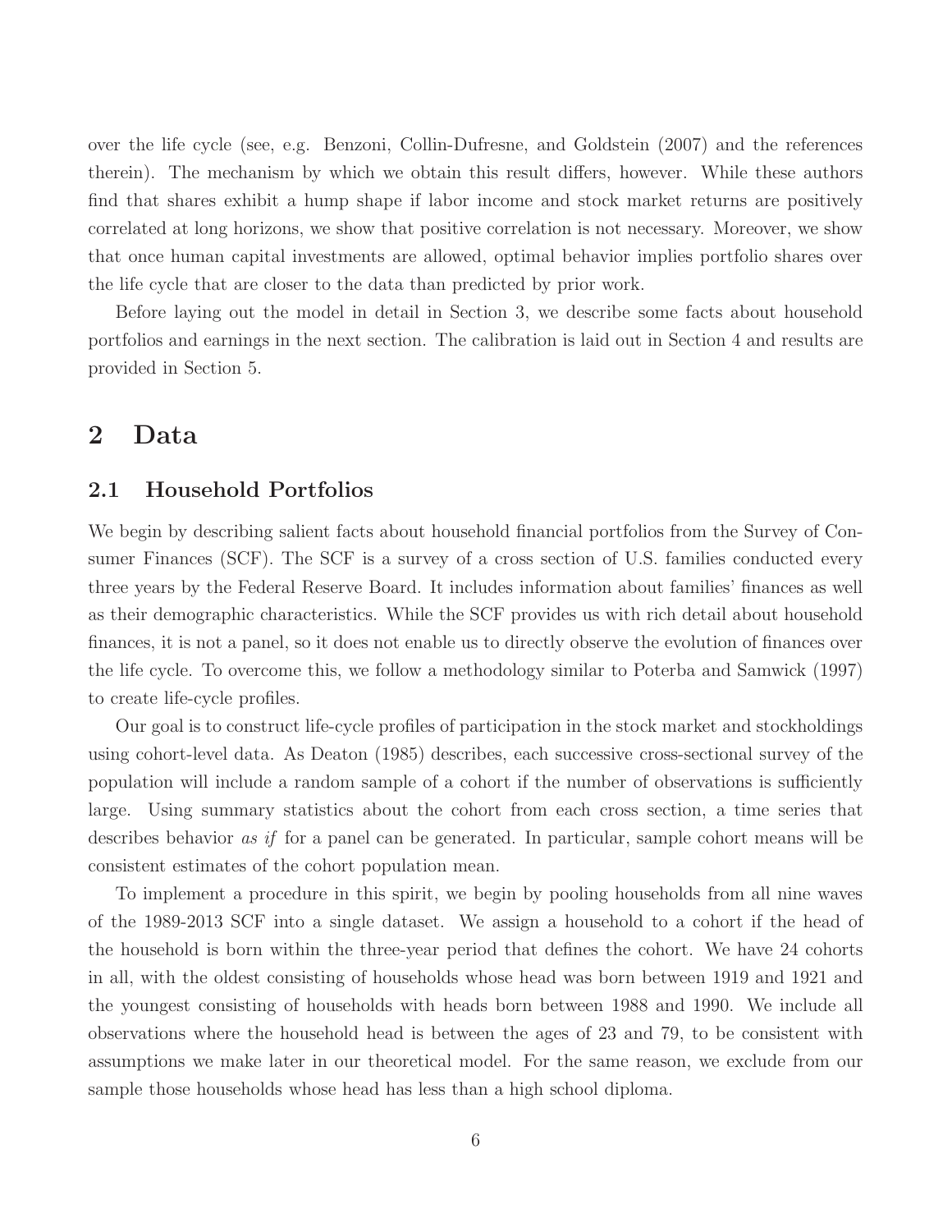over the life cycle (see, e.g. Benzoni, Collin-Dufresne, and Goldstein (2007) and the references therein). The mechanism by which we obtain this result differs, however. While these authors find that shares exhibit a hump shape if labor income and stock market returns are positively correlated at long horizons, we show that positive correlation is not necessary. Moreover, we show that once human capital investments are allowed, optimal behavior implies portfolio shares over the life cycle that are closer to the data than predicted by prior work.

Before laying out the model in detail in Section 3, we describe some facts about household portfolios and earnings in the next section. The calibration is laid out in Section 4 and results are provided in Section 5.

# 2 Data

## 2.1 Household Portfolios

We begin by describing salient facts about household financial portfolios from the Survey of Consumer Finances (SCF). The SCF is a survey of a cross section of U.S. families conducted every three years by the Federal Reserve Board. It includes information about families' finances as well as their demographic characteristics. While the SCF provides us with rich detail about household finances, it is not a panel, so it does not enable us to directly observe the evolution of finances over the life cycle. To overcome this, we follow a methodology similar to Poterba and Samwick (1997) to create life-cycle profiles.

Our goal is to construct life-cycle profiles of participation in the stock market and stockholdings using cohort-level data. As Deaton (1985) describes, each successive cross-sectional survey of the population will include a random sample of a cohort if the number of observations is sufficiently large. Using summary statistics about the cohort from each cross section, a time series that describes behavior *as if* for a panel can be generated. In particular, sample cohort means will be consistent estimates of the cohort population mean.

To implement a procedure in this spirit, we begin by pooling households from all nine waves of the 1989-2013 SCF into a single dataset. We assign a household to a cohort if the head of the household is born within the three-year period that defines the cohort. We have 24 cohorts in all, with the oldest consisting of households whose head was born between 1919 and 1921 and the youngest consisting of households with heads born between 1988 and 1990. We include all observations where the household head is between the ages of 23 and 79, to be consistent with assumptions we make later in our theoretical model. For the same reason, we exclude from our sample those households whose head has less than a high school diploma.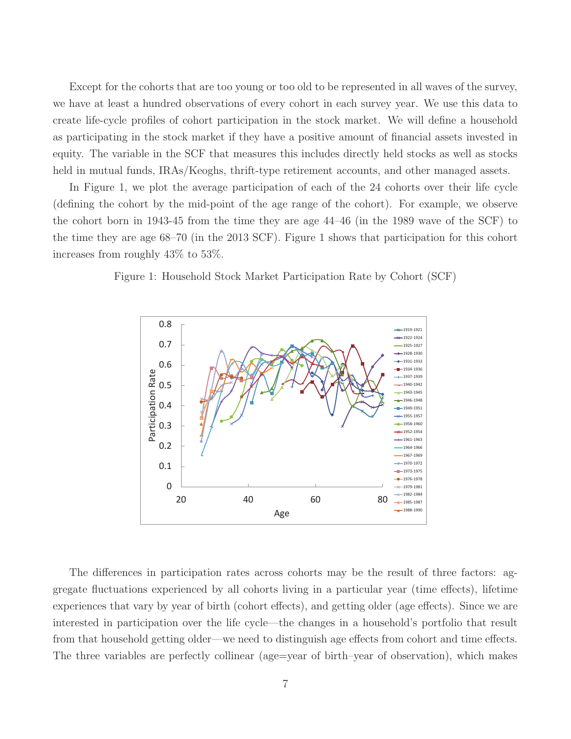Except for the cohorts that are too young or too old to be represented in all waves of the survey, we have at least a hundred observations of every cohort in each survey year. We use this data to create life-cycle profiles of cohort participation in the stock market. We will define a household as participating in the stock market if they have a positive amount of financial assets invested in equity. The variable in the SCF that measures this includes directly held stocks as well as stocks held in mutual funds, IRAs/Keoghs, thrift-type retirement accounts, and other managed assets.

In Figure 1, we plot the average participation of each of the 24 cohorts over their life cycle (defining the cohort by the mid-point of the age range of the cohort). For example, we observe the cohort born in 1943-45 from the time they are age 44–46 (in the 1989 wave of the SCF) to the time they are age 68–70 (in the 2013 SCF). Figure 1 shows that participation for this cohort increases from roughly 43% to 53%.

Figure 1: Household Stock Market Participation Rate by Cohort (SCF)

The differences in participation rates across cohorts may be the result of three factors: aggregate fluctuations experienced by all cohorts living in a particular year (time effects), lifetime experiences that vary by year of birth (cohort effects), and getting older (age effects). Since we are interested in participation over the life cycle—the changes in a household's portfolio that result from that household getting older—we need to distinguish age effects from cohort and time effects. The three variables are perfectly collinear (age=year of birth–year of observation), which makes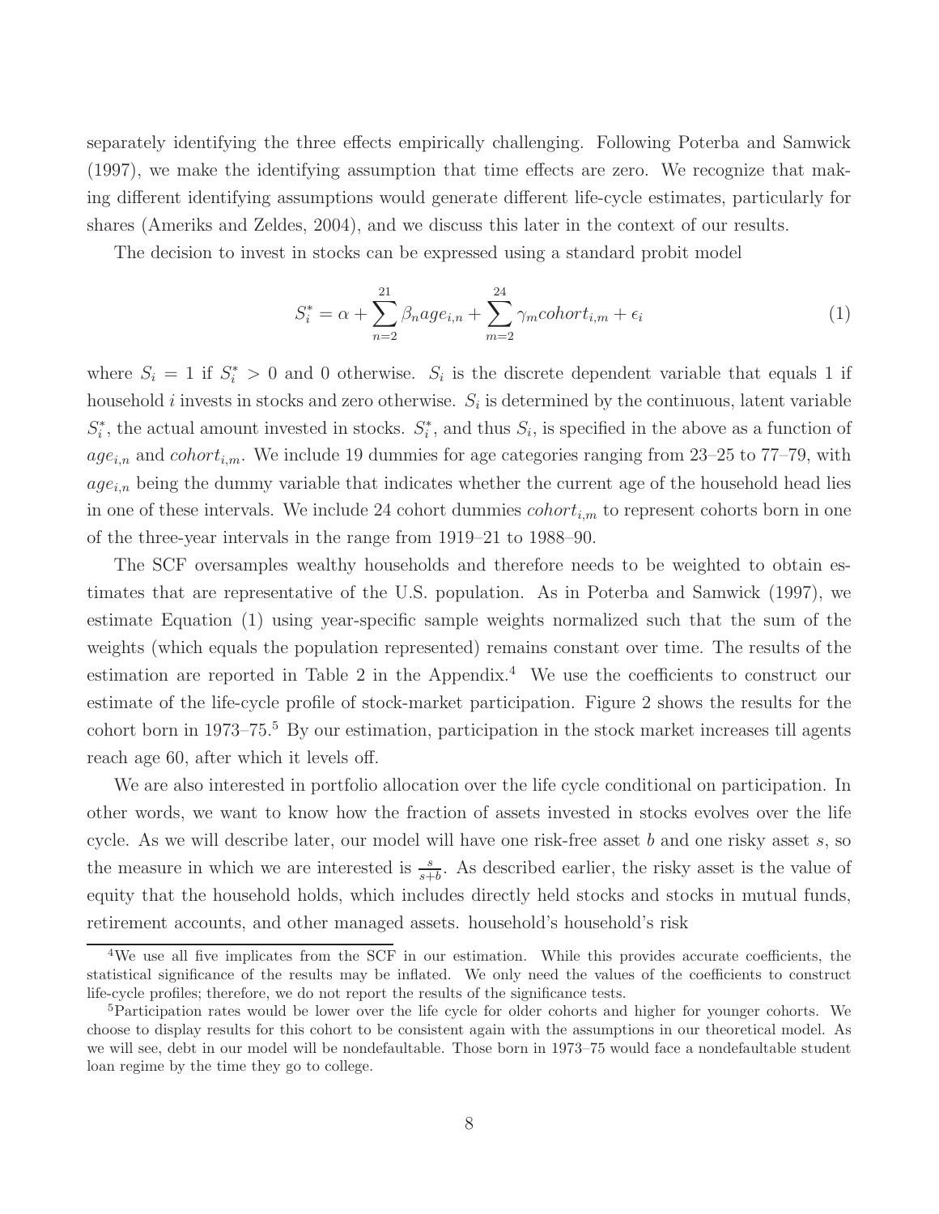separately identifying the three effects empirically challenging. Following Poterba and Samwick (1997), we make the identifying assumption that time effects are zero. We recognize that making different identifying assumptions would generate different life-cycle estimates, particularly for shares (Ameriks and Zeldes, 2004), and we discuss this later in the context of our results.

The decision to invest in stocks can be expressed using a standard probit model

$$S_i^* = \alpha + \sum_{n=2}^{21} \beta_n age_{i,n} + \sum_{m=2}^{24} \gamma_m cohort_{i,m} + \epsilon_i \tag{1}$$

where $S_i = 1$ if $S_i^* > 0$ and 0 otherwise. $S_i$ is the discrete dependent variable that equals 1 if household $i$ invests in stocks and zero otherwise. $S_i$ is determined by the continuous, latent variable $S_i^*$, the actual amount invested in stocks. $S_i^*$, and thus $S_i$, is specified in the above as a function of $age_{i,n}$ and $cohort_{i,m}$. We include 19 dummies for age categories ranging from 23–25 to 77–79, with $age_{i,n}$ being the dummy variable that indicates whether the current age of the household head lies in one of these intervals. We include 24 cohort dummies $cohort_{i,m}$ to represent cohorts born in one of the three-year intervals in the range from 1919–21 to 1988–90.

The SCF oversamples wealthy households and therefore needs to be weighted to obtain estimates that are representative of the U.S. population. As in Poterba and Samwick (1997), we estimate Equation (1) using year-specific sample weights normalized such that the sum of the weights (which equals the population represented) remains constant over time. The results of the estimation are reported in Table 2 in the Appendix.[4] We use the coefficients to construct our estimate of the life-cycle profile of stock-market participation. Figure 2 shows the results for the cohort born in 1973–75.[5] By our estimation, participation in the stock market increases till agents reach age 60, after which it levels off.

We are also interested in portfolio allocation over the life cycle conditional on participation. In other words, we want to know how the fraction of assets invested in stocks evolves over the life cycle. As we will describe later, our model will have one risk-free asset $b$ and one risky asset $s$, so the measure in which we are interested is $\frac{s}{s+b}$. As described earlier, the risky asset is the value of equity that the household holds, which includes directly held stocks and stocks in mutual funds, retirement accounts, and other managed assets. household's household's risk

[4]We use all five implicates from the SCF in our estimation. While this provides accurate coefficients, the statistical significance of the results may be inflated. We only need the values of the coefficients to construct life-cycle profiles; therefore, we do not report the results of the significance tests.

[5]Participation rates would be lower over the life cycle for older cohorts and higher for younger cohorts. We choose to display results for this cohort to be consistent again with the assumptions in our theoretical model. As we will see, debt in our model will be nondefaultable. Those born in 1973–75 would face a nondefaultable student loan regime by the time they go to college.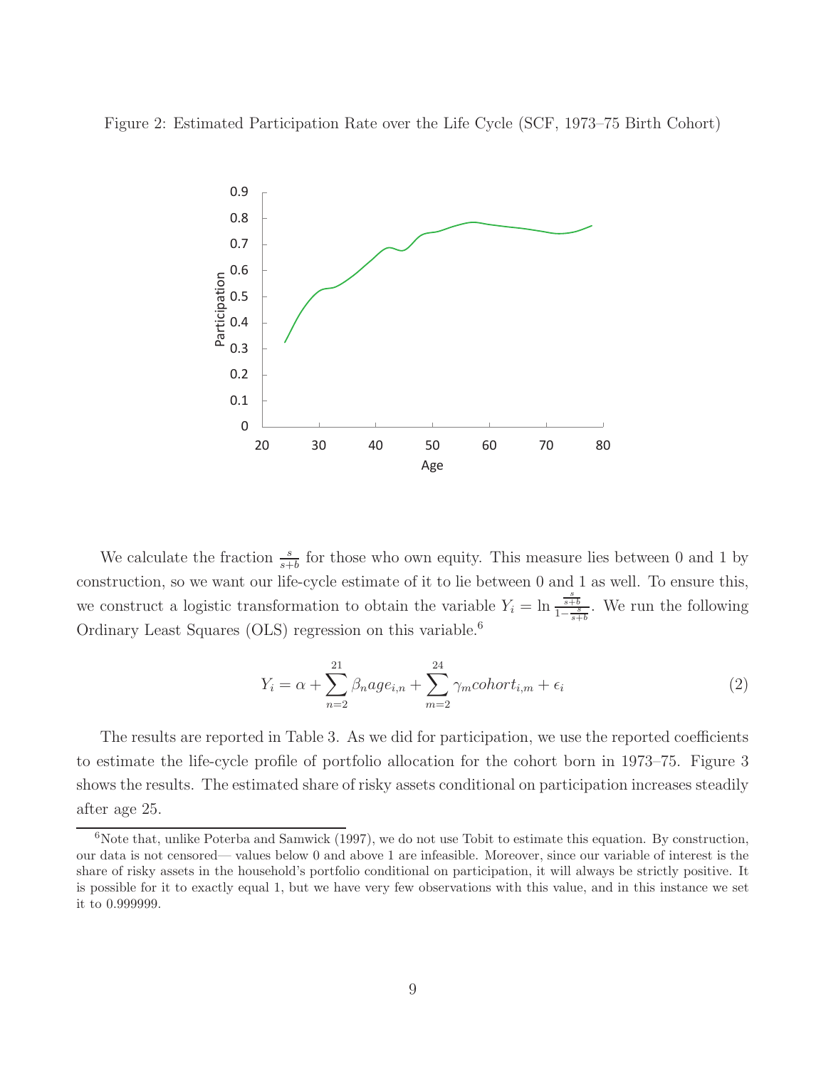Figure 2: Estimated Participation Rate over the Life Cycle (SCF, 1973–75 Birth Cohort)

We calculate the fraction $\frac{s}{s+b}$ for those who own equity. This measure lies between 0 and 1 by construction, so we want our life-cycle estimate of it to lie between 0 and 1 as well. To ensure this, we construct a logistic transformation to obtain the variable $Y_i = \ln \frac{\frac{s}{s+b}}{1-\frac{s}{s+b}}$. We run the following Ordinary Least Squares (OLS) regression on this variable.[6]

$$Y_i = \alpha + \sum_{n=2}^{21} \beta_n age_{i,n} + \sum_{m=2}^{24} \gamma_m cohort_{i,m} + \epsilon_i \tag{2}$$

The results are reported in Table 3. As we did for participation, we use the reported coefficients to estimate the life-cycle profile of portfolio allocation for the cohort born in 1973–75. Figure 3 shows the results. The estimated share of risky assets conditional on participation increases steadily after age 25.

[6] Note that, unlike Poterba and Samwick (1997), we do not use Tobit to estimate this equation. By construction, our data is not censored— values below 0 and above 1 are infeasible. Moreover, since our variable of interest is the share of risky assets in the household's portfolio conditional on participation, it will always be strictly positive. It is possible for it to exactly equal 1, but we have very few observations with this value, and in this instance we set it to 0.999999.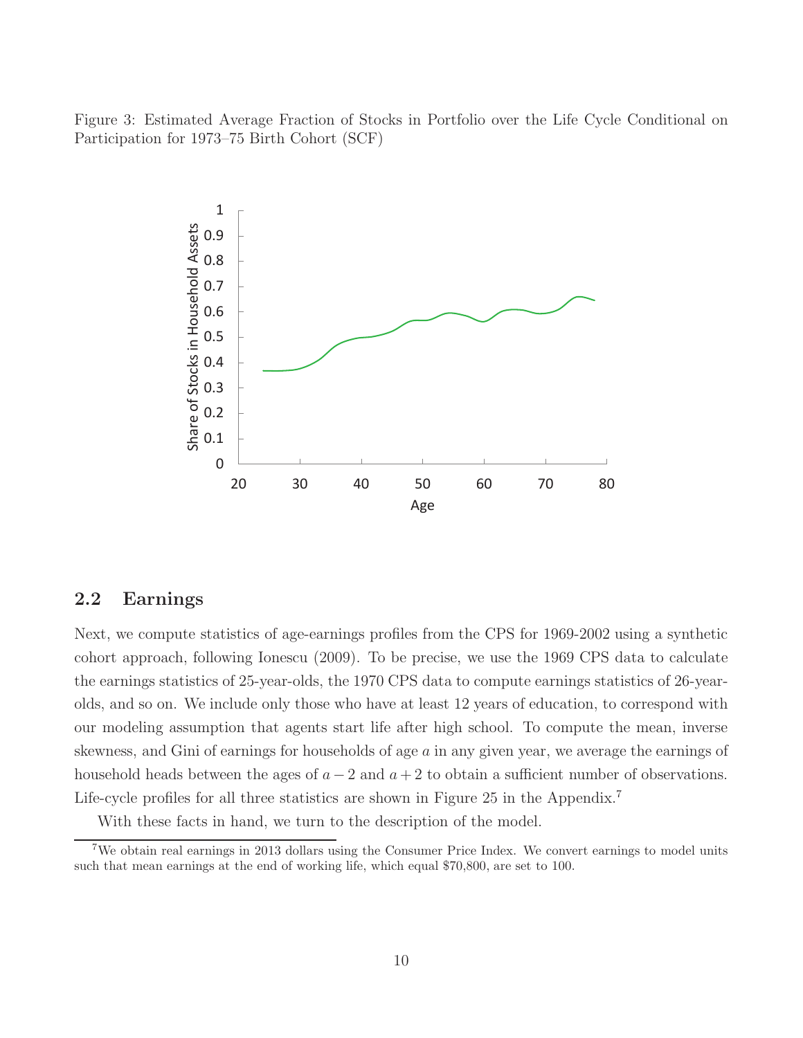Figure 3: Estimated Average Fraction of Stocks in Portfolio over the Life Cycle Conditional on Participation for 1973–75 Birth Cohort (SCF)

## 2.2 Earnings

Next, we compute statistics of age-earnings profiles from the CPS for 1969-2002 using a synthetic cohort approach, following Ionescu (2009). To be precise, we use the 1969 CPS data to calculate the earnings statistics of 25-year-olds, the 1970 CPS data to compute earnings statistics of 26-year-olds, and so on. We include only those who have at least 12 years of education, to correspond with our modeling assumption that agents start life after high school. To compute the mean, inverse skewness, and Gini of earnings for households of age $a$ in any given year, we average the earnings of household heads between the ages of $a-2$ and $a+2$ to obtain a sufficient number of observations. Life-cycle profiles for all three statistics are shown in Figure 25 in the Appendix.[7]

With these facts in hand, we turn to the description of the model.

[7] We obtain real earnings in 2013 dollars using the Consumer Price Index. We convert earnings to model units such that mean earnings at the end of working life, which equal $70,800, are set to 100.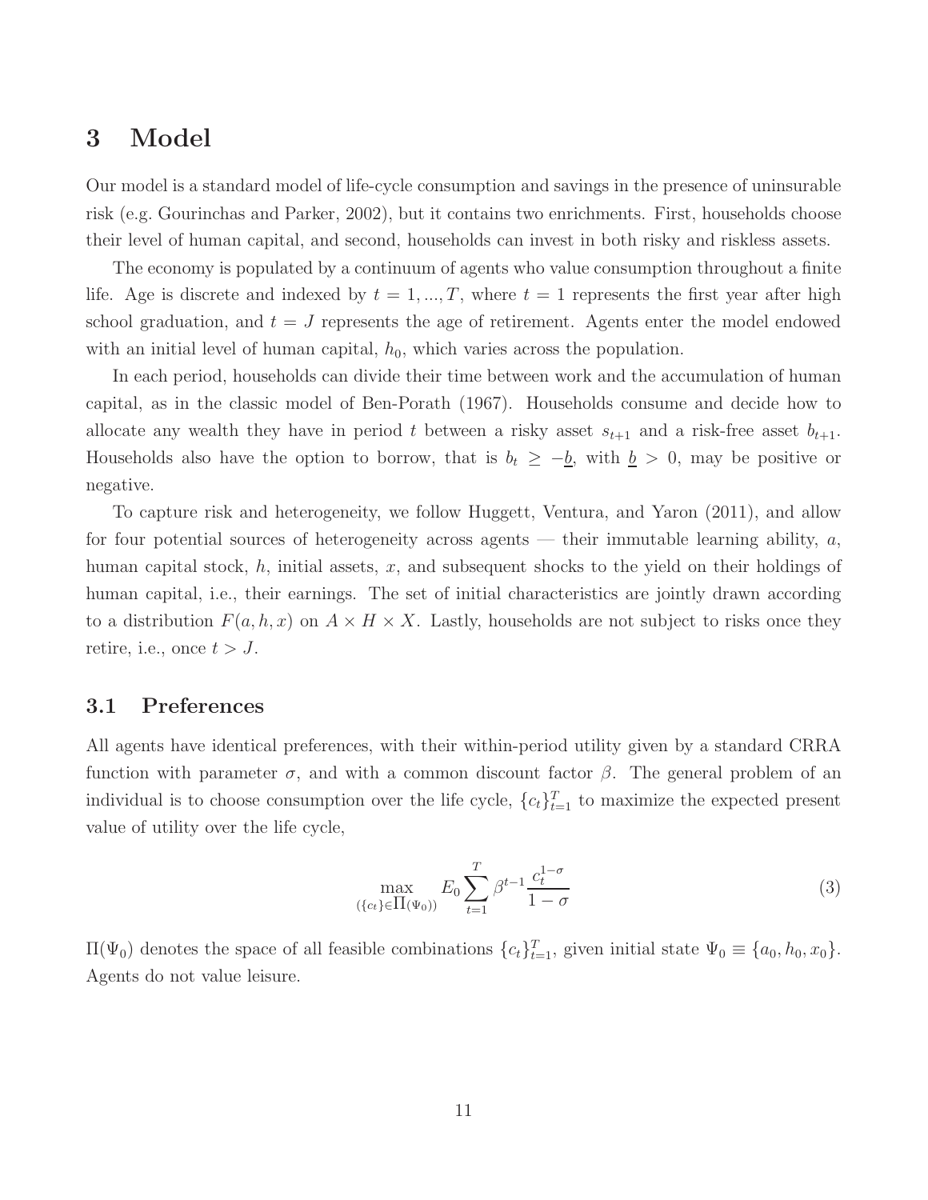# 3 Model

Our model is a standard model of life-cycle consumption and savings in the presence of uninsurable risk (e.g. Gourinchas and Parker, 2002), but it contains two enrichments. First, households choose their level of human capital, and second, households can invest in both risky and riskless assets.

The economy is populated by a continuum of agents who value consumption throughout a finite life. Age is discrete and indexed by $t = 1, ..., T$, where $t = 1$ represents the first year after high school graduation, and $t = J$ represents the age of retirement. Agents enter the model endowed with an initial level of human capital, $h_0$, which varies across the population.

In each period, households can divide their time between work and the accumulation of human capital, as in the classic model of Ben-Porath (1967). Households consume and decide how to allocate any wealth they have in period $t$ between a risky asset $s_{t+1}$ and a risk-free asset $b_{t+1}$. Households also have the option to borrow, that is $b_t \geq -\underline{b}$, with $\underline{b} > 0$, may be positive or negative.

To capture risk and heterogeneity, we follow Huggett, Ventura, and Yaron (2011), and allow for four potential sources of heterogeneity across agents — their immutable learning ability, $a$, human capital stock, $h$, initial assets, $x$, and subsequent shocks to the yield on their holdings of human capital, i.e., their earnings. The set of initial characteristics are jointly drawn according to a distribution $F(a, h, x)$ on $A \times H \times X$. Lastly, households are not subject to risks once they retire, i.e., once $t > J$.

## 3.1 Preferences

All agents have identical preferences, with their within-period utility given by a standard CRRA function with parameter $\sigma$, and with a common discount factor $\beta$. The general problem of an individual is to choose consumption over the life cycle, $\{c_t\}_{t=1}^{T}$ to maximize the expected present value of utility over the life cycle,

$$\max_{(\{c_t\} \in \prod(\Psi_0))} E_0 \sum_{t=1}^{T} \beta^{t-1} \frac{c_t^{1-\sigma}}{1-\sigma} \tag{3}$$

$\Pi(\Psi_0)$ denotes the space of all feasible combinations $\{c_t\}_{t=1}^{T}$, given initial state $\Psi_0 \equiv \{a_0, h_0, x_0\}$. Agents do not value leisure.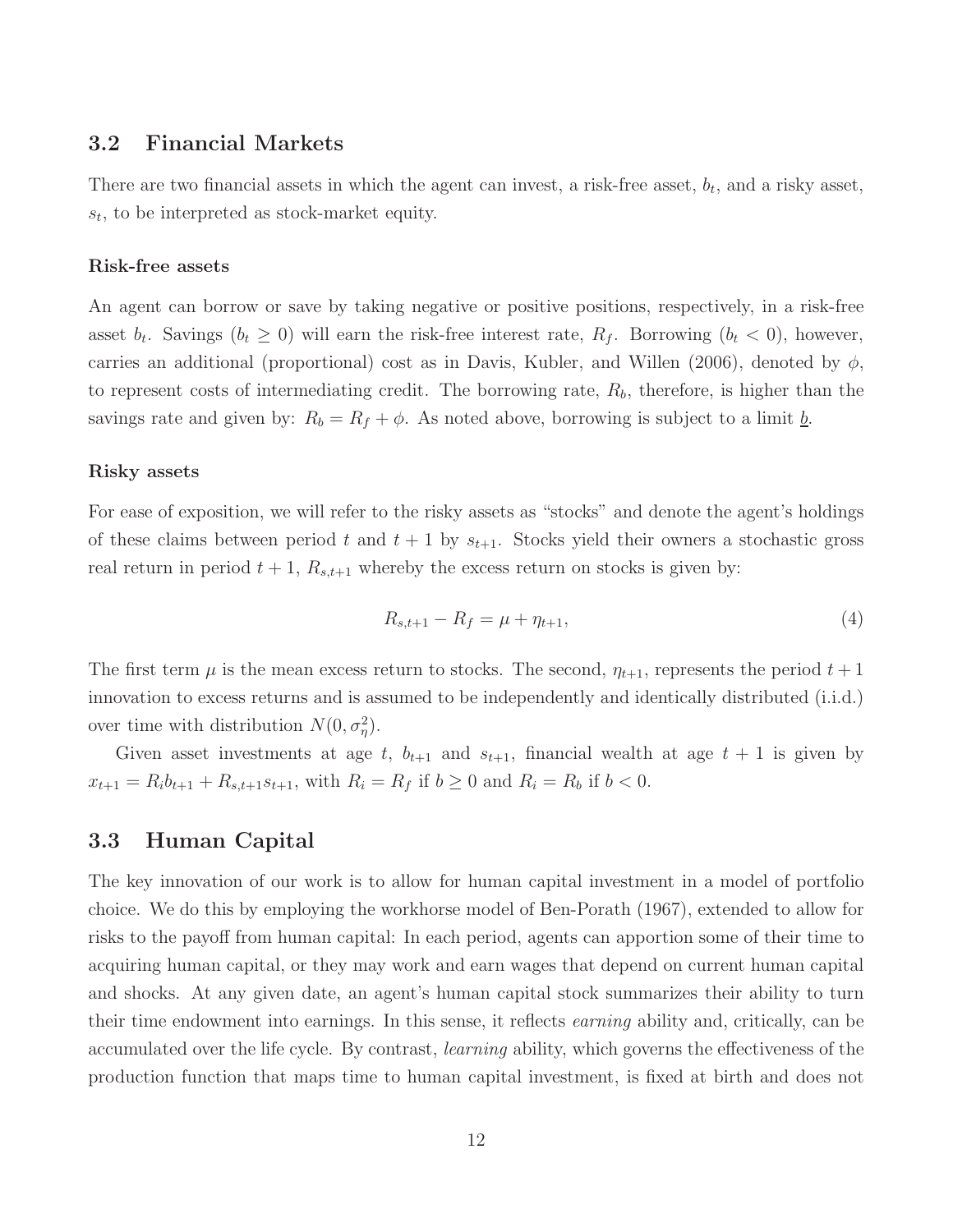## 3.2 Financial Markets

There are two financial assets in which the agent can invest, a risk-free asset, $b_t$, and a risky asset, $s_t$, to be interpreted as stock-market equity.

### Risk-free assets

An agent can borrow or save by taking negative or positive positions, respectively, in a risk-free asset $b_t$. Savings ($b_t \geq 0$) will earn the risk-free interest rate, $R_f$. Borrowing ($b_t < 0$), however, carries an additional (proportional) cost as in Davis, Kubler, and Willen (2006), denoted by $\phi$, to represent costs of intermediating credit. The borrowing rate, $R_b$, therefore, is higher than the savings rate and given by: $R_b = R_f + \phi$. As noted above, borrowing is subject to a limit $\underline{b}$.

### Risky assets

For ease of exposition, we will refer to the risky assets as "stocks" and denote the agent's holdings of these claims between period $t$ and $t+1$ by $s_{t+1}$. Stocks yield their owners a stochastic gross real return in period $t+1$, $R_{s,t+1}$ whereby the excess return on stocks is given by:

$$R_{s,t+1} - R_f = \mu + \eta_{t+1}, \tag{4}$$

The first term $\mu$ is the mean excess return to stocks. The second, $\eta_{t+1}$, represents the period $t+1$ innovation to excess returns and is assumed to be independently and identically distributed (i.i.d.) over time with distribution $N(0, \sigma_\eta^2)$.

Given asset investments at age $t$, $b_{t+1}$ and $s_{t+1}$, financial wealth at age $t+1$ is given by $x_{t+1} = R_i b_{t+1} + R_{s,t+1} s_{t+1}$, with $R_i = R_f$ if $b \geq 0$ and $R_i = R_b$ if $b < 0$.

## 3.3 Human Capital

The key innovation of our work is to allow for human capital investment in a model of portfolio choice. We do this by employing the workhorse model of Ben-Porath (1967), extended to allow for risks to the payoff from human capital: In each period, agents can apportion some of their time to acquiring human capital, or they may work and earn wages that depend on current human capital and shocks. At any given date, an agent's human capital stock summarizes their ability to turn their time endowment into earnings. In this sense, it reflects *earning* ability and, critically, can be accumulated over the life cycle. By contrast, *learning* ability, which governs the effectiveness of the production function that maps time to human capital investment, is fixed at birth and does not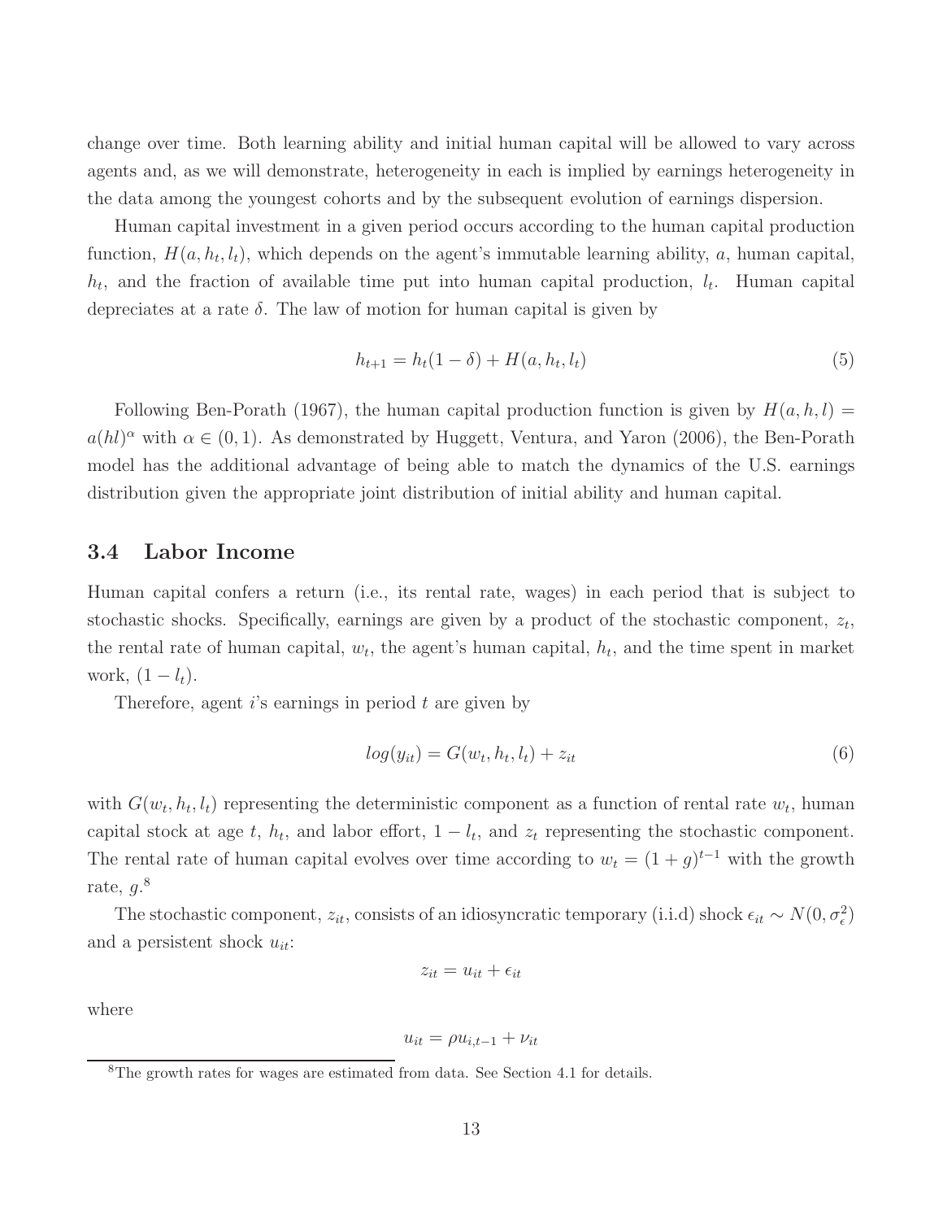change over time. Both learning ability and initial human capital will be allowed to vary across agents and, as we will demonstrate, heterogeneity in each is implied by earnings heterogeneity in the data among the youngest cohorts and by the subsequent evolution of earnings dispersion.

Human capital investment in a given period occurs according to the human capital production function, $H(a, h_t, l_t)$, which depends on the agent's immutable learning ability, $a$, human capital, $h_t$, and the fraction of available time put into human capital production, $l_t$. Human capital depreciates at a rate $\delta$. The law of motion for human capital is given by

$$h_{t+1} = h_t(1 - \delta) + H(a, h_t, l_t) \tag{5}$$

Following Ben-Porath (1967), the human capital production function is given by $H(a, h, l) = a(hl)^{\alpha}$ with $\alpha \in (0, 1)$. As demonstrated by Huggett, Ventura, and Yaron (2006), the Ben-Porath model has the additional advantage of being able to match the dynamics of the U.S. earnings distribution given the appropriate joint distribution of initial ability and human capital.

### 3.4 Labor Income

Human capital confers a return (i.e., its rental rate, wages) in each period that is subject to stochastic shocks. Specifically, earnings are given by a product of the stochastic component, $z_t$, the rental rate of human capital, $w_t$, the agent's human capital, $h_t$, and the time spent in market work, $(1 - l_t)$.

Therefore, agent $i$'s earnings in period $t$ are given by

$$log(y_{it}) = G(w_t, h_t, l_t) + z_{it} \tag{6}$$

with $G(w_t, h_t, l_t)$ representing the deterministic component as a function of rental rate $w_t$, human capital stock at age $t$, $h_t$, and labor effort, $1 - l_t$, and $z_t$ representing the stochastic component. The rental rate of human capital evolves over time according to $w_t = (1 + g)^{t-1}$ with the growth rate, $g$.[8]

The stochastic component, $z_{it}$, consists of an idiosyncratic temporary (i.i.d) shock $\epsilon_{it} \sim N(0, \sigma_\epsilon^2)$ and a persistent shock $u_{it}$:

$$z_{it} = u_{it} + \epsilon_{it}$$

where

$$u_{it} = \rho u_{i,t-1} + \nu_{it}$$

[8]The growth rates for wages are estimated from data. See Section 4.1 for details.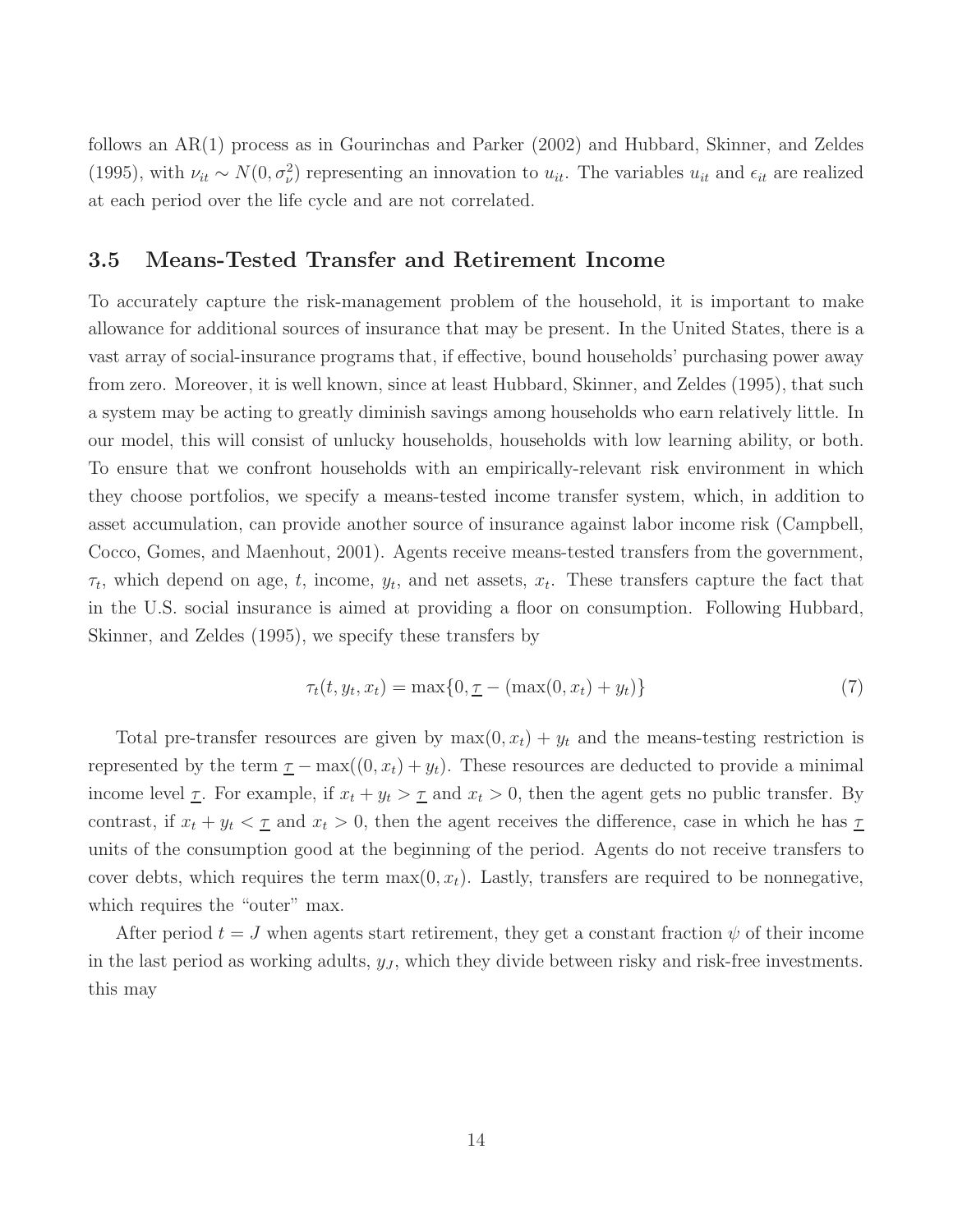follows an AR(1) process as in Gourinchas and Parker (2002) and Hubbard, Skinner, and Zeldes (1995), with $\nu_{it} \sim N(0, \sigma_\nu^2)$ representing an innovation to $u_{it}$. The variables $u_{it}$ and $\epsilon_{it}$ are realized at each period over the life cycle and are not correlated.

## 3.5 Means-Tested Transfer and Retirement Income

To accurately capture the risk-management problem of the household, it is important to make allowance for additional sources of insurance that may be present. In the United States, there is a vast array of social-insurance programs that, if effective, bound households' purchasing power away from zero. Moreover, it is well known, since at least Hubbard, Skinner, and Zeldes (1995), that such a system may be acting to greatly diminish savings among households who earn relatively little. In our model, this will consist of unlucky households, households with low learning ability, or both. To ensure that we confront households with an empirically-relevant risk environment in which they choose portfolios, we specify a means-tested income transfer system, which, in addition to asset accumulation, can provide another source of insurance against labor income risk (Campbell, Cocco, Gomes, and Maenhout, 2001). Agents receive means-tested transfers from the government, $\tau_t$, which depend on age, $t$, income, $y_t$, and net assets, $x_t$. These transfers capture the fact that in the U.S. social insurance is aimed at providing a floor on consumption. Following Hubbard, Skinner, and Zeldes (1995), we specify these transfers by

$$\tau_t(t, y_t, x_t) = \max\{0, \underline{\tau} - (\max(0, x_t) + y_t)\} \tag{7}$$

Total pre-transfer resources are given by $\max(0, x_t) + y_t$ and the means-testing restriction is represented by the term $\underline{\tau} - \max((0, x_t) + y_t)$. These resources are deducted to provide a minimal income level $\underline{\tau}$. For example, if $x_t + y_t > \underline{\tau}$ and $x_t > 0$, then the agent gets no public transfer. By contrast, if $x_t + y_t < \underline{\tau}$ and $x_t > 0$, then the agent receives the difference, case in which he has $\underline{\tau}$ units of the consumption good at the beginning of the period. Agents do not receive transfers to cover debts, which requires the term $\max(0, x_t)$. Lastly, transfers are required to be nonnegative, which requires the "outer" max.

After period $t = J$ when agents start retirement, they get a constant fraction $\psi$ of their income in the last period as working adults, $y_J$, which they divide between risky and risk-free investments. this may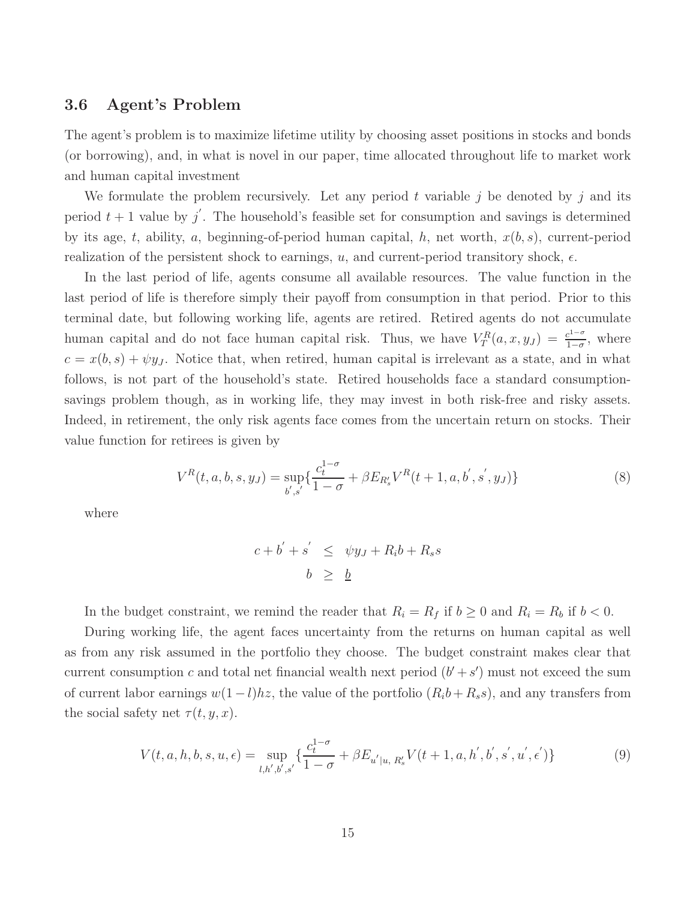### 3.6 Agent's Problem

The agent's problem is to maximize lifetime utility by choosing asset positions in stocks and bonds (or borrowing), and, in what is novel in our paper, time allocated throughout life to market work and human capital investment

We formulate the problem recursively. Let any period $t$ variable $j$ be denoted by $j$ and its period $t+1$ value by $j^{'}$. The household's feasible set for consumption and savings is determined by its age, $t$, ability, $a$, beginning-of-period human capital, $h$, net worth, $x(b,s)$, current-period realization of the persistent shock to earnings, $u$, and current-period transitory shock, $\epsilon$.

In the last period of life, agents consume all available resources. The value function in the last period of life is therefore simply their payoff from consumption in that period. Prior to this terminal date, but following working life, agents are retired. Retired agents do not accumulate human capital and do not face human capital risk. Thus, we have $V_T^R(a, x, y_J) = \frac{c^{1-\sigma}}{1-\sigma}$, where $c = x(b,s) + \psi y_J$. Notice that, when retired, human capital is irrelevant as a state, and in what follows, is not part of the household's state. Retired households face a standard consumption-savings problem though, as in working life, they may invest in both risk-free and risky assets. Indeed, in retirement, the only risk agents face comes from the uncertain return on stocks. Their value function for retirees is given by

$$V^R(t, a, b, s, y_J) = \sup_{b^{'}, s^{'}} \{ \frac{c_t^{1-\sigma}}{1-\sigma} + \beta E_{R_s^{'}} V^R(t+1, a, b^{'}, s^{'}, y_J) \} \tag{8}$$

where

$$\begin{aligned} c + b^{'} + s^{'} &\leq \psi y_J + R_i b + R_s s \\ b &\geq \underline{b} \end{aligned}$$

In the budget constraint, we remind the reader that $R_i = R_f$ if $b \geq 0$ and $R_i = R_b$ if $b < 0$.

During working life, the agent faces uncertainty from the returns on human capital as well as from any risk assumed in the portfolio they choose. The budget constraint makes clear that current consumption $c$ and total net financial wealth next period $(b' + s')$ must not exceed the sum of current labor earnings $w(1-l)hz$, the value of the portfolio $(R_i b + R_s s)$, and any transfers from the social safety net $\tau(t, y, x)$.

$$V(t, a, h, b, s, u, \epsilon) = \sup_{l, h^{'}, b^{'}, s^{'}} \{ \frac{c_t^{1-\sigma}}{1-\sigma} + \beta E_{u^{'}|u,\, R_s^{'}} V(t+1, a, h^{'}, b^{'}, s^{'}, u^{'}, \epsilon^{'}) \} \tag{9}$$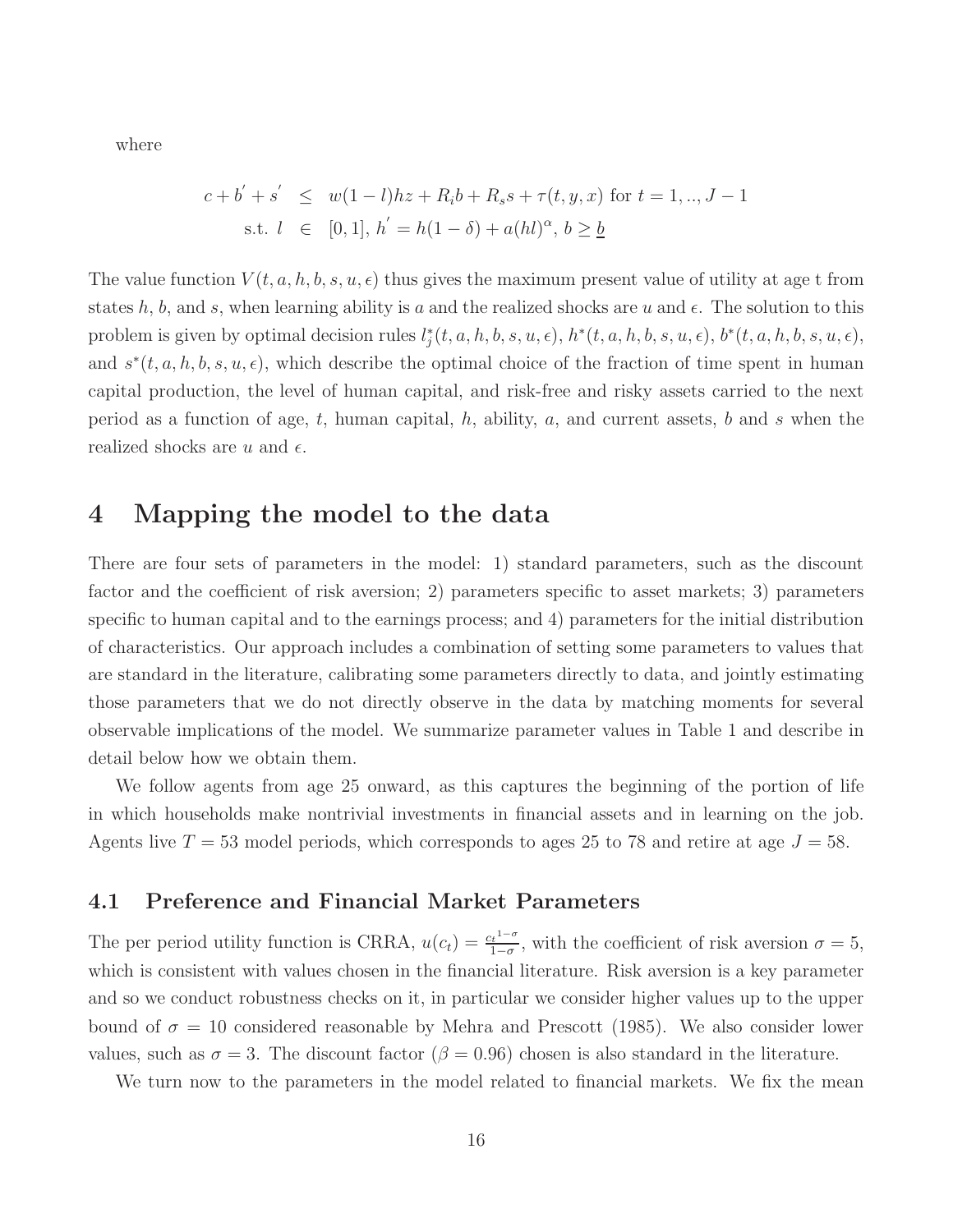where

$$
\begin{aligned}
c + b' + s' &\leq w(1-l)hz + R_i b + R_s s + \tau(t, y, x) \text{ for } t = 1, .., J-1 \\
\text{s.t. } l &\in [0,1],\, h' = h(1-\delta) + a(hl)^{\alpha},\, b \geq \underline{b}
\end{aligned}
$$

The value function $V(t, a, h, b, s, u, \epsilon)$ thus gives the maximum present value of utility at age t from states $h$, $b$, and $s$, when learning ability is $a$ and the realized shocks are $u$ and $\epsilon$. The solution to this problem is given by optimal decision rules $l_j^*(t, a, h, b, s, u, \epsilon)$, $h^*(t, a, h, b, s, u, \epsilon)$, $b^*(t, a, h, b, s, u, \epsilon)$, and $s^*(t, a, h, b, s, u, \epsilon)$, which describe the optimal choice of the fraction of time spent in human capital production, the level of human capital, and risk-free and risky assets carried to the next period as a function of age, $t$, human capital, $h$, ability, $a$, and current assets, $b$ and $s$ when the realized shocks are $u$ and $\epsilon$.

# 4 Mapping the model to the data

There are four sets of parameters in the model: 1) standard parameters, such as the discount factor and the coefficient of risk aversion; 2) parameters specific to asset markets; 3) parameters specific to human capital and to the earnings process; and 4) parameters for the initial distribution of characteristics. Our approach includes a combination of setting some parameters to values that are standard in the literature, calibrating some parameters directly to data, and jointly estimating those parameters that we do not directly observe in the data by matching moments for several observable implications of the model. We summarize parameter values in Table 1 and describe in detail below how we obtain them.

We follow agents from age 25 onward, as this captures the beginning of the portion of life in which households make nontrivial investments in financial assets and in learning on the job. Agents live $T = 53$ model periods, which corresponds to ages 25 to 78 and retire at age $J = 58$.

## 4.1 Preference and Financial Market Parameters

The per period utility function is CRRA, $u(c_t) = \frac{c_t^{1-\sigma}}{1-\sigma}$, with the coefficient of risk aversion $\sigma = 5$, which is consistent with values chosen in the financial literature. Risk aversion is a key parameter and so we conduct robustness checks on it, in particular we consider higher values up to the upper bound of $\sigma = 10$ considered reasonable by Mehra and Prescott (1985). We also consider lower values, such as $\sigma = 3$. The discount factor ($\beta = 0.96$) chosen is also standard in the literature.

We turn now to the parameters in the model related to financial markets. We fix the mean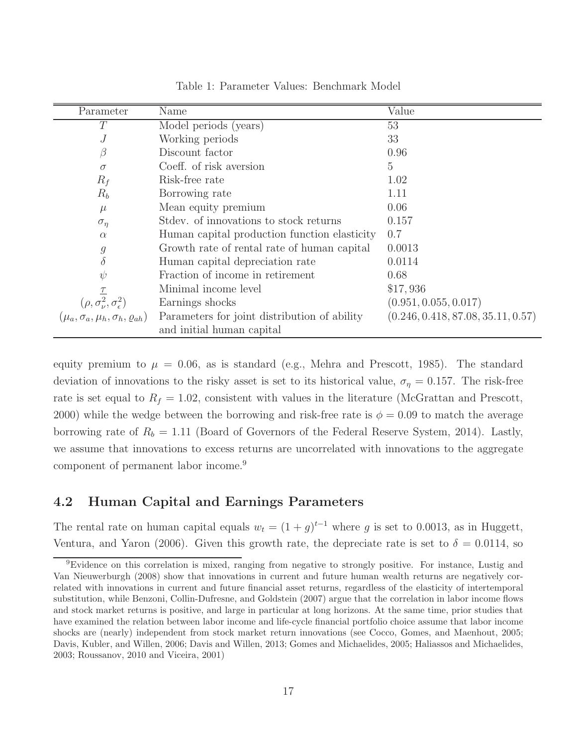Table 1: Parameter Values: Benchmark Model

| Parameter | Name | Value |
|---|---|---|
| $T$ | Model periods (years) | 53 |
| $J$ | Working periods | 33 |
| $\beta$ | Discount factor | 0.96 |
| $\sigma$ | Coeff. of risk aversion | 5 |
| $R_f$ | Risk-free rate | 1.02 |
| $R_b$ | Borrowing rate | 1.11 |
| $\mu$ | Mean equity premium | 0.06 |
| $\sigma_\eta$ | Stdev. of innovations to stock returns | 0.157 |
| $\alpha$ | Human capital production function elasticity | 0.7 |
| $g$ | Growth rate of rental rate of human capital | 0.0013 |
| $\delta$ | Human capital depreciation rate | 0.0114 |
| $\psi$ | Fraction of income in retirement | 0.68 |
| $\underline{\tau}$ | Minimal income level | \$17,936 |
| $(\rho, \sigma_\nu^2, \sigma_\epsilon^2)$ | Earnings shocks | $(0.951, 0.055, 0.017)$ |
| $(\mu_a, \sigma_a, \mu_h, \sigma_h, \varrho_{ah})$ | Parameters for joint distribution of ability and initial human capital | $(0.246, 0.418, 87.08, 35.11, 0.57)$ |

equity premium to $\mu = 0.06$, as is standard (e.g., Mehra and Prescott, 1985). The standard deviation of innovations to the risky asset is set to its historical value, $\sigma_\eta = 0.157$. The risk-free rate is set equal to $R_f = 1.02$, consistent with values in the literature (McGrattan and Prescott, 2000) while the wedge between the borrowing and risk-free rate is $\phi = 0.09$ to match the average borrowing rate of $R_b = 1.11$ (Board of Governors of the Federal Reserve System, 2014). Lastly, we assume that innovations to excess returns are uncorrelated with innovations to the aggregate component of permanent labor income.[9]

## 4.2 Human Capital and Earnings Parameters

The rental rate on human capital equals $w_t = (1 + g)^{t-1}$ where $g$ is set to 0.0013, as in Huggett, Ventura, and Yaron (2006). Given this growth rate, the depreciate rate is set to $\delta = 0.0114$, so

[9]Evidence on this correlation is mixed, ranging from negative to strongly positive. For instance, Lustig and Van Nieuwerburgh (2008) show that innovations in current and future human wealth returns are negatively correlated with innovations in current and future financial asset returns, regardless of the elasticity of intertemporal substitution, while Benzoni, Collin-Dufresne, and Goldstein (2007) argue that the correlation in labor income flows and stock market returns is positive, and large in particular at long horizons. At the same time, prior studies that have examined the relation between labor income and life-cycle financial portfolio choice assume that labor income shocks are (nearly) independent from stock market return innovations (see Cocco, Gomes, and Maenhout, 2005; Davis, Kubler, and Willen, 2006; Davis and Willen, 2013; Gomes and Michaelides, 2005; Haliassos and Michaelides, 2003; Roussanov, 2010 and Viceira, 2001)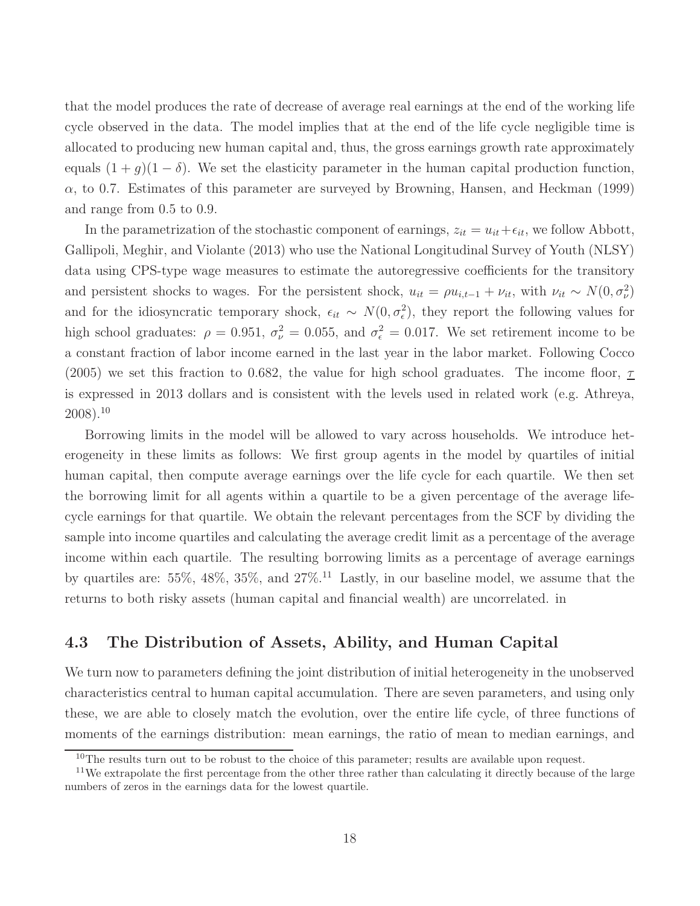that the model produces the rate of decrease of average real earnings at the end of the working life cycle observed in the data. The model implies that at the end of the life cycle negligible time is allocated to producing new human capital and, thus, the gross earnings growth rate approximately equals $(1+g)(1-\delta)$. We set the elasticity parameter in the human capital production function, $\alpha$, to 0.7. Estimates of this parameter are surveyed by Browning, Hansen, and Heckman (1999) and range from 0.5 to 0.9.

In the parametrization of the stochastic component of earnings, $z_{it} = u_{it} + \epsilon_{it}$, we follow Abbott, Gallipoli, Meghir, and Violante (2013) who use the National Longitudinal Survey of Youth (NLSY) data using CPS-type wage measures to estimate the autoregressive coefficients for the transitory and persistent shocks to wages. For the persistent shock, $u_{it} = \rho u_{i,t-1} + \nu_{it}$, with $\nu_{it} \sim N(0, \sigma_\nu^2)$ and for the idiosyncratic temporary shock, $\epsilon_{it} \sim N(0, \sigma_\epsilon^2)$, they report the following values for high school graduates: $\rho = 0.951$, $\sigma_\nu^2 = 0.055$, and $\sigma_\epsilon^2 = 0.017$. We set retirement income to be a constant fraction of labor income earned in the last year in the labor market. Following Cocco (2005) we set this fraction to 0.682, the value for high school graduates. The income floor, $\underline{\tau}$ is expressed in 2013 dollars and is consistent with the levels used in related work (e.g. Athreya, 2008).[10]

Borrowing limits in the model will be allowed to vary across households. We introduce heterogeneity in these limits as follows: We first group agents in the model by quartiles of initial human capital, then compute average earnings over the life cycle for each quartile. We then set the borrowing limit for all agents within a quartile to be a given percentage of the average life-cycle earnings for that quartile. We obtain the relevant percentages from the SCF by dividing the sample into income quartiles and calculating the average credit limit as a percentage of the average income within each quartile. The resulting borrowing limits as a percentage of average earnings by quartiles are: 55%, 48%, 35%, and 27%.[11] Lastly, in our baseline model, we assume that the returns to both risky assets (human capital and financial wealth) are uncorrelated. in

## 4.3 The Distribution of Assets, Ability, and Human Capital

We turn now to parameters defining the joint distribution of initial heterogeneity in the unobserved characteristics central to human capital accumulation. There are seven parameters, and using only these, we are able to closely match the evolution, over the entire life cycle, of three functions of moments of the earnings distribution: mean earnings, the ratio of mean to median earnings, and

[10] The results turn out to be robust to the choice of this parameter; results are available upon request.

[11] We extrapolate the first percentage from the other three rather than calculating it directly because of the large numbers of zeros in the earnings data for the lowest quartile.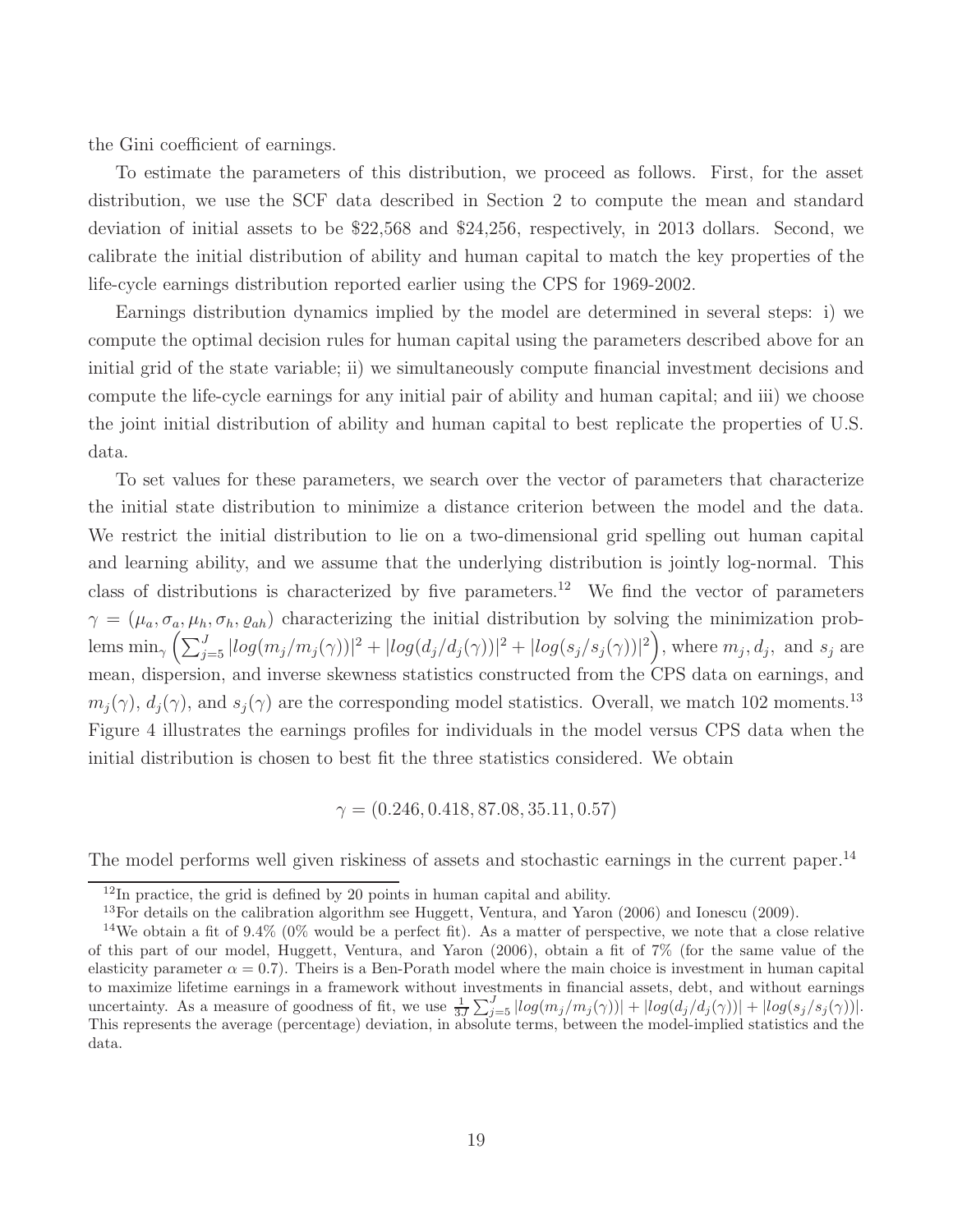the Gini coefficient of earnings.

To estimate the parameters of this distribution, we proceed as follows. First, for the asset distribution, we use the SCF data described in Section 2 to compute the mean and standard deviation of initial assets to be $22,568 and $24,256, respectively, in 2013 dollars. Second, we calibrate the initial distribution of ability and human capital to match the key properties of the life-cycle earnings distribution reported earlier using the CPS for 1969-2002.

Earnings distribution dynamics implied by the model are determined in several steps: i) we compute the optimal decision rules for human capital using the parameters described above for an initial grid of the state variable; ii) we simultaneously compute financial investment decisions and compute the life-cycle earnings for any initial pair of ability and human capital; and iii) we choose the joint initial distribution of ability and human capital to best replicate the properties of U.S. data.

To set values for these parameters, we search over the vector of parameters that characterize the initial state distribution to minimize a distance criterion between the model and the data. We restrict the initial distribution to lie on a two-dimensional grid spelling out human capital and learning ability, and we assume that the underlying distribution is jointly log-normal. This class of distributions is characterized by five parameters.[12] We find the vector of parameters $\gamma = (\mu_a, \sigma_a, \mu_h, \sigma_h, \varrho_{ah})$ characterizing the initial distribution by solving the minimization problems $\min_\gamma \left(\sum_{j=5}^{J} |log(m_j/m_j(\gamma))|^2 + |log(d_j/d_j(\gamma))|^2 + |log(s_j/s_j(\gamma))|^2\right)$, where $m_j, d_j,$ and $s_j$ are mean, dispersion, and inverse skewness statistics constructed from the CPS data on earnings, and $m_j(\gamma)$, $d_j(\gamma)$, and $s_j(\gamma)$ are the corresponding model statistics. Overall, we match 102 moments.[13] Figure 4 illustrates the earnings profiles for individuals in the model versus CPS data when the initial distribution is chosen to best fit the three statistics considered. We obtain

$$\gamma = (0.246, 0.418, 87.08, 35.11, 0.57)$$

The model performs well given riskiness of assets and stochastic earnings in the current paper.[14]

[12] In practice, the grid is defined by 20 points in human capital and ability.

[13] For details on the calibration algorithm see Huggett, Ventura, and Yaron (2006) and Ionescu (2009).

[14] We obtain a fit of 9.4% (0% would be a perfect fit). As a matter of perspective, we note that a close relative of this part of our model, Huggett, Ventura, and Yaron (2006), obtain a fit of 7% (for the same value of the elasticity parameter $\alpha = 0.7$). Theirs is a Ben-Porath model where the main choice is investment in human capital to maximize lifetime earnings in a framework without investments in financial assets, debt, and without earnings uncertainty. As a measure of goodness of fit, we use $\frac{1}{3J}\sum_{j=5}^{J} |log(m_j/m_j(\gamma))| + |log(d_j/d_j(\gamma))| + |log(s_j/s_j(\gamma))|$. This represents the average (percentage) deviation, in absolute terms, between the model-implied statistics and the data.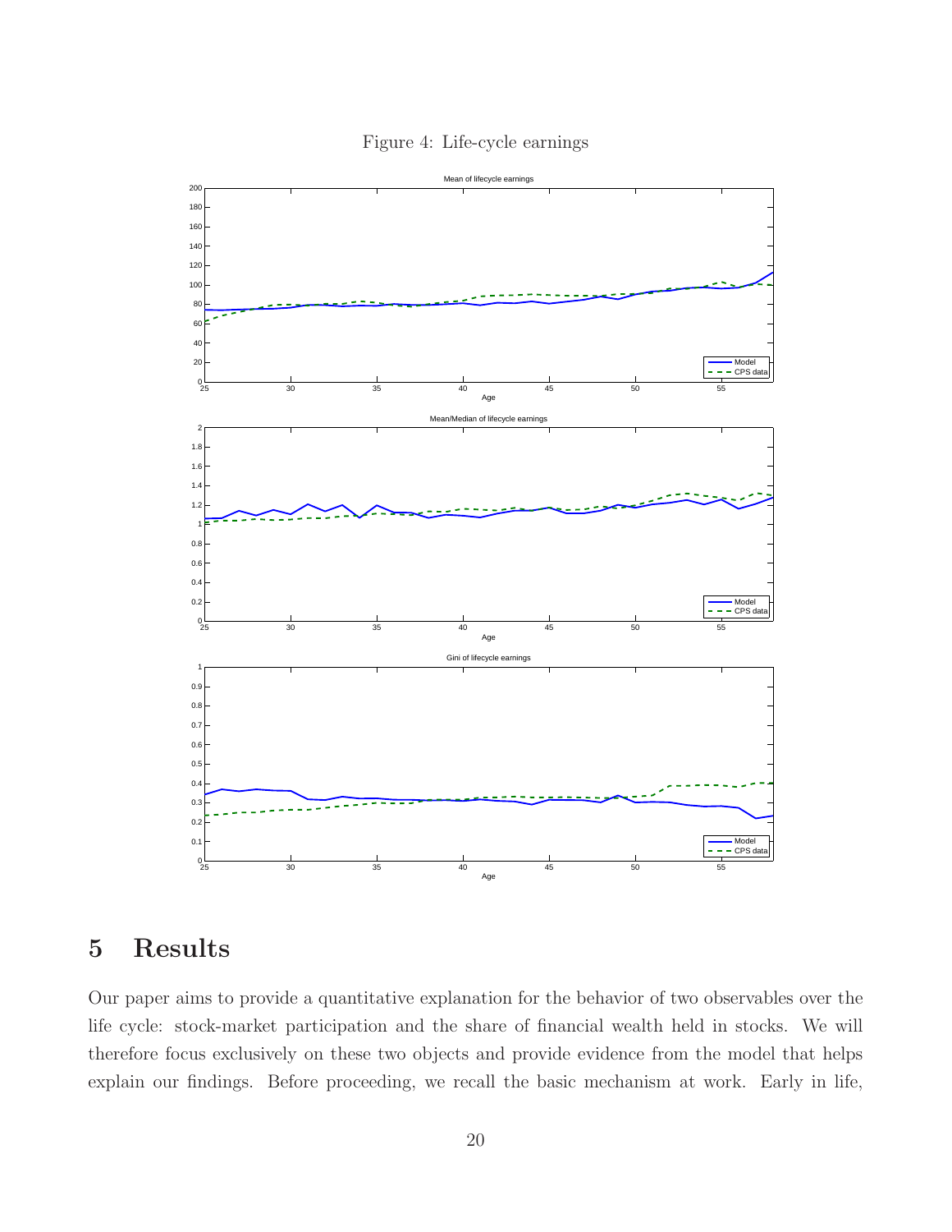Figure 4: Life-cycle earnings

## 5 Results

Our paper aims to provide a quantitative explanation for the behavior of two observables over the life cycle: stock-market participation and the share of financial wealth held in stocks. We will therefore focus exclusively on these two objects and provide evidence from the model that helps explain our findings. Before proceeding, we recall the basic mechanism at work. Early in life,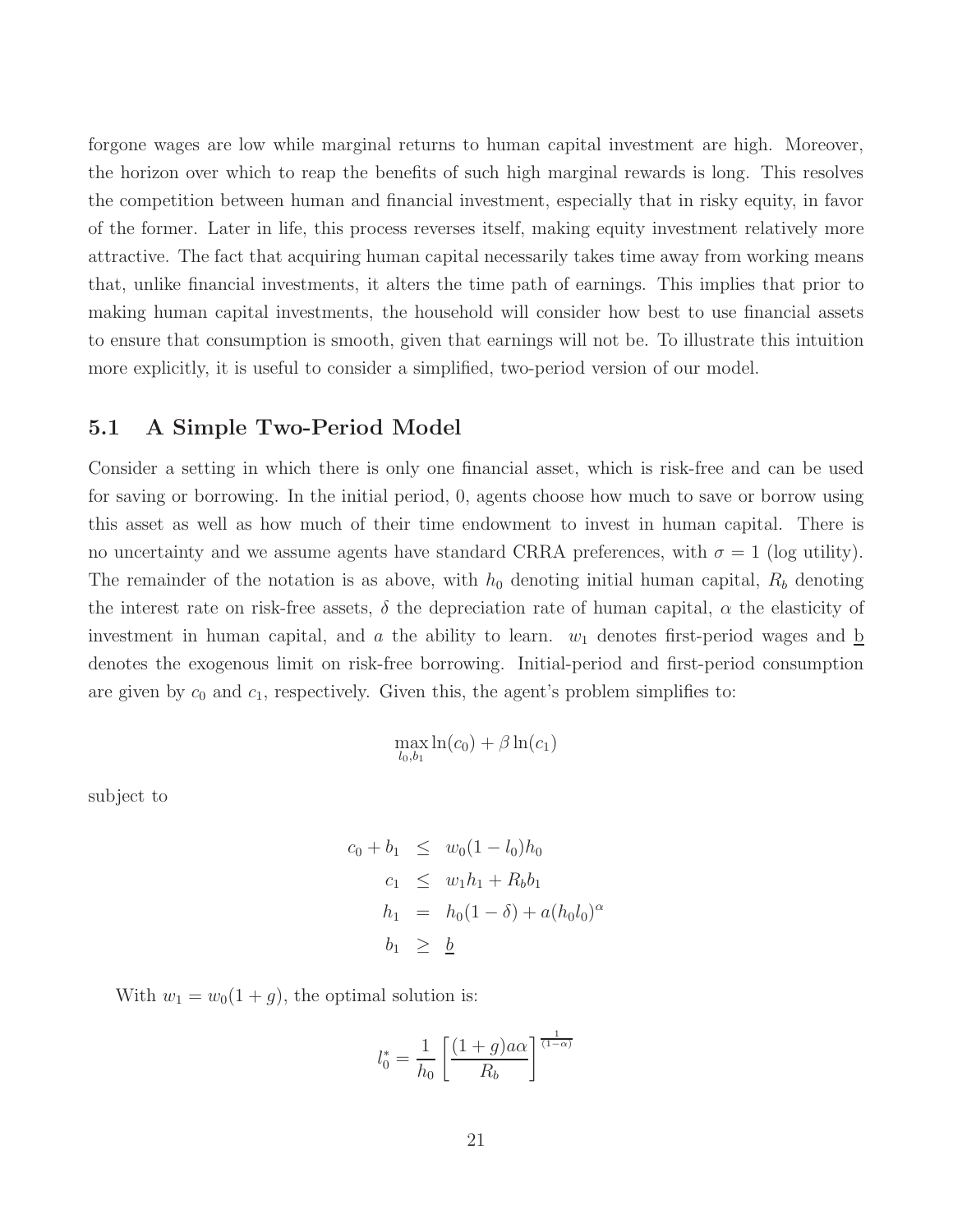forgone wages are low while marginal returns to human capital investment are high. Moreover, the horizon over which to reap the benefits of such high marginal rewards is long. This resolves the competition between human and financial investment, especially that in risky equity, in favor of the former. Later in life, this process reverses itself, making equity investment relatively more attractive. The fact that acquiring human capital necessarily takes time away from working means that, unlike financial investments, it alters the time path of earnings. This implies that prior to making human capital investments, the household will consider how best to use financial assets to ensure that consumption is smooth, given that earnings will not be. To illustrate this intuition more explicitly, it is useful to consider a simplified, two-period version of our model.

## 5.1 A Simple Two-Period Model

Consider a setting in which there is only one financial asset, which is risk-free and can be used for saving or borrowing. In the initial period, 0, agents choose how much to save or borrow using this asset as well as how much of their time endowment to invest in human capital. There is no uncertainty and we assume agents have standard CRRA preferences, with $\sigma = 1$ (log utility). The remainder of the notation is as above, with $h_0$ denoting initial human capital, $R_b$ denoting the interest rate on risk-free assets, $\delta$ the depreciation rate of human capital, $\alpha$ the elasticity of investment in human capital, and $a$ the ability to learn. $w_1$ denotes first-period wages and $\underline{b}$ denotes the exogenous limit on risk-free borrowing. Initial-period and first-period consumption are given by $c_0$ and $c_1$, respectively. Given this, the agent's problem simplifies to:

$$\max_{l_0, b_1} \ln(c_0) + \beta \ln(c_1)$$

subject to

$$\begin{aligned}
c_0 + b_1 &\leq w_0(1 - l_0)h_0 \\
c_1 &\leq w_1 h_1 + R_b b_1 \\
h_1 &= h_0(1 - \delta) + a(h_0 l_0)^{\alpha} \\
b_1 &\geq \underline{b}
\end{aligned}$$

With $w_1 = w_0(1 + g)$, the optimal solution is:

$$l_0^* = \frac{1}{h_0} \left[ \frac{(1 + g)a\alpha}{R_b} \right]^{\frac{1}{(1-\alpha)}}$$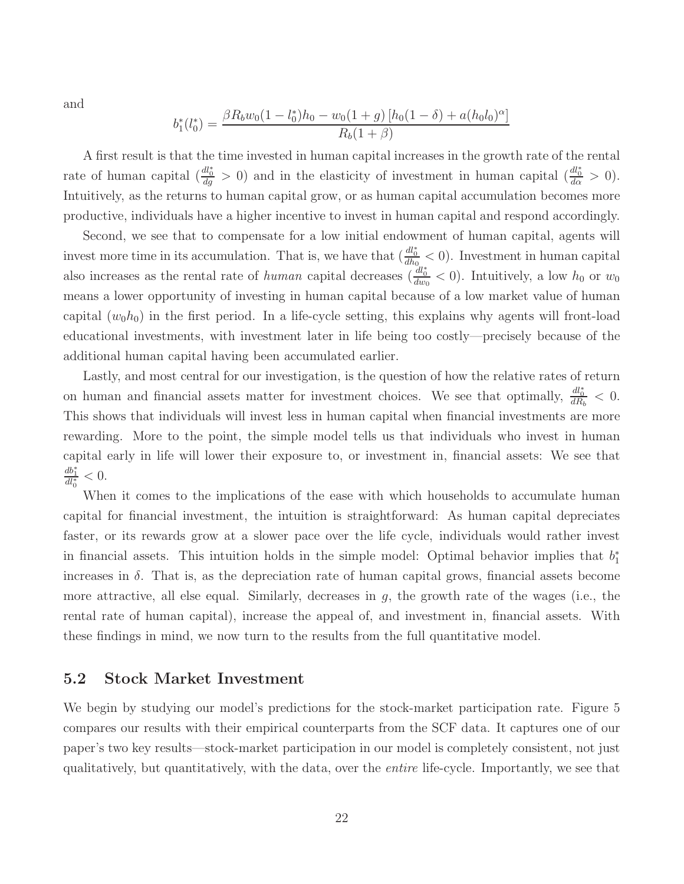and

$$
b_1^*(l_0^*) = \frac{\beta R_b w_0(1 - l_0^*)h_0 - w_0(1+g)\left[h_0(1-\delta) + a(h_0 l_0)^\alpha\right]}{R_b(1+\beta)}
$$

A first result is that the time invested in human capital increases in the growth rate of the rental rate of human capital ($\frac{dl_0^*}{dg} > 0$) and in the elasticity of investment in human capital ($\frac{dl_0^*}{d\alpha} > 0$). Intuitively, as the returns to human capital grow, or as human capital accumulation becomes more productive, individuals have a higher incentive to invest in human capital and respond accordingly.

Second, we see that to compensate for a low initial endowment of human capital, agents will invest more time in its accumulation. That is, we have that ($\frac{dl_0^*}{dh_0} < 0$). Investment in human capital also increases as the rental rate of *human* capital decreases ($\frac{dl_0^*}{dw_0} < 0$). Intuitively, a low $h_0$ or $w_0$ means a lower opportunity of investing in human capital because of a low market value of human capital ($w_0 h_0$) in the first period. In a life-cycle setting, this explains why agents will front-load educational investments, with investment later in life being too costly—precisely because of the additional human capital having been accumulated earlier.

Lastly, and most central for our investigation, is the question of how the relative rates of return on human and financial assets matter for investment choices. We see that optimally, $\frac{dl_0^*}{dR_b} < 0$. This shows that individuals will invest less in human capital when financial investments are more rewarding. More to the point, the simple model tells us that individuals who invest in human capital early in life will lower their exposure to, or investment in, financial assets: We see that $\frac{db_1^*}{dl_0^*} < 0$.

When it comes to the implications of the ease with which households to accumulate human capital for financial investment, the intuition is straightforward: As human capital depreciates faster, or its rewards grow at a slower pace over the life cycle, individuals would rather invest in financial assets. This intuition holds in the simple model: Optimal behavior implies that $b_1^*$ increases in $\delta$. That is, as the depreciation rate of human capital grows, financial assets become more attractive, all else equal. Similarly, decreases in $g$, the growth rate of the wages (i.e., the rental rate of human capital), increase the appeal of, and investment in, financial assets. With these findings in mind, we now turn to the results from the full quantitative model.

## 5.2 Stock Market Investment

We begin by studying our model's predictions for the stock-market participation rate. Figure 5 compares our results with their empirical counterparts from the SCF data. It captures one of our paper's two key results—stock-market participation in our model is completely consistent, not just qualitatively, but quantitatively, with the data, over the *entire* life-cycle. Importantly, we see that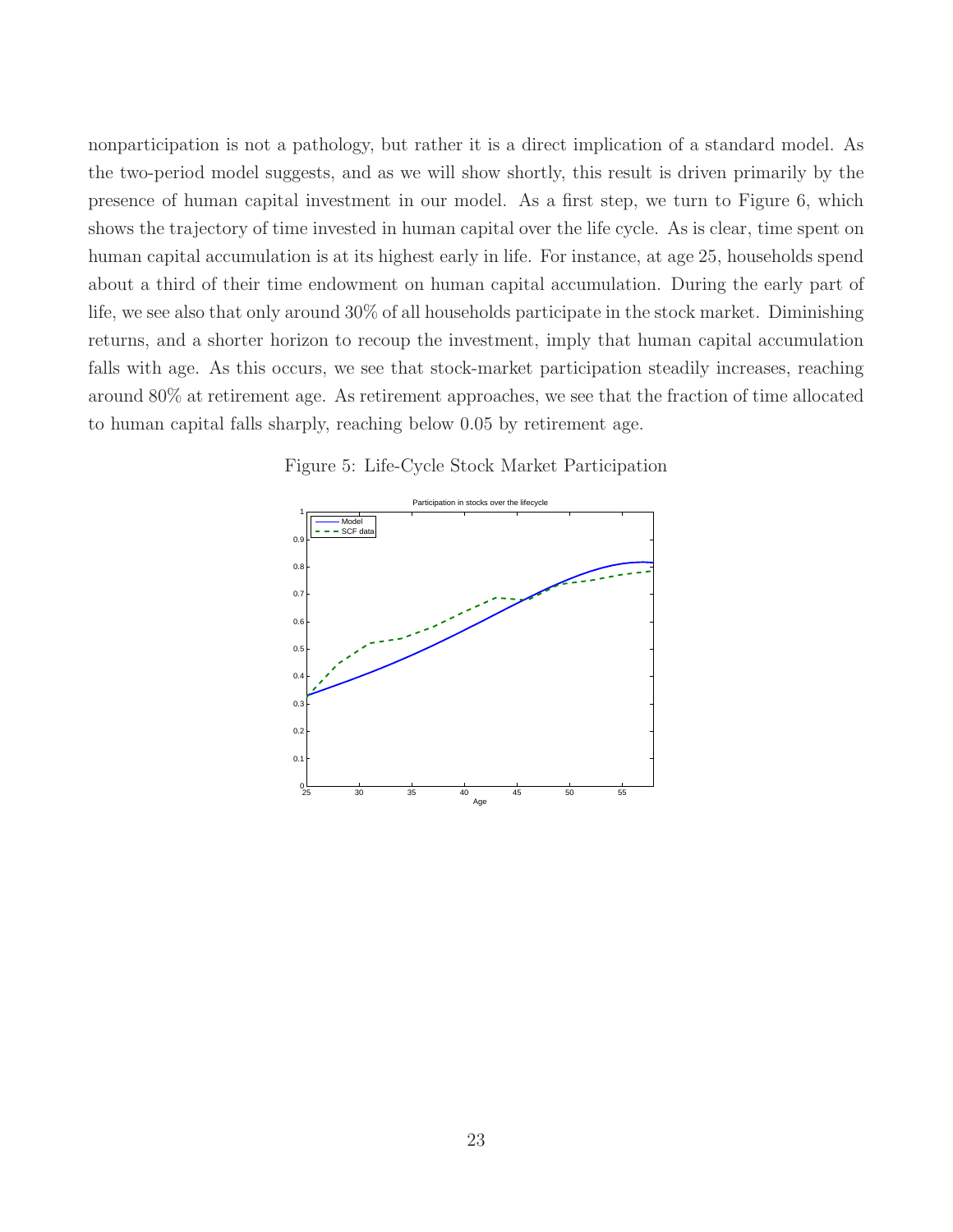nonparticipation is not a pathology, but rather it is a direct implication of a standard model. As the two-period model suggests, and as we will show shortly, this result is driven primarily by the presence of human capital investment in our model. As a first step, we turn to Figure 6, which shows the trajectory of time invested in human capital over the life cycle. As is clear, time spent on human capital accumulation is at its highest early in life. For instance, at age 25, households spend about a third of their time endowment on human capital accumulation. During the early part of life, we see also that only around 30% of all households participate in the stock market. Diminishing returns, and a shorter horizon to recoup the investment, imply that human capital accumulation falls with age. As this occurs, we see that stock-market participation steadily increases, reaching around 80% at retirement age. As retirement approaches, we see that the fraction of time allocated to human capital falls sharply, reaching below 0.05 by retirement age.

Figure 5: Life-Cycle Stock Market Participation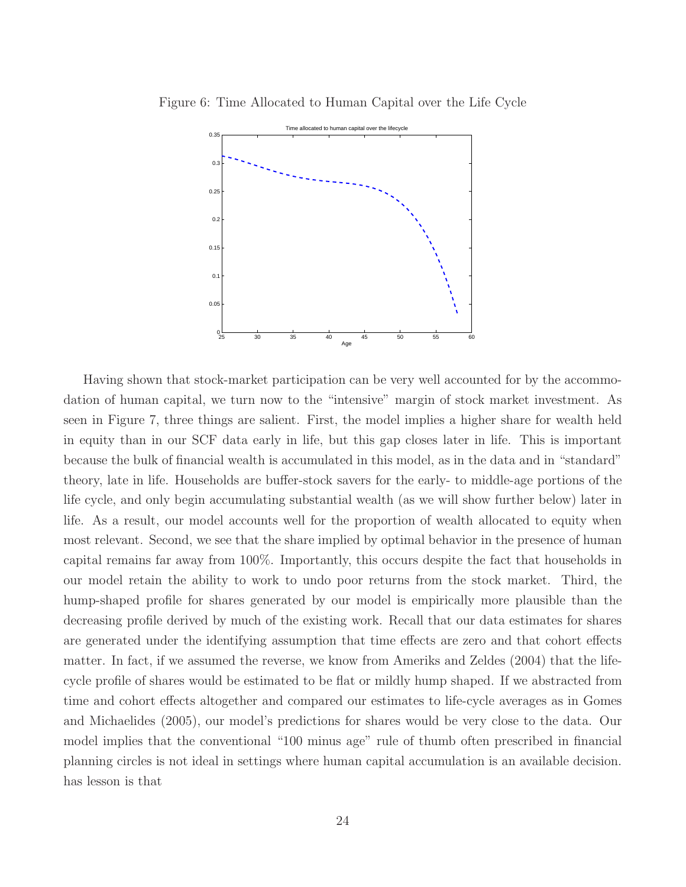Figure 6: Time Allocated to Human Capital over the Life Cycle

Having shown that stock-market participation can be very well accounted for by the accommodation of human capital, we turn now to the "intensive" margin of stock market investment. As seen in Figure 7, three things are salient. First, the model implies a higher share for wealth held in equity than in our SCF data early in life, but this gap closes later in life. This is important because the bulk of financial wealth is accumulated in this model, as in the data and in "standard" theory, late in life. Households are buffer-stock savers for the early- to middle-age portions of the life cycle, and only begin accumulating substantial wealth (as we will show further below) later in life. As a result, our model accounts well for the proportion of wealth allocated to equity when most relevant. Second, we see that the share implied by optimal behavior in the presence of human capital remains far away from 100%. Importantly, this occurs despite the fact that households in our model retain the ability to work to undo poor returns from the stock market. Third, the hump-shaped profile for shares generated by our model is empirically more plausible than the decreasing profile derived by much of the existing work. Recall that our data estimates for shares are generated under the identifying assumption that time effects are zero and that cohort effects matter. In fact, if we assumed the reverse, we know from Ameriks and Zeldes (2004) that the life-cycle profile of shares would be estimated to be flat or mildly hump shaped. If we abstracted from time and cohort effects altogether and compared our estimates to life-cycle averages as in Gomes and Michaelides (2005), our model's predictions for shares would be very close to the data. Our model implies that the conventional "100 minus age" rule of thumb often prescribed in financial planning circles is not ideal in settings where human capital accumulation is an available decision. has lesson is that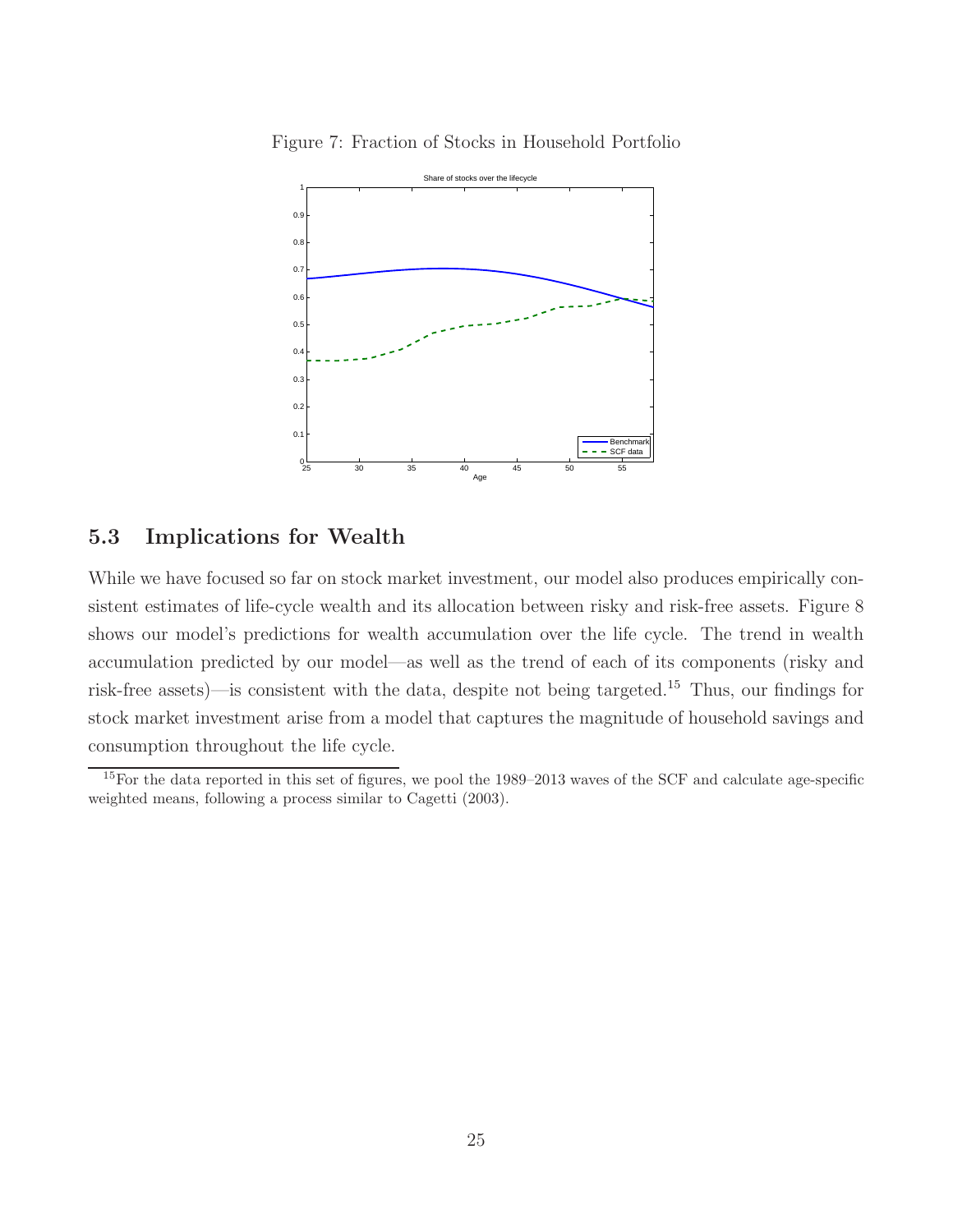Figure 7: Fraction of Stocks in Household Portfolio

## 5.3 Implications for Wealth

While we have focused so far on stock market investment, our model also produces empirically consistent estimates of life-cycle wealth and its allocation between risky and risk-free assets. Figure 8 shows our model's predictions for wealth accumulation over the life cycle. The trend in wealth accumulation predicted by our model—as well as the trend of each of its components (risky and risk-free assets)—is consistent with the data, despite not being targeted.[15] Thus, our findings for stock market investment arise from a model that captures the magnitude of household savings and consumption throughout the life cycle.

[15] For the data reported in this set of figures, we pool the 1989–2013 waves of the SCF and calculate age-specific weighted means, following a process similar to Cagetti (2003).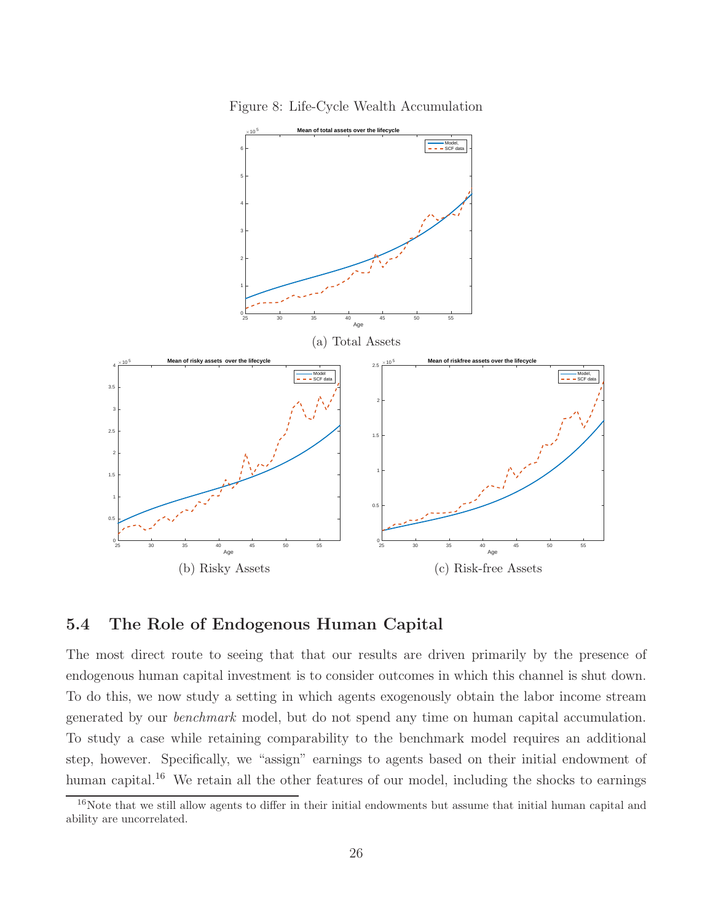Figure 8: Life-Cycle Wealth Accumulation

(a) Total Assets

(b) Risky Assets

(c) Risk-free Assets

## 5.4 The Role of Endogenous Human Capital

The most direct route to seeing that that our results are driven primarily by the presence of endogenous human capital investment is to consider outcomes in which this channel is shut down. To do this, we now study a setting in which agents exogenously obtain the labor income stream generated by our *benchmark* model, but do not spend any time on human capital accumulation. To study a case while retaining comparability to the benchmark model requires an additional step, however. Specifically, we "assign" earnings to agents based on their initial endowment of human capital.[16] We retain all the other features of our model, including the shocks to earnings

[16] Note that we still allow agents to differ in their initial endowments but assume that initial human capital and ability are uncorrelated.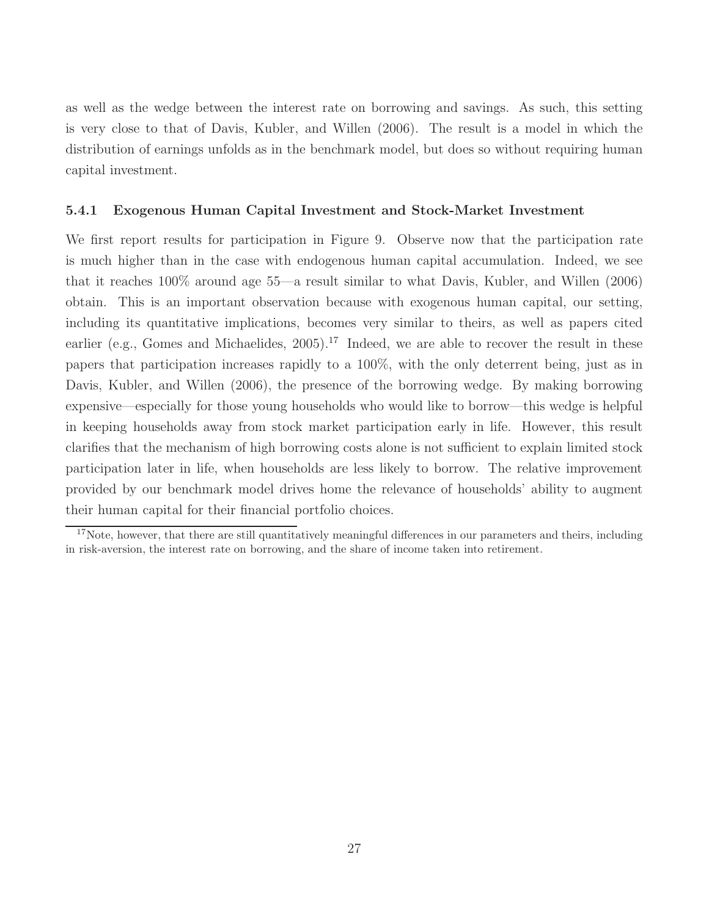as well as the wedge between the interest rate on borrowing and savings. As such, this setting is very close to that of Davis, Kubler, and Willen (2006). The result is a model in which the distribution of earnings unfolds as in the benchmark model, but does so without requiring human capital investment.

### 5.4.1 Exogenous Human Capital Investment and Stock-Market Investment

We first report results for participation in Figure 9. Observe now that the participation rate is much higher than in the case with endogenous human capital accumulation. Indeed, we see that it reaches 100% around age 55—a result similar to what Davis, Kubler, and Willen (2006) obtain. This is an important observation because with exogenous human capital, our setting, including its quantitative implications, becomes very similar to theirs, as well as papers cited earlier (e.g., Gomes and Michaelides, 2005).[17] Indeed, we are able to recover the result in these papers that participation increases rapidly to a 100%, with the only deterrent being, just as in Davis, Kubler, and Willen (2006), the presence of the borrowing wedge. By making borrowing expensive—especially for those young households who would like to borrow—this wedge is helpful in keeping households away from stock market participation early in life. However, this result clarifies that the mechanism of high borrowing costs alone is not sufficient to explain limited stock participation later in life, when households are less likely to borrow. The relative improvement provided by our benchmark model drives home the relevance of households' ability to augment their human capital for their financial portfolio choices.

[17] Note, however, that there are still quantitatively meaningful differences in our parameters and theirs, including in risk-aversion, the interest rate on borrowing, and the share of income taken into retirement.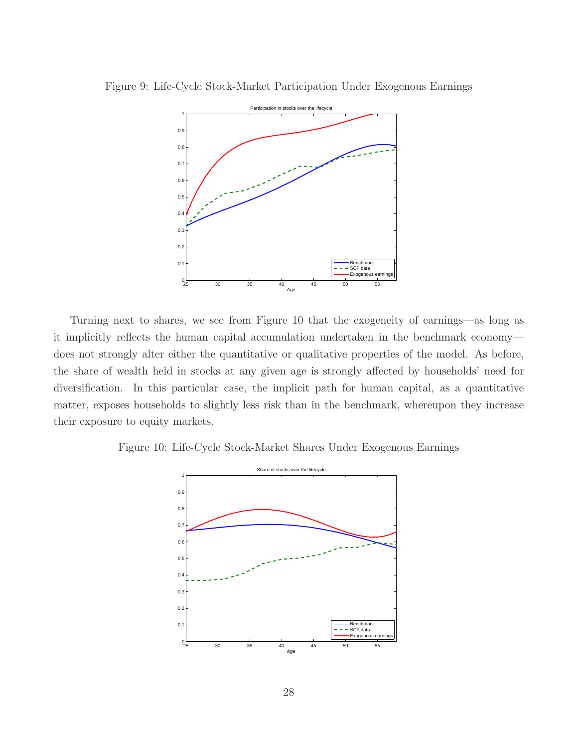Figure 9: Life-Cycle Stock-Market Participation Under Exogenous Earnings

Turning next to shares, we see from Figure 10 that the exogeneity of earnings—as long as it implicitly reflects the human capital accumulation undertaken in the benchmark economy—does not strongly alter either the quantitative or qualitative properties of the model. As before, the share of wealth held in stocks at any given age is strongly affected by households' need for diversification. In this particular case, the implicit path for human capital, as a quantitative matter, exposes households to slightly less risk than in the benchmark, whereupon they increase their exposure to equity markets.

Figure 10: Life-Cycle Stock-Market Shares Under Exogenous Earnings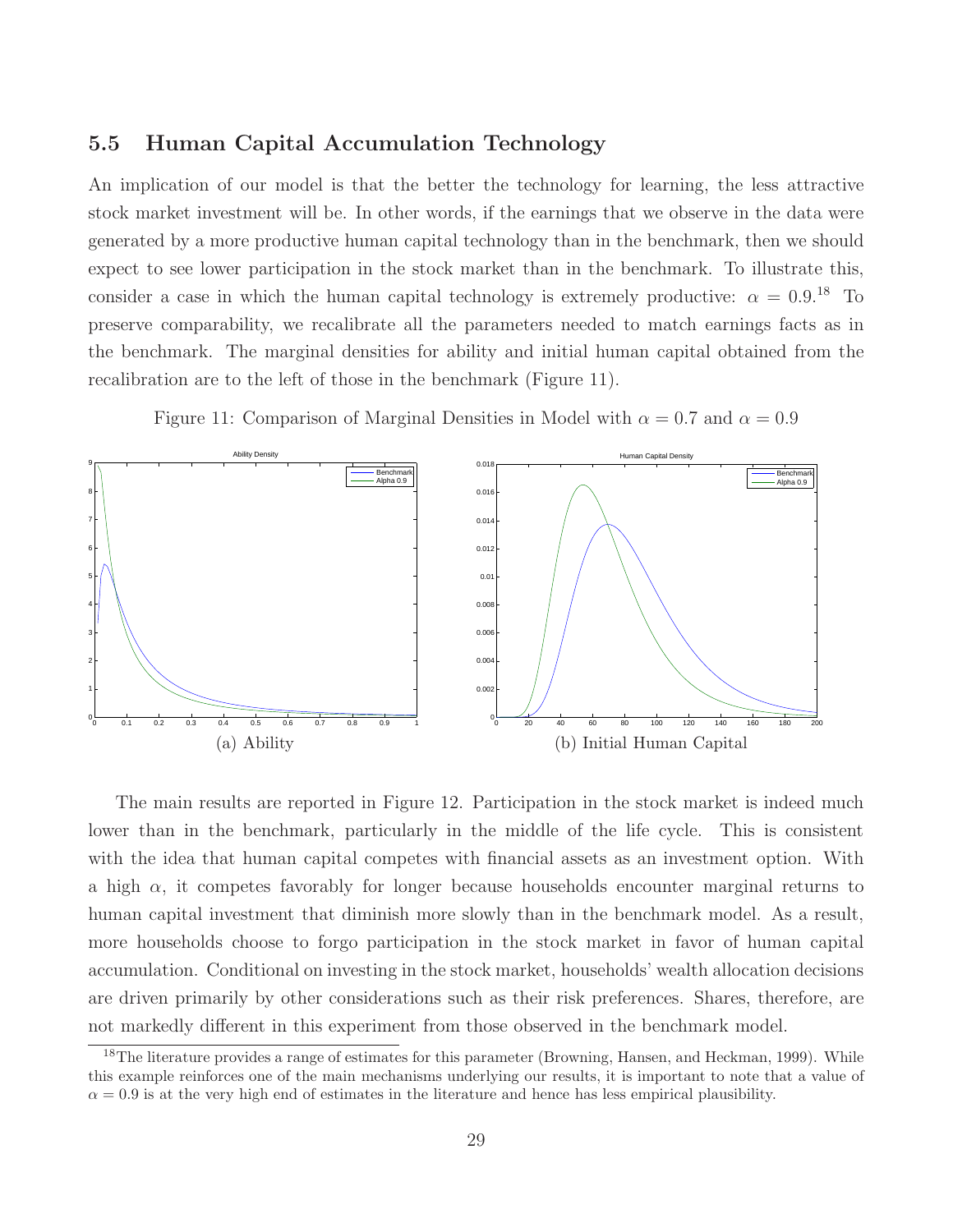## 5.5 Human Capital Accumulation Technology

An implication of our model is that the better the technology for learning, the less attractive stock market investment will be. In other words, if the earnings that we observe in the data were generated by a more productive human capital technology than in the benchmark, then we should expect to see lower participation in the stock market than in the benchmark. To illustrate this, consider a case in which the human capital technology is extremely productive: $\alpha = 0.9$.[18] To preserve comparability, we recalibrate all the parameters needed to match earnings facts as in the benchmark. The marginal densities for ability and initial human capital obtained from the recalibration are to the left of those in the benchmark (Figure 11).

Figure 11: Comparison of Marginal Densities in Model with $\alpha = 0.7$ and $\alpha = 0.9$

(a) Ability

(b) Initial Human Capital

The main results are reported in Figure 12. Participation in the stock market is indeed much lower than in the benchmark, particularly in the middle of the life cycle. This is consistent with the idea that human capital competes with financial assets as an investment option. With a high $\alpha$, it competes favorably for longer because households encounter marginal returns to human capital investment that diminish more slowly than in the benchmark model. As a result, more households choose to forgo participation in the stock market in favor of human capital accumulation. Conditional on investing in the stock market, households' wealth allocation decisions are driven primarily by other considerations such as their risk preferences. Shares, therefore, are not markedly different in this experiment from those observed in the benchmark model.

[18] The literature provides a range of estimates for this parameter (Browning, Hansen, and Heckman, 1999). While this example reinforces one of the main mechanisms underlying our results, it is important to note that a value of $\alpha = 0.9$ is at the very high end of estimates in the literature and hence has less empirical plausibility.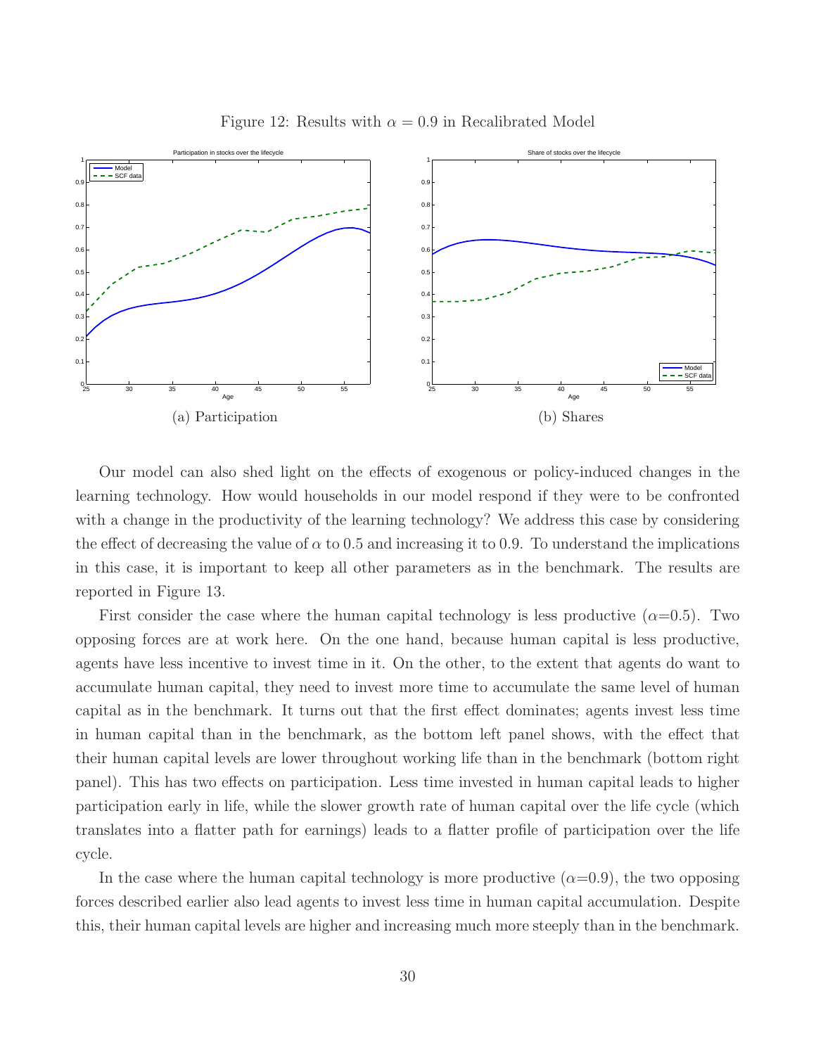Figure 12: Results with $\alpha = 0.9$ in Recalibrated Model

(a) Participation

(b) Shares

Our model can also shed light on the effects of exogenous or policy-induced changes in the learning technology. How would households in our model respond if they were to be confronted with a change in the productivity of the learning technology? We address this case by considering the effect of decreasing the value of $\alpha$ to 0.5 and increasing it to 0.9. To understand the implications in this case, it is important to keep all other parameters as in the benchmark. The results are reported in Figure 13.

First consider the case where the human capital technology is less productive ($\alpha$=0.5). Two opposing forces are at work here. On the one hand, because human capital is less productive, agents have less incentive to invest time in it. On the other, to the extent that agents do want to accumulate human capital, they need to invest more time to accumulate the same level of human capital as in the benchmark. It turns out that the first effect dominates; agents invest less time in human capital than in the benchmark, as the bottom left panel shows, with the effect that their human capital levels are lower throughout working life than in the benchmark (bottom right panel). This has two effects on participation. Less time invested in human capital leads to higher participation early in life, while the slower growth rate of human capital over the life cycle (which translates into a flatter path for earnings) leads to a flatter profile of participation over the life cycle.

In the case where the human capital technology is more productive ($\alpha$=0.9), the two opposing forces described earlier also lead agents to invest less time in human capital accumulation. Despite this, their human capital levels are higher and increasing much more steeply than in the benchmark.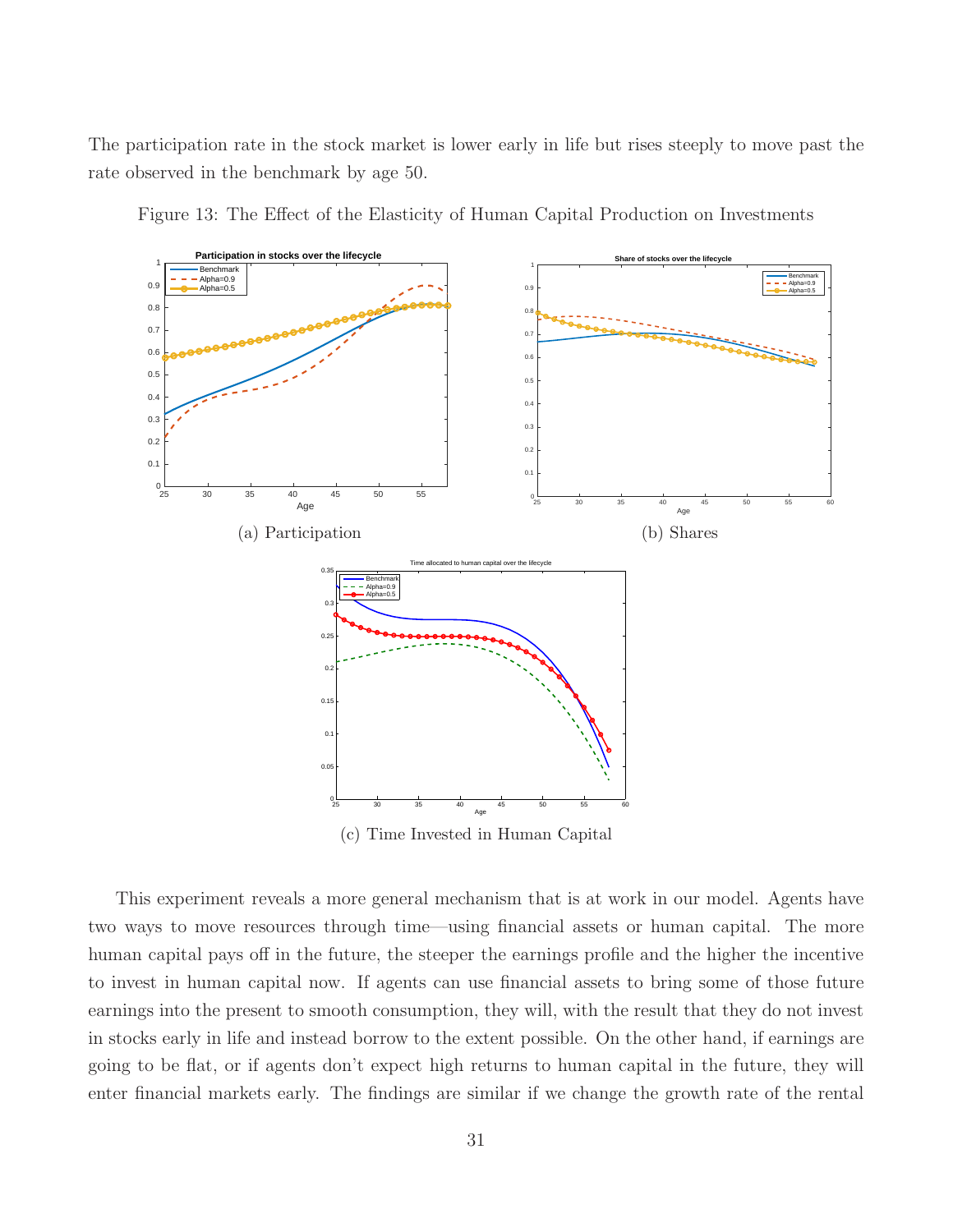The participation rate in the stock market is lower early in life but rises steeply to move past the rate observed in the benchmark by age 50.

Figure 13: The Effect of the Elasticity of Human Capital Production on Investments

(a) Participation

(b) Shares

(c) Time Invested in Human Capital

This experiment reveals a more general mechanism that is at work in our model. Agents have two ways to move resources through time—using financial assets or human capital. The more human capital pays off in the future, the steeper the earnings profile and the higher the incentive to invest in human capital now. If agents can use financial assets to bring some of those future earnings into the present to smooth consumption, they will, with the result that they do not invest in stocks early in life and instead borrow to the extent possible. On the other hand, if earnings are going to be flat, or if agents don't expect high returns to human capital in the future, they will enter financial markets early. The findings are similar if we change the growth rate of the rental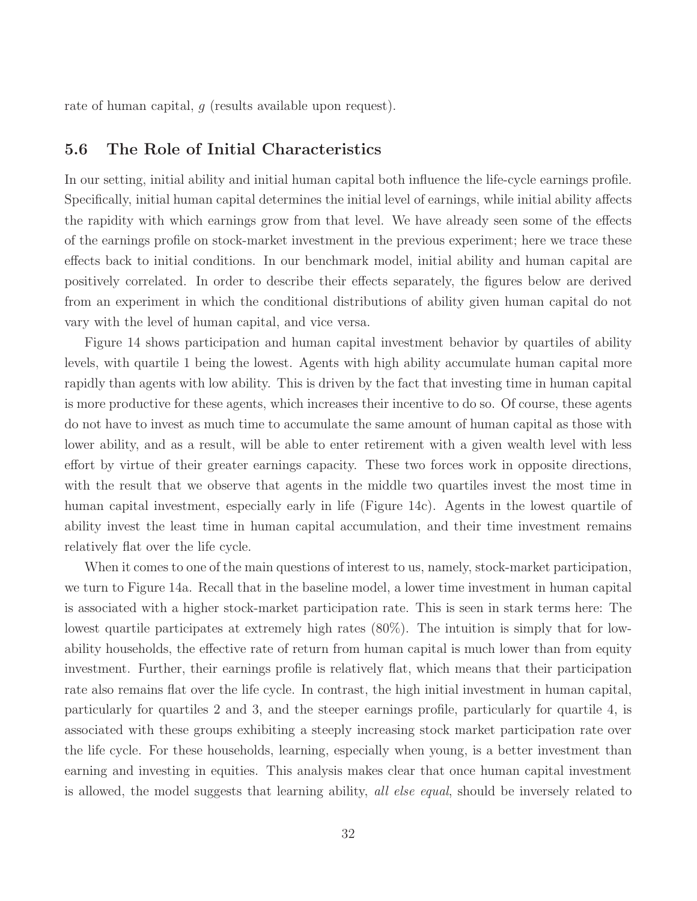rate of human capital, $g$ (results available upon request).

### 5.6 The Role of Initial Characteristics

In our setting, initial ability and initial human capital both influence the life-cycle earnings profile. Specifically, initial human capital determines the initial level of earnings, while initial ability affects the rapidity with which earnings grow from that level. We have already seen some of the effects of the earnings profile on stock-market investment in the previous experiment; here we trace these effects back to initial conditions. In our benchmark model, initial ability and human capital are positively correlated. In order to describe their effects separately, the figures below are derived from an experiment in which the conditional distributions of ability given human capital do not vary with the level of human capital, and vice versa.

Figure 14 shows participation and human capital investment behavior by quartiles of ability levels, with quartile 1 being the lowest. Agents with high ability accumulate human capital more rapidly than agents with low ability. This is driven by the fact that investing time in human capital is more productive for these agents, which increases their incentive to do so. Of course, these agents do not have to invest as much time to accumulate the same amount of human capital as those with lower ability, and as a result, will be able to enter retirement with a given wealth level with less effort by virtue of their greater earnings capacity. These two forces work in opposite directions, with the result that we observe that agents in the middle two quartiles invest the most time in human capital investment, especially early in life (Figure 14c). Agents in the lowest quartile of ability invest the least time in human capital accumulation, and their time investment remains relatively flat over the life cycle.

When it comes to one of the main questions of interest to us, namely, stock-market participation, we turn to Figure 14a. Recall that in the baseline model, a lower time investment in human capital is associated with a higher stock-market participation rate. This is seen in stark terms here: The lowest quartile participates at extremely high rates (80%). The intuition is simply that for low-ability households, the effective rate of return from human capital is much lower than from equity investment. Further, their earnings profile is relatively flat, which means that their participation rate also remains flat over the life cycle. In contrast, the high initial investment in human capital, particularly for quartiles 2 and 3, and the steeper earnings profile, particularly for quartile 4, is associated with these groups exhibiting a steeply increasing stock market participation rate over the life cycle. For these households, learning, especially when young, is a better investment than earning and investing in equities. This analysis makes clear that once human capital investment is allowed, the model suggests that learning ability, *all else equal*, should be inversely related to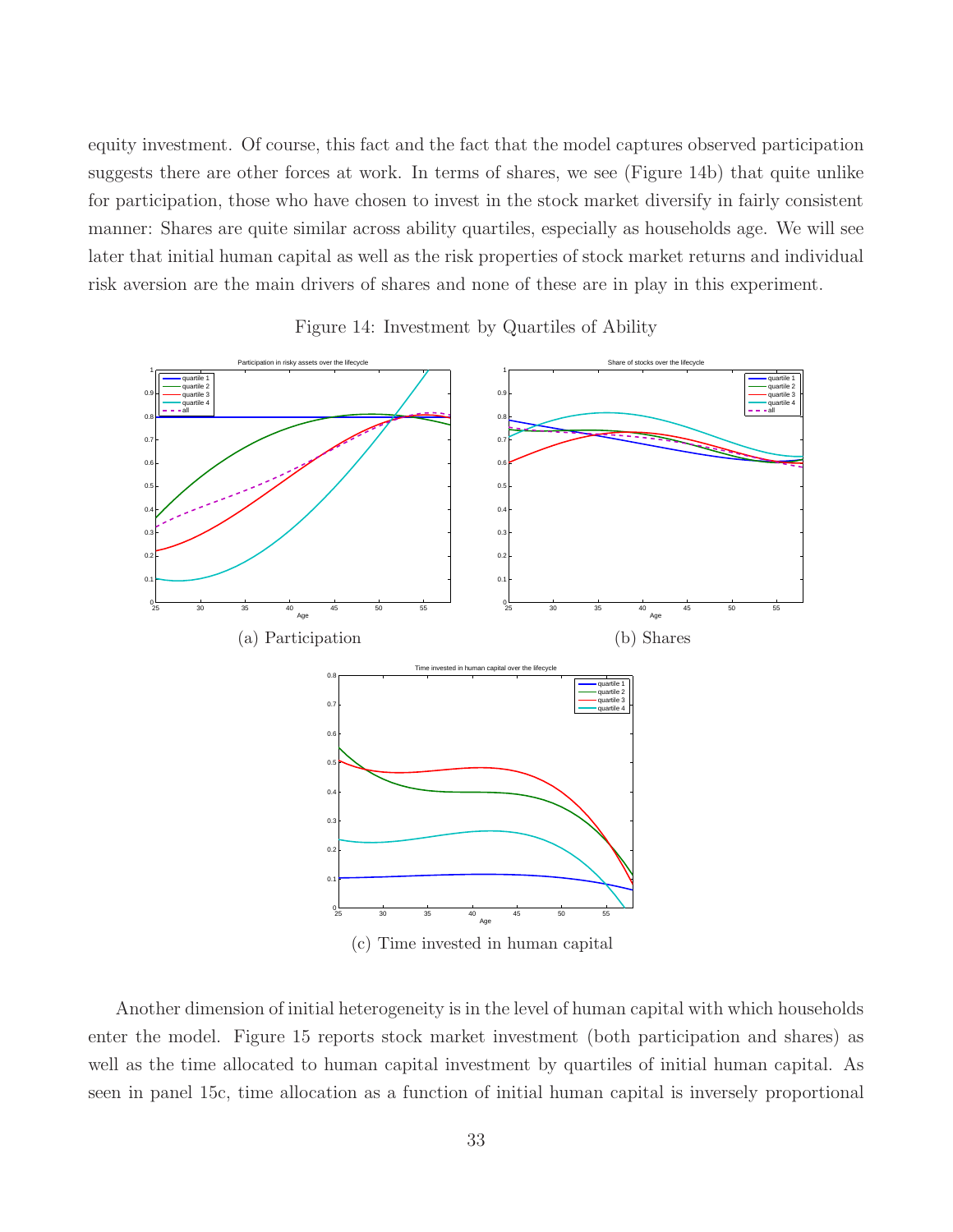equity investment. Of course, this fact and the fact that the model captures observed participation suggests there are other forces at work. In terms of shares, we see (Figure 14b) that quite unlike for participation, those who have chosen to invest in the stock market diversify in fairly consistent manner: Shares are quite similar across ability quartiles, especially as households age. We will see later that initial human capital as well as the risk properties of stock market returns and individual risk aversion are the main drivers of shares and none of these are in play in this experiment.

Figure 14: Investment by Quartiles of Ability

(a) Participation

(b) Shares

(c) Time invested in human capital

Another dimension of initial heterogeneity is in the level of human capital with which households enter the model. Figure 15 reports stock market investment (both participation and shares) as well as the time allocated to human capital investment by quartiles of initial human capital. As seen in panel 15c, time allocation as a function of initial human capital is inversely proportional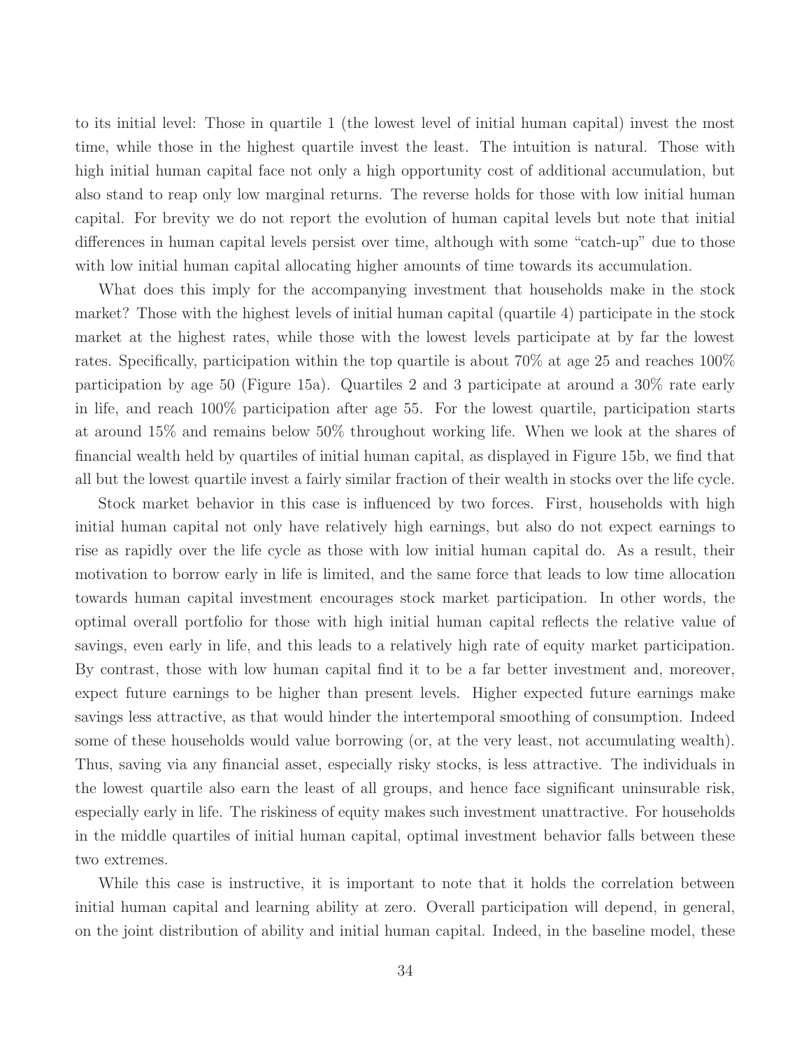to its initial level: Those in quartile 1 (the lowest level of initial human capital) invest the most time, while those in the highest quartile invest the least. The intuition is natural. Those with high initial human capital face not only a high opportunity cost of additional accumulation, but also stand to reap only low marginal returns. The reverse holds for those with low initial human capital. For brevity we do not report the evolution of human capital levels but note that initial differences in human capital levels persist over time, although with some "catch-up" due to those with low initial human capital allocating higher amounts of time towards its accumulation.

What does this imply for the accompanying investment that households make in the stock market? Those with the highest levels of initial human capital (quartile 4) participate in the stock market at the highest rates, while those with the lowest levels participate at by far the lowest rates. Specifically, participation within the top quartile is about 70% at age 25 and reaches 100% participation by age 50 (Figure 15a). Quartiles 2 and 3 participate at around a 30% rate early in life, and reach 100% participation after age 55. For the lowest quartile, participation starts at around 15% and remains below 50% throughout working life. When we look at the shares of financial wealth held by quartiles of initial human capital, as displayed in Figure 15b, we find that all but the lowest quartile invest a fairly similar fraction of their wealth in stocks over the life cycle.

Stock market behavior in this case is influenced by two forces. First, households with high initial human capital not only have relatively high earnings, but also do not expect earnings to rise as rapidly over the life cycle as those with low initial human capital do. As a result, their motivation to borrow early in life is limited, and the same force that leads to low time allocation towards human capital investment encourages stock market participation. In other words, the optimal overall portfolio for those with high initial human capital reflects the relative value of savings, even early in life, and this leads to a relatively high rate of equity market participation. By contrast, those with low human capital find it to be a far better investment and, moreover, expect future earnings to be higher than present levels. Higher expected future earnings make savings less attractive, as that would hinder the intertemporal smoothing of consumption. Indeed some of these households would value borrowing (or, at the very least, not accumulating wealth). Thus, saving via any financial asset, especially risky stocks, is less attractive. The individuals in the lowest quartile also earn the least of all groups, and hence face significant uninsurable risk, especially early in life. The riskiness of equity makes such investment unattractive. For households in the middle quartiles of initial human capital, optimal investment behavior falls between these two extremes.

While this case is instructive, it is important to note that it holds the correlation between initial human capital and learning ability at zero. Overall participation will depend, in general, on the joint distribution of ability and initial human capital. Indeed, in the baseline model, these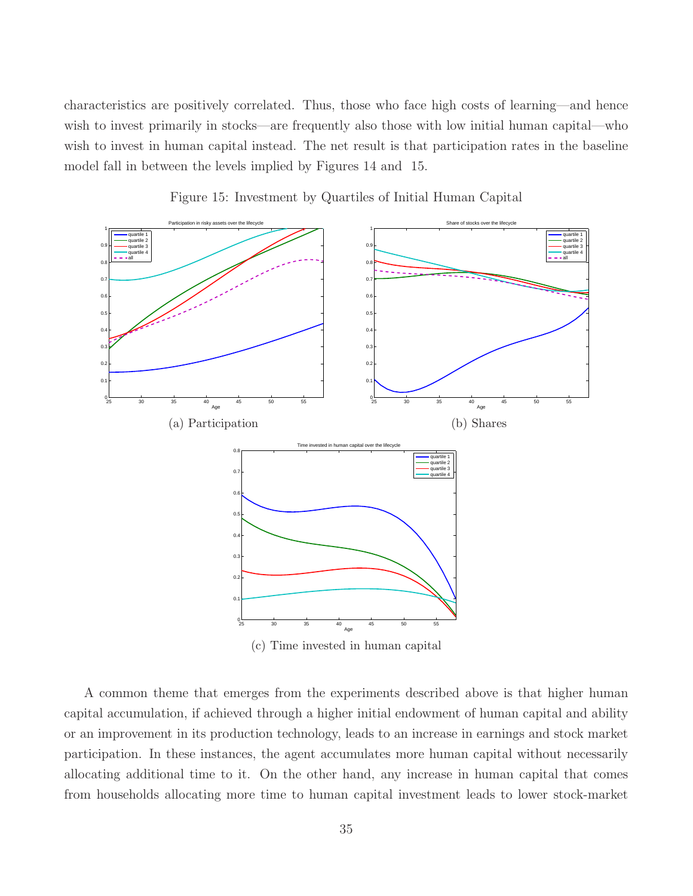characteristics are positively correlated. Thus, those who face high costs of learning—and hence wish to invest primarily in stocks—are frequently also those with low initial human capital—who wish to invest in human capital instead. The net result is that participation rates in the baseline model fall in between the levels implied by Figures 14 and 15.

Figure 15: Investment by Quartiles of Initial Human Capital

(a) Participation

(b) Shares

(c) Time invested in human capital

A common theme that emerges from the experiments described above is that higher human capital accumulation, if achieved through a higher initial endowment of human capital and ability or an improvement in its production technology, leads to an increase in earnings and stock market participation. In these instances, the agent accumulates more human capital without necessarily allocating additional time to it. On the other hand, any increase in human capital that comes from households allocating more time to human capital investment leads to lower stock-market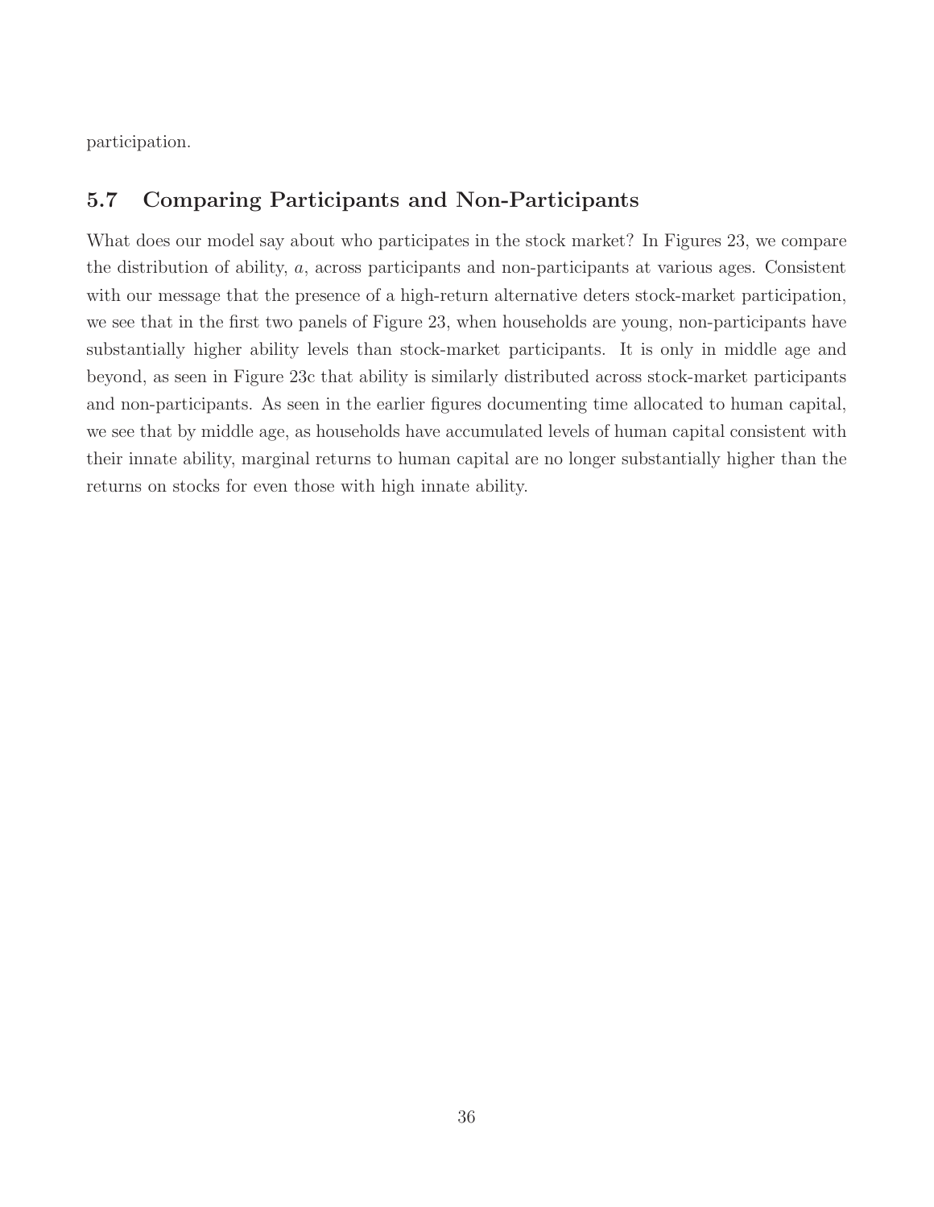participation.

## 5.7 Comparing Participants and Non-Participants

What does our model say about who participates in the stock market? In Figures 23, we compare the distribution of ability, $a$, across participants and non-participants at various ages. Consistent with our message that the presence of a high-return alternative deters stock-market participation, we see that in the first two panels of Figure 23, when households are young, non-participants have substantially higher ability levels than stock-market participants. It is only in middle age and beyond, as seen in Figure 23c that ability is similarly distributed across stock-market participants and non-participants. As seen in the earlier figures documenting time allocated to human capital, we see that by middle age, as households have accumulated levels of human capital consistent with their innate ability, marginal returns to human capital are no longer substantially higher than the returns on stocks for even those with high innate ability.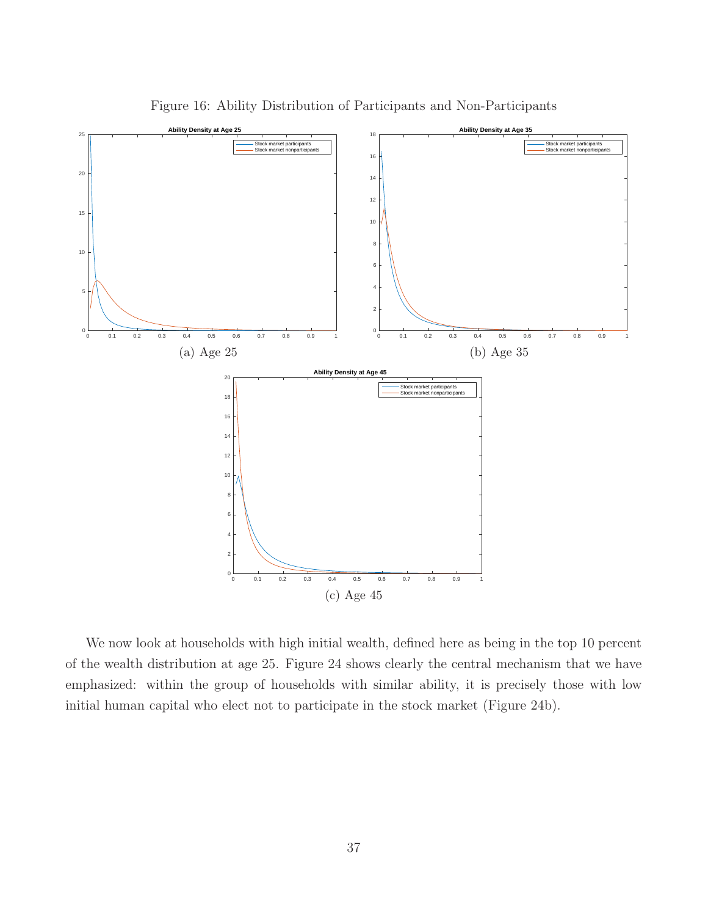Figure 16: Ability Distribution of Participants and Non-Participants

(a) Age 25

(b) Age 35

(c) Age 45

We now look at households with high initial wealth, defined here as being in the top 10 percent of the wealth distribution at age 25. Figure 24 shows clearly the central mechanism that we have emphasized: within the group of households with similar ability, it is precisely those with low initial human capital who elect not to participate in the stock market (Figure 24b).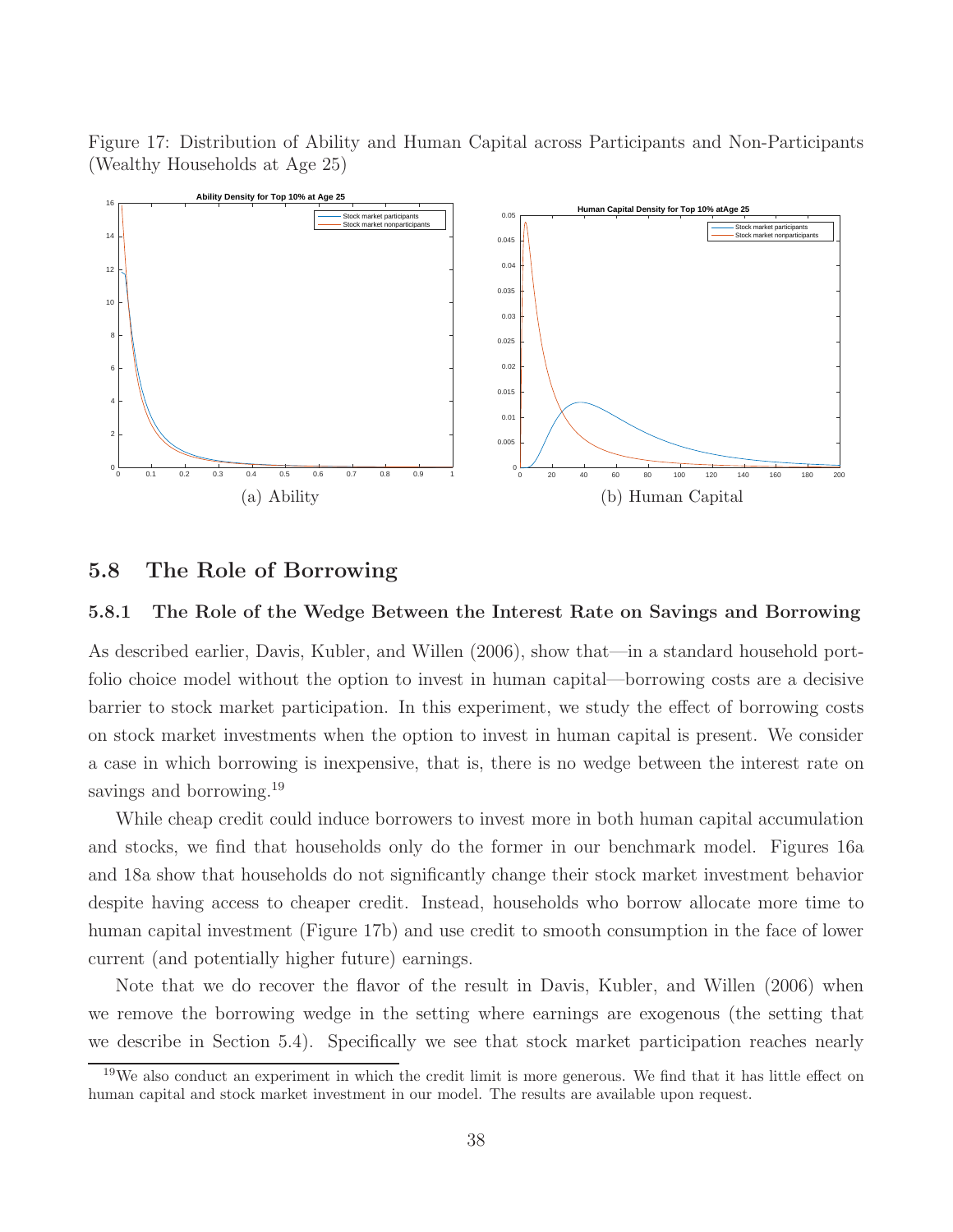Figure 17: Distribution of Ability and Human Capital across Participants and Non-Participants (Wealthy Households at Age 25)

(a) Ability

(b) Human Capital

## 5.8 The Role of Borrowing

### 5.8.1 The Role of the Wedge Between the Interest Rate on Savings and Borrowing

As described earlier, Davis, Kubler, and Willen (2006), show that—in a standard household portfolio choice model without the option to invest in human capital—borrowing costs are a decisive barrier to stock market participation. In this experiment, we study the effect of borrowing costs on stock market investments when the option to invest in human capital is present. We consider a case in which borrowing is inexpensive, that is, there is no wedge between the interest rate on savings and borrowing.[19]

While cheap credit could induce borrowers to invest more in both human capital accumulation and stocks, we find that households only do the former in our benchmark model. Figures 16a and 18a show that households do not significantly change their stock market investment behavior despite having access to cheaper credit. Instead, households who borrow allocate more time to human capital investment (Figure 17b) and use credit to smooth consumption in the face of lower current (and potentially higher future) earnings.

Note that we do recover the flavor of the result in Davis, Kubler, and Willen (2006) when we remove the borrowing wedge in the setting where earnings are exogenous (the setting that we describe in Section 5.4). Specifically we see that stock market participation reaches nearly

[19] We also conduct an experiment in which the credit limit is more generous. We find that it has little effect on human capital and stock market investment in our model. The results are available upon request.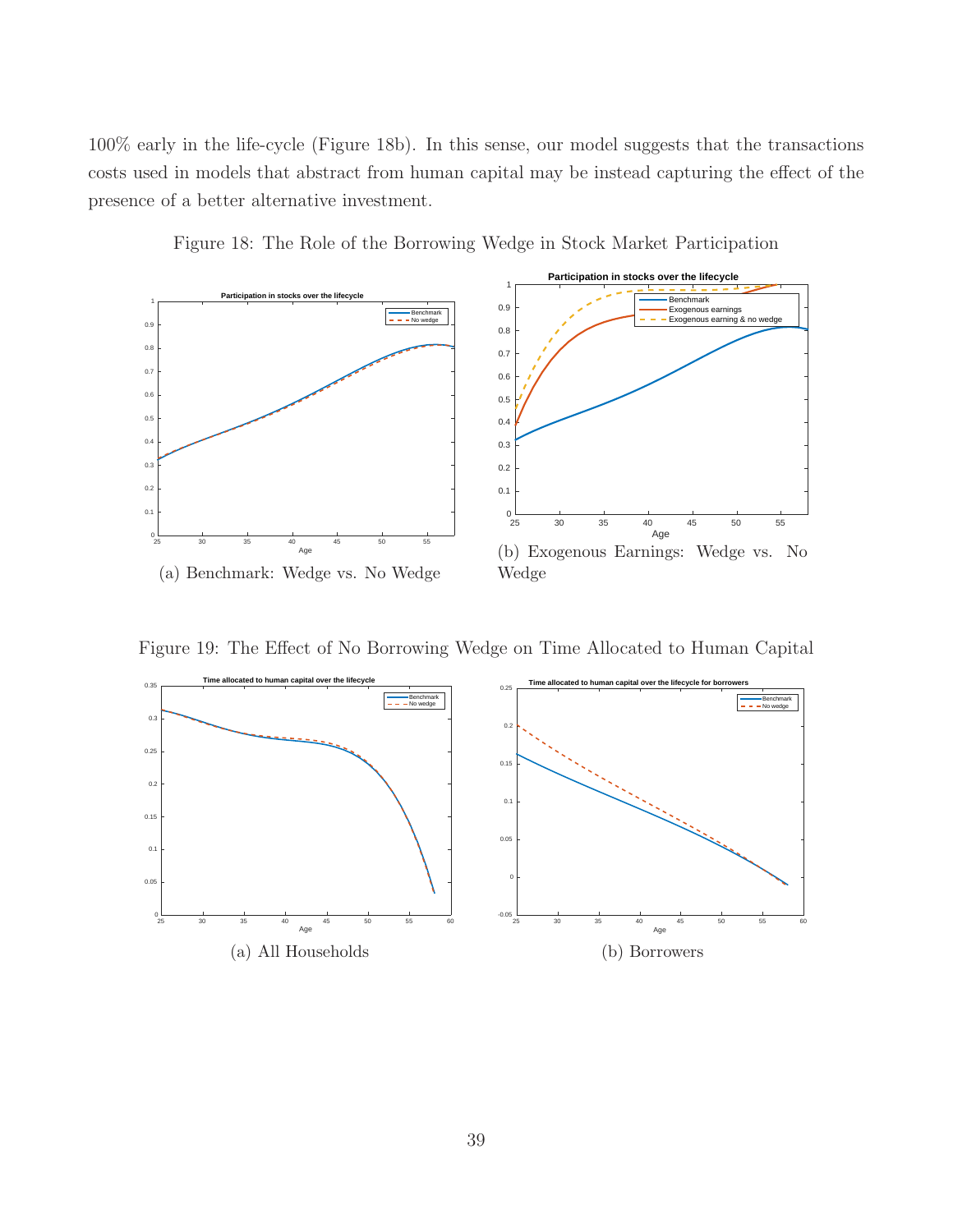100% early in the life-cycle (Figure 18b). In this sense, our model suggests that the transactions costs used in models that abstract from human capital may be instead capturing the effect of the presence of a better alternative investment.

Figure 18: The Role of the Borrowing Wedge in Stock Market Participation

(a) Benchmark: Wedge vs. No Wedge

(b) Exogenous Earnings: Wedge vs. No Wedge

Figure 19: The Effect of No Borrowing Wedge on Time Allocated to Human Capital

(a) All Households

(b) Borrowers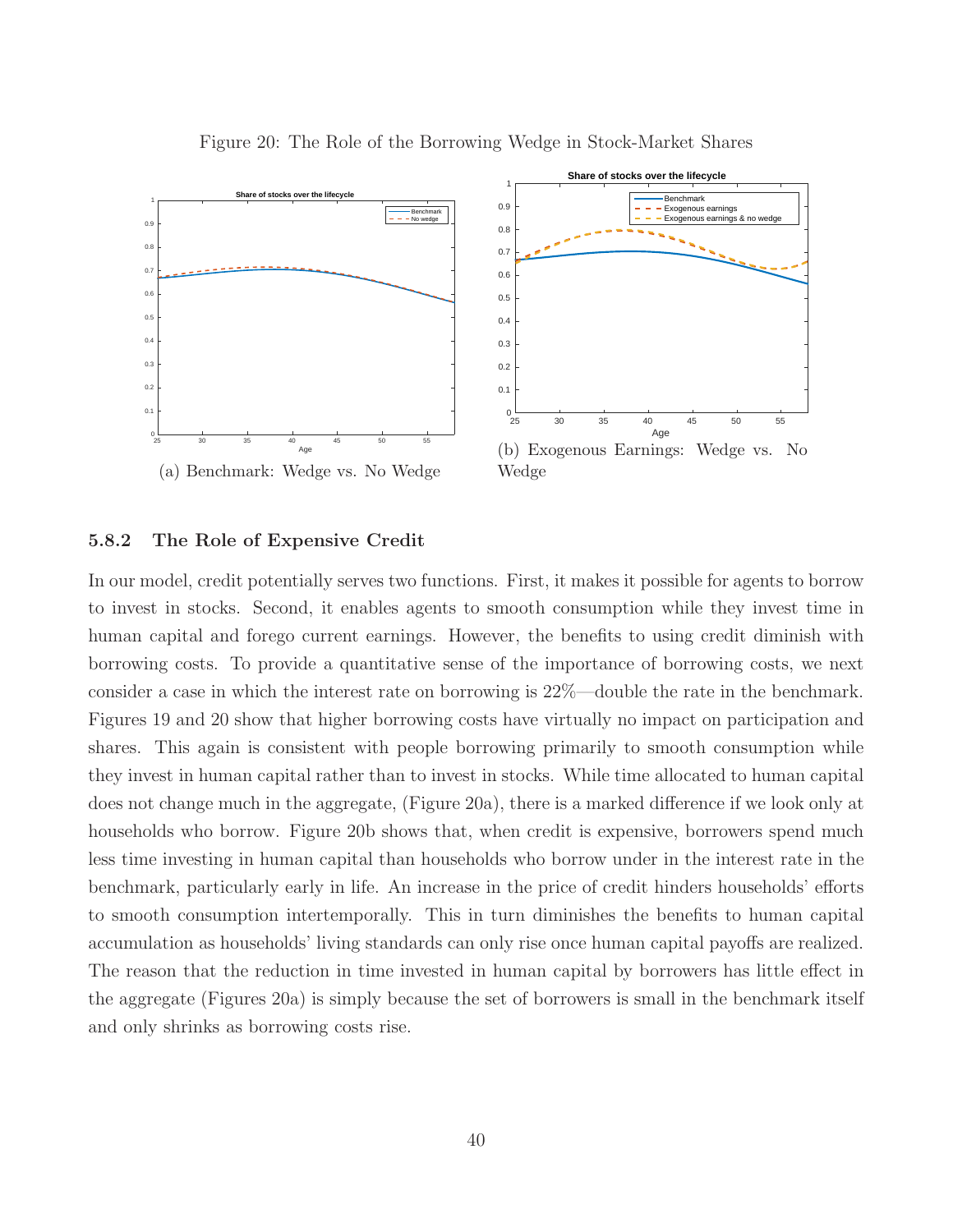Figure 20: The Role of the Borrowing Wedge in Stock-Market Shares

(a) Benchmark: Wedge vs. No Wedge

(b) Exogenous Earnings: Wedge vs. No Wedge

### 5.8.2 The Role of Expensive Credit

In our model, credit potentially serves two functions. First, it makes it possible for agents to borrow to invest in stocks. Second, it enables agents to smooth consumption while they invest time in human capital and forego current earnings. However, the benefits to using credit diminish with borrowing costs. To provide a quantitative sense of the importance of borrowing costs, we next consider a case in which the interest rate on borrowing is 22%—double the rate in the benchmark. Figures 19 and 20 show that higher borrowing costs have virtually no impact on participation and shares. This again is consistent with people borrowing primarily to smooth consumption while they invest in human capital rather than to invest in stocks. While time allocated to human capital does not change much in the aggregate, (Figure 20a), there is a marked difference if we look only at households who borrow. Figure 20b shows that, when credit is expensive, borrowers spend much less time investing in human capital than households who borrow under in the interest rate in the benchmark, particularly early in life. An increase in the price of credit hinders households' efforts to smooth consumption intertemporally. This in turn diminishes the benefits to human capital accumulation as households' living standards can only rise once human capital payoffs are realized. The reason that the reduction in time invested in human capital by borrowers has little effect in the aggregate (Figures 20a) is simply because the set of borrowers is small in the benchmark itself and only shrinks as borrowing costs rise.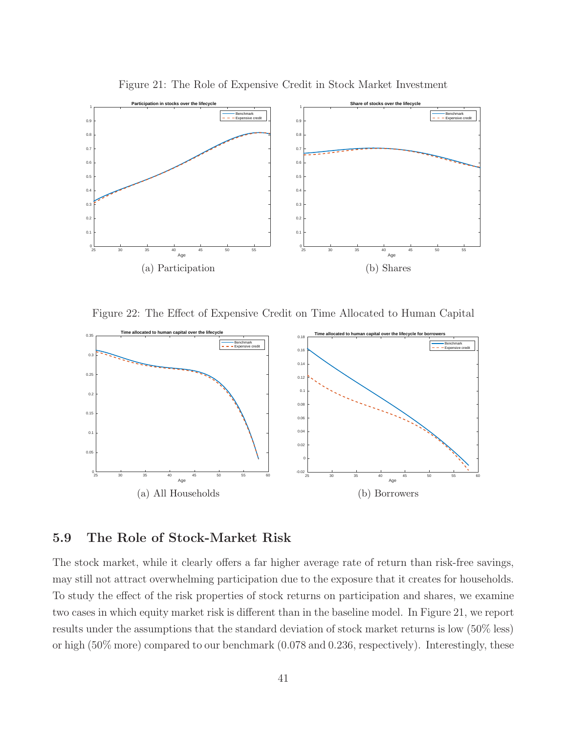Figure 21: The Role of Expensive Credit in Stock Market Investment

(a) Participation

(b) Shares

Figure 22: The Effect of Expensive Credit on Time Allocated to Human Capital

(a) All Households

(b) Borrowers

## 5.9 The Role of Stock-Market Risk

The stock market, while it clearly offers a far higher average rate of return than risk-free savings, may still not attract overwhelming participation due to the exposure that it creates for households. To study the effect of the risk properties of stock returns on participation and shares, we examine two cases in which equity market risk is different than in the baseline model. In Figure 21, we report results under the assumptions that the standard deviation of stock market returns is low (50% less) or high (50% more) compared to our benchmark (0.078 and 0.236, respectively). Interestingly, these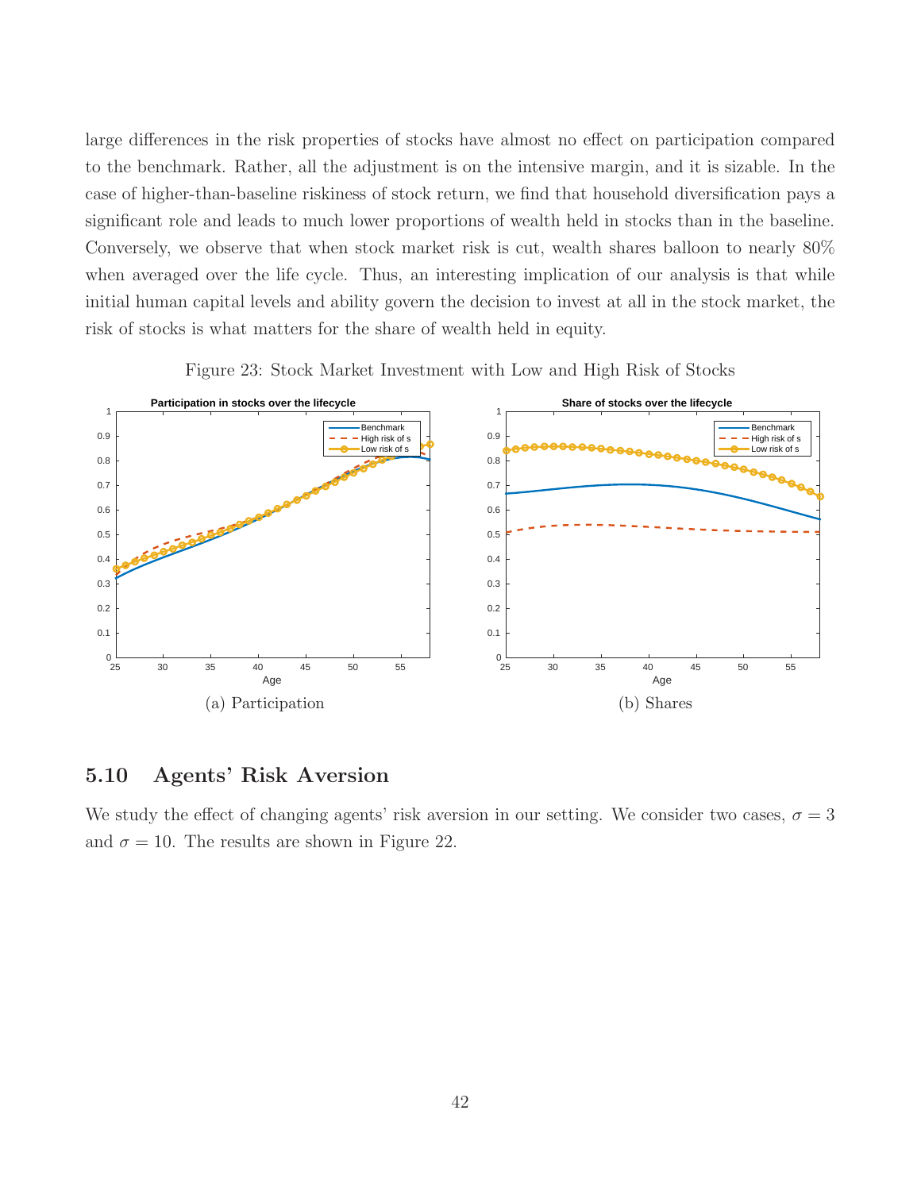large differences in the risk properties of stocks have almost no effect on participation compared to the benchmark. Rather, all the adjustment is on the intensive margin, and it is sizable. In the case of higher-than-baseline riskiness of stock return, we find that household diversification pays a significant role and leads to much lower proportions of wealth held in stocks than in the baseline. Conversely, we observe that when stock market risk is cut, wealth shares balloon to nearly 80% when averaged over the life cycle. Thus, an interesting implication of our analysis is that while initial human capital levels and ability govern the decision to invest at all in the stock market, the risk of stocks is what matters for the share of wealth held in equity.

Figure 23: Stock Market Investment with Low and High Risk of Stocks

(a) Participation

(b) Shares

## 5.10 Agents' Risk Aversion

We study the effect of changing agents' risk aversion in our setting. We consider two cases, $\sigma = 3$ and $\sigma = 10$. The results are shown in Figure 22.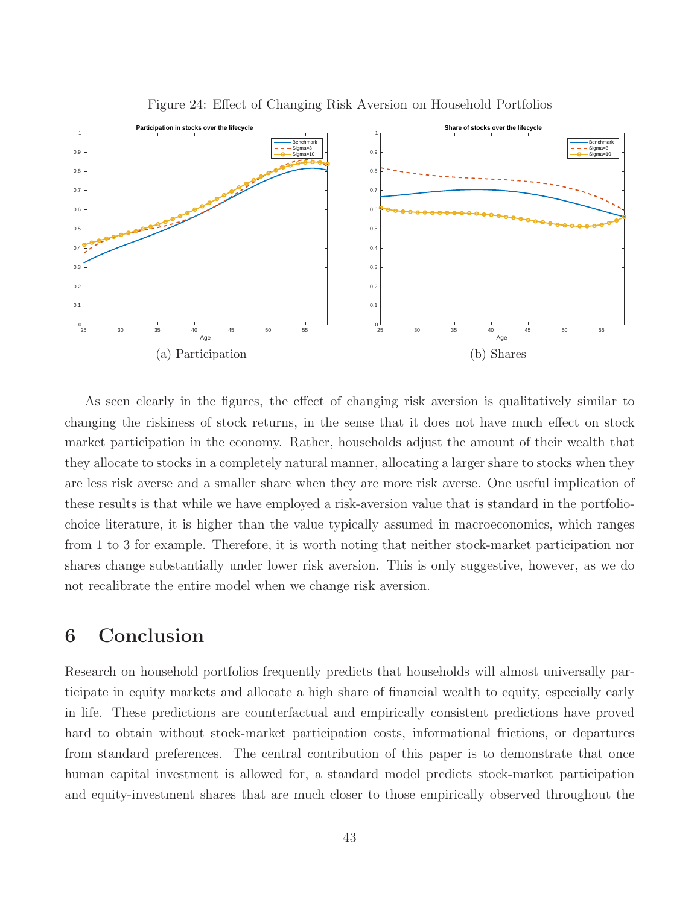Figure 24: Effect of Changing Risk Aversion on Household Portfolios

(a) Participation

(b) Shares

As seen clearly in the figures, the effect of changing risk aversion is qualitatively similar to changing the riskiness of stock returns, in the sense that it does not have much effect on stock market participation in the economy. Rather, households adjust the amount of their wealth that they allocate to stocks in a completely natural manner, allocating a larger share to stocks when they are less risk averse and a smaller share when they are more risk averse. One useful implication of these results is that while we have employed a risk-aversion value that is standard in the portfolio-choice literature, it is higher than the value typically assumed in macroeconomics, which ranges from 1 to 3 for example. Therefore, it is worth noting that neither stock-market participation nor shares change substantially under lower risk aversion. This is only suggestive, however, as we do not recalibrate the entire model when we change risk aversion.

# 6 Conclusion

Research on household portfolios frequently predicts that households will almost universally participate in equity markets and allocate a high share of financial wealth to equity, especially early in life. These predictions are counterfactual and empirically consistent predictions have proved hard to obtain without stock-market participation costs, informational frictions, or departures from standard preferences. The central contribution of this paper is to demonstrate that once human capital investment is allowed for, a standard model predicts stock-market participation and equity-investment shares that are much closer to those empirically observed throughout the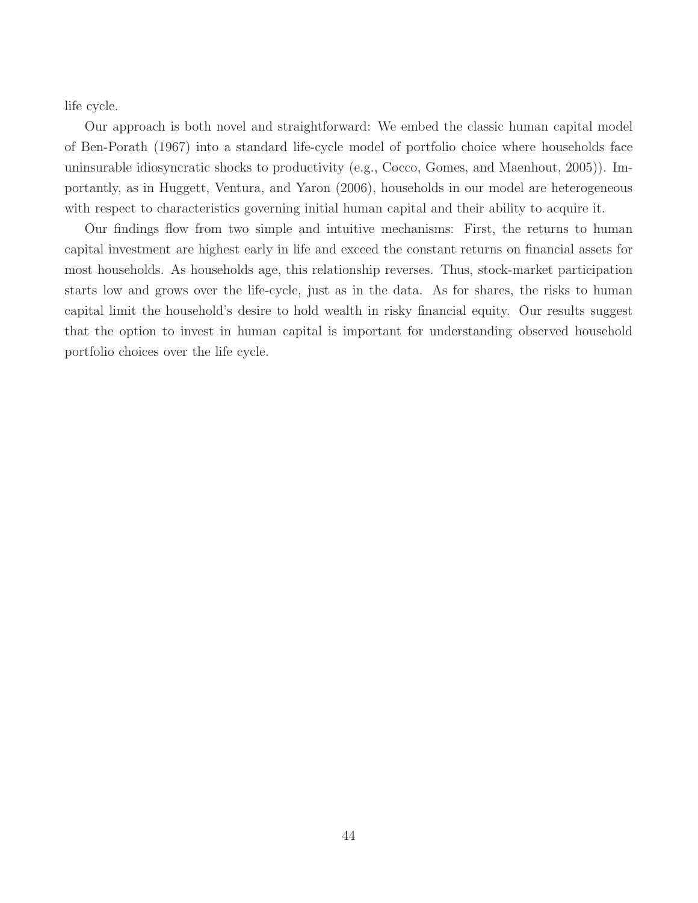life cycle.

Our approach is both novel and straightforward: We embed the classic human capital model of Ben-Porath (1967) into a standard life-cycle model of portfolio choice where households face uninsurable idiosyncratic shocks to productivity (e.g., Cocco, Gomes, and Maenhout, 2005)). Importantly, as in Huggett, Ventura, and Yaron (2006), households in our model are heterogeneous with respect to characteristics governing initial human capital and their ability to acquire it.

Our findings flow from two simple and intuitive mechanisms: First, the returns to human capital investment are highest early in life and exceed the constant returns on financial assets for most households. As households age, this relationship reverses. Thus, stock-market participation starts low and grows over the life-cycle, just as in the data. As for shares, the risks to human capital limit the household's desire to hold wealth in risky financial equity. Our results suggest that the option to invest in human capital is important for understanding observed household portfolio choices over the life cycle.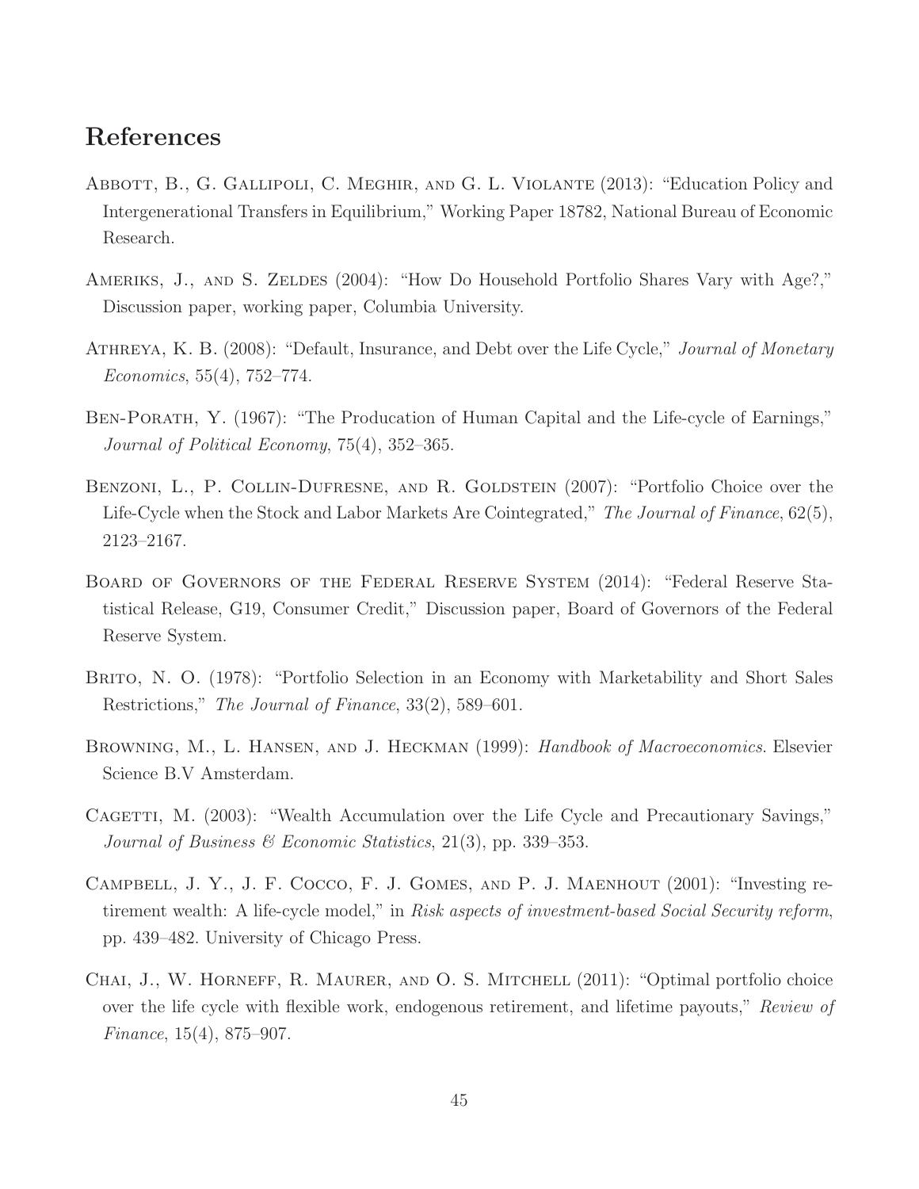# References

Abbott, B., G. Gallipoli, C. Meghir, and G. L. Violante (2013): "Education Policy and Intergenerational Transfers in Equilibrium," Working Paper 18782, National Bureau of Economic Research.

Ameriks, J., and S. Zeldes (2004): "How Do Household Portfolio Shares Vary with Age?," Discussion paper, working paper, Columbia University.

Athreya, K. B. (2008): "Default, Insurance, and Debt over the Life Cycle," *Journal of Monetary Economics*, 55(4), 752–774.

Ben-Porath, Y. (1967): "The Producation of Human Capital and the Life-cycle of Earnings," *Journal of Political Economy*, 75(4), 352–365.

Benzoni, L., P. Collin-Dufresne, and R. Goldstein (2007): "Portfolio Choice over the Life-Cycle when the Stock and Labor Markets Are Cointegrated," *The Journal of Finance*, 62(5), 2123–2167.

Board of Governors of the Federal Reserve System (2014): "Federal Reserve Statistical Release, G19, Consumer Credit," Discussion paper, Board of Governors of the Federal Reserve System.

Brito, N. O. (1978): "Portfolio Selection in an Economy with Marketability and Short Sales Restrictions," *The Journal of Finance*, 33(2), 589–601.

Browning, M., L. Hansen, and J. Heckman (1999): *Handbook of Macroeconomics*. Elsevier Science B.V Amsterdam.

Cagetti, M. (2003): "Wealth Accumulation over the Life Cycle and Precautionary Savings," *Journal of Business & Economic Statistics*, 21(3), pp. 339–353.

Campbell, J. Y., J. F. Cocco, F. J. Gomes, and P. J. Maenhout (2001): "Investing retirement wealth: A life-cycle model," in *Risk aspects of investment-based Social Security reform*, pp. 439–482. University of Chicago Press.

Chai, J., W. Horneff, R. Maurer, and O. S. Mitchell (2011): "Optimal portfolio choice over the life cycle with flexible work, endogenous retirement, and lifetime payouts," *Review of Finance*, 15(4), 875–907.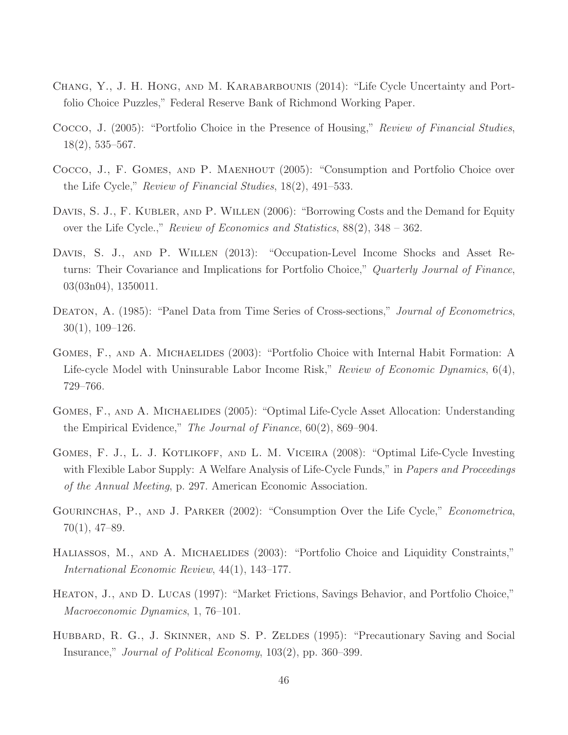Chang, Y., J. H. Hong, and M. Karabarbounis (2014): "Life Cycle Uncertainty and Portfolio Choice Puzzles," Federal Reserve Bank of Richmond Working Paper.

Cocco, J. (2005): "Portfolio Choice in the Presence of Housing," *Review of Financial Studies*, 18(2), 535–567.

Cocco, J., F. Gomes, and P. Maenhout (2005): "Consumption and Portfolio Choice over the Life Cycle," *Review of Financial Studies*, 18(2), 491–533.

Davis, S. J., F. Kubler, and P. Willen (2006): "Borrowing Costs and the Demand for Equity over the Life Cycle.," *Review of Economics and Statistics*, 88(2), 348 – 362.

Davis, S. J., and P. Willen (2013): "Occupation-Level Income Shocks and Asset Returns: Their Covariance and Implications for Portfolio Choice," *Quarterly Journal of Finance*, 03(03n04), 1350011.

Deaton, A. (1985): "Panel Data from Time Series of Cross-sections," *Journal of Econometrics*, 30(1), 109–126.

Gomes, F., and A. Michaelides (2003): "Portfolio Choice with Internal Habit Formation: A Life-cycle Model with Uninsurable Labor Income Risk," *Review of Economic Dynamics*, 6(4), 729–766.

Gomes, F., and A. Michaelides (2005): "Optimal Life-Cycle Asset Allocation: Understanding the Empirical Evidence," *The Journal of Finance*, 60(2), 869–904.

Gomes, F. J., L. J. Kotlikoff, and L. M. Viceira (2008): "Optimal Life-Cycle Investing with Flexible Labor Supply: A Welfare Analysis of Life-Cycle Funds," in *Papers and Proceedings of the Annual Meeting*, p. 297. American Economic Association.

Gourinchas, P., and J. Parker (2002): "Consumption Over the Life Cycle," *Econometrica*, 70(1), 47–89.

Haliassos, M., and A. Michaelides (2003): "Portfolio Choice and Liquidity Constraints," *International Economic Review*, 44(1), 143–177.

Heaton, J., and D. Lucas (1997): "Market Frictions, Savings Behavior, and Portfolio Choice," *Macroeconomic Dynamics*, 1, 76–101.

Hubbard, R. G., J. Skinner, and S. P. Zeldes (1995): "Precautionary Saving and Social Insurance," *Journal of Political Economy*, 103(2), pp. 360–399.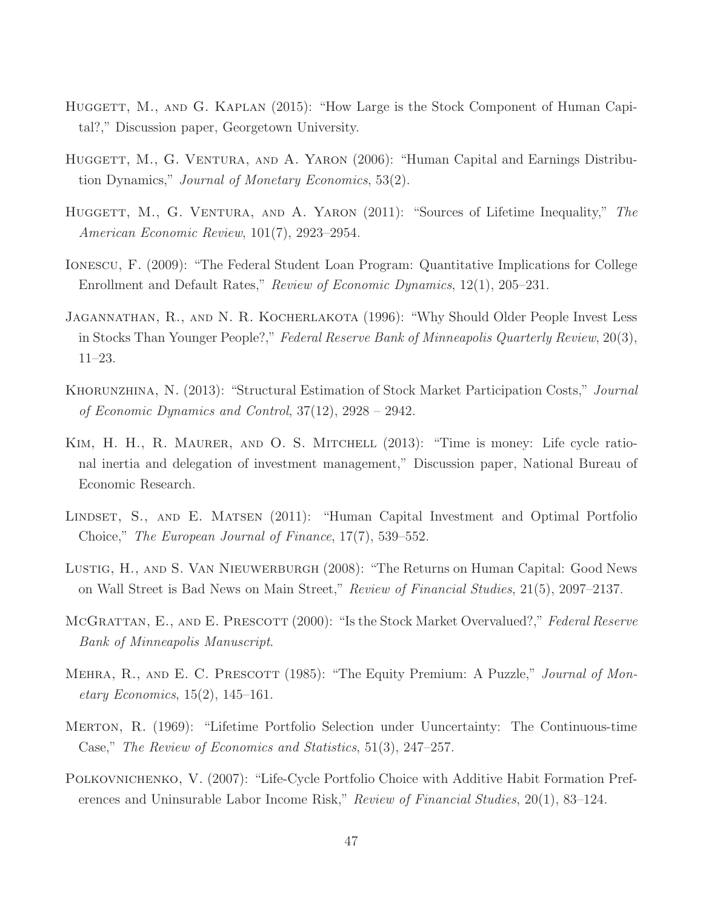Huggett, M., and G. Kaplan (2015): "How Large is the Stock Component of Human Capital?," Discussion paper, Georgetown University.

Huggett, M., G. Ventura, and A. Yaron (2006): "Human Capital and Earnings Distribution Dynamics," *Journal of Monetary Economics*, 53(2).

Huggett, M., G. Ventura, and A. Yaron (2011): "Sources of Lifetime Inequality," *The American Economic Review*, 101(7), 2923–2954.

Ionescu, F. (2009): "The Federal Student Loan Program: Quantitative Implications for College Enrollment and Default Rates," *Review of Economic Dynamics*, 12(1), 205–231.

Jagannathan, R., and N. R. Kocherlakota (1996): "Why Should Older People Invest Less in Stocks Than Younger People?," *Federal Reserve Bank of Minneapolis Quarterly Review*, 20(3), 11–23.

Khorunzhina, N. (2013): "Structural Estimation of Stock Market Participation Costs," *Journal of Economic Dynamics and Control*, 37(12), 2928 – 2942.

Kim, H. H., R. Maurer, and O. S. Mitchell (2013): "Time is money: Life cycle rational inertia and delegation of investment management," Discussion paper, National Bureau of Economic Research.

Lindset, S., and E. Matsen (2011): "Human Capital Investment and Optimal Portfolio Choice," *The European Journal of Finance*, 17(7), 539–552.

Lustig, H., and S. Van Nieuwerburgh (2008): "The Returns on Human Capital: Good News on Wall Street is Bad News on Main Street," *Review of Financial Studies*, 21(5), 2097–2137.

McGrattan, E., and E. Prescott (2000): "Is the Stock Market Overvalued?," *Federal Reserve Bank of Minneapolis Manuscript*.

Mehra, R., and E. C. Prescott (1985): "The Equity Premium: A Puzzle," *Journal of Monetary Economics*, 15(2), 145–161.

Merton, R. (1969): "Lifetime Portfolio Selection under Uuncertainty: The Continuous-time Case," *The Review of Economics and Statistics*, 51(3), 247–257.

Polkovnichenko, V. (2007): "Life-Cycle Portfolio Choice with Additive Habit Formation Preferences and Uninsurable Labor Income Risk," *Review of Financial Studies*, 20(1), 83–124.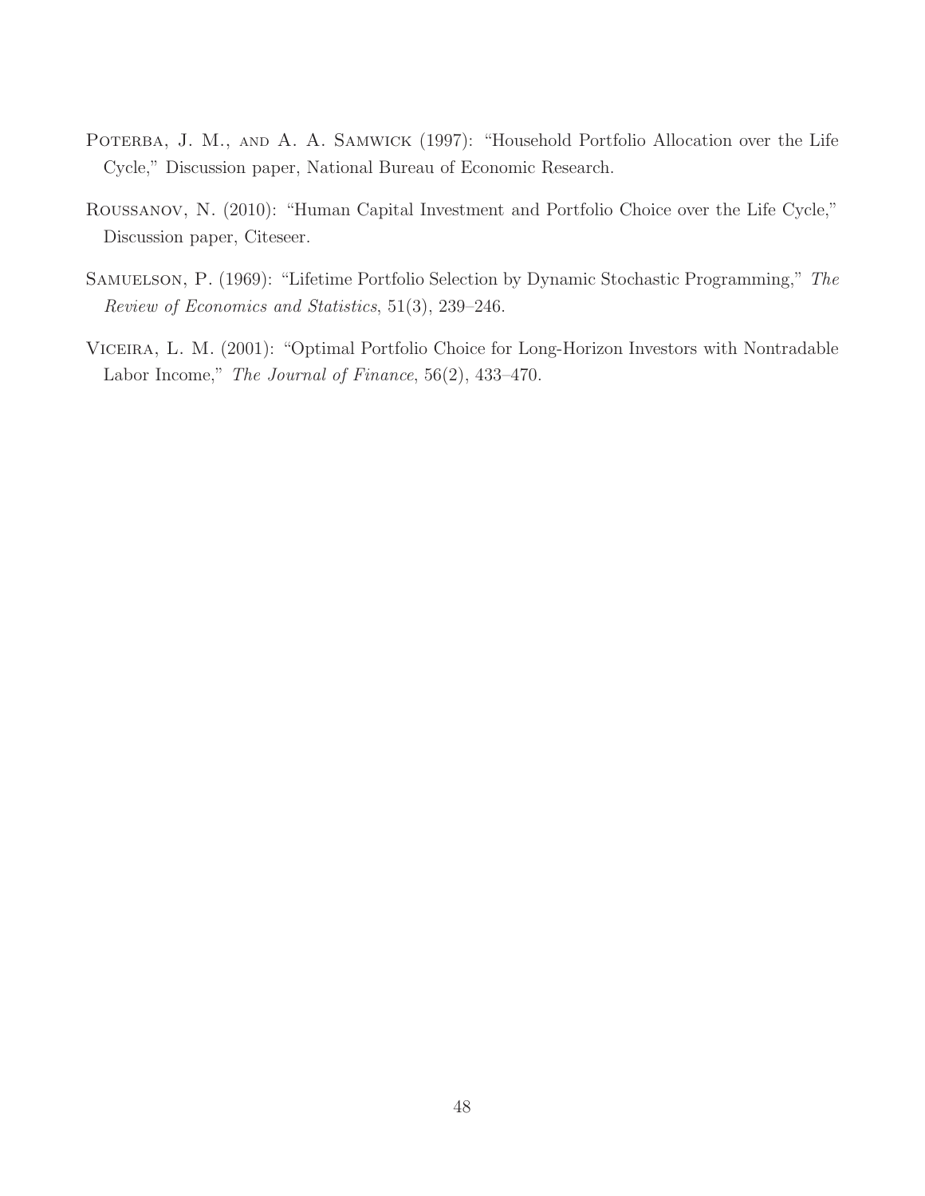Poterba, J. M., and A. A. Samwick (1997): "Household Portfolio Allocation over the Life Cycle," Discussion paper, National Bureau of Economic Research.

Roussanov, N. (2010): "Human Capital Investment and Portfolio Choice over the Life Cycle," Discussion paper, Citeseer.

Samuelson, P. (1969): "Lifetime Portfolio Selection by Dynamic Stochastic Programming," *The Review of Economics and Statistics*, 51(3), 239–246.

Viceira, L. M. (2001): "Optimal Portfolio Choice for Long-Horizon Investors with Nontradable Labor Income," *The Journal of Finance*, 56(2), 433–470.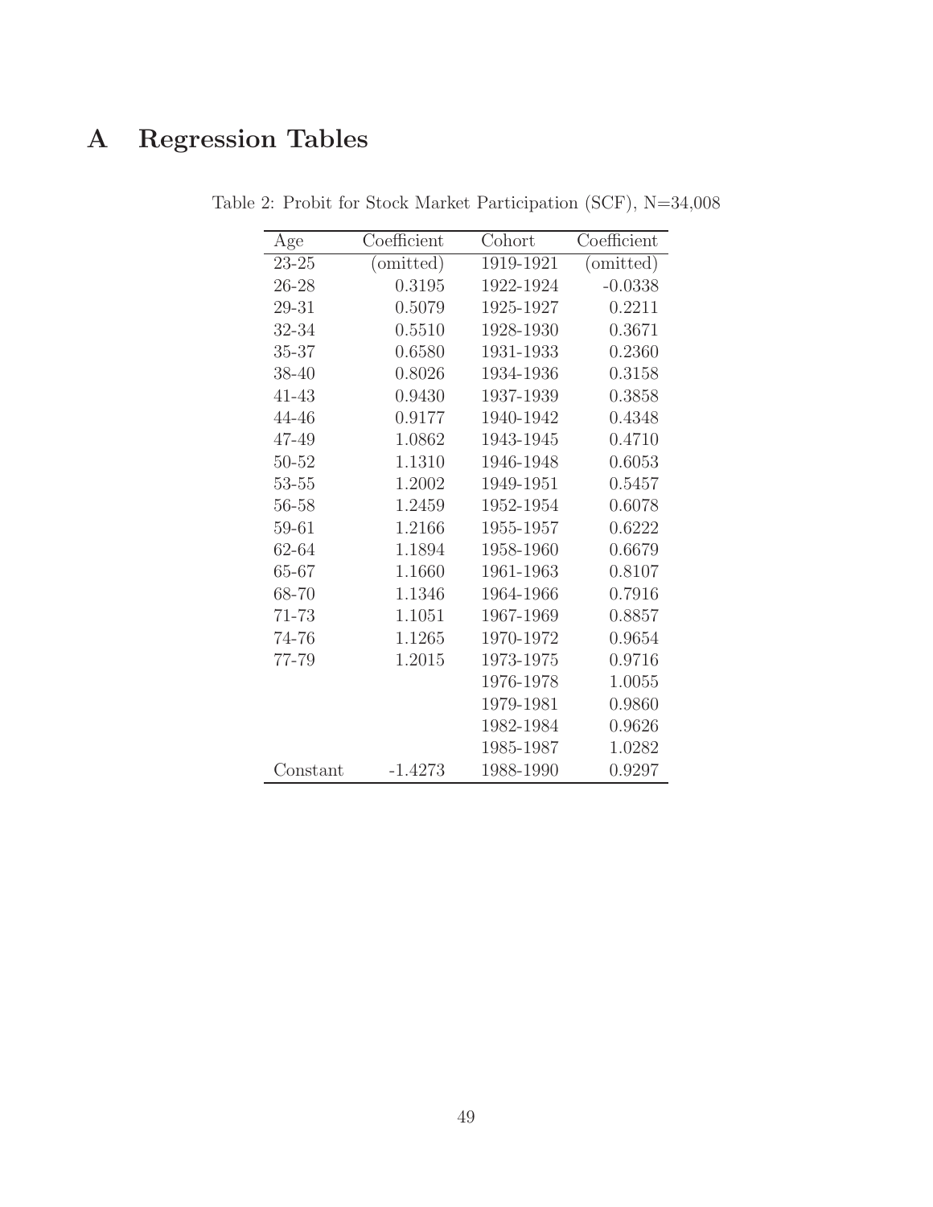# A Regression Tables

Table 2: Probit for Stock Market Participation (SCF), N=34,008

| Age | Coefficient | Cohort | Coefficient |
|---|---|---|---|
| 23-25 | (omitted) | 1919-1921 | (omitted) |
| 26-28 | 0.3195 | 1922-1924 | -0.0338 |
| 29-31 | 0.5079 | 1925-1927 | 0.2211 |
| 32-34 | 0.5510 | 1928-1930 | 0.3671 |
| 35-37 | 0.6580 | 1931-1933 | 0.2360 |
| 38-40 | 0.8026 | 1934-1936 | 0.3158 |
| 41-43 | 0.9430 | 1937-1939 | 0.3858 |
| 44-46 | 0.9177 | 1940-1942 | 0.4348 |
| 47-49 | 1.0862 | 1943-1945 | 0.4710 |
| 50-52 | 1.1310 | 1946-1948 | 0.6053 |
| 53-55 | 1.2002 | 1949-1951 | 0.5457 |
| 56-58 | 1.2459 | 1952-1954 | 0.6078 |
| 59-61 | 1.2166 | 1955-1957 | 0.6222 |
| 62-64 | 1.1894 | 1958-1960 | 0.6679 |
| 65-67 | 1.1660 | 1961-1963 | 0.8107 |
| 68-70 | 1.1346 | 1964-1966 | 0.7916 |
| 71-73 | 1.1051 | 1967-1969 | 0.8857 |
| 74-76 | 1.1265 | 1970-1972 | 0.9654 |
| 77-79 | 1.2015 | 1973-1975 | 0.9716 |
| | | 1976-1978 | 1.0055 |
| | | 1979-1981 | 0.9860 |
| | | 1982-1984 | 0.9626 |
| | | 1985-1987 | 1.0282 |
| Constant | -1.4273 | 1988-1990 | 0.9297 |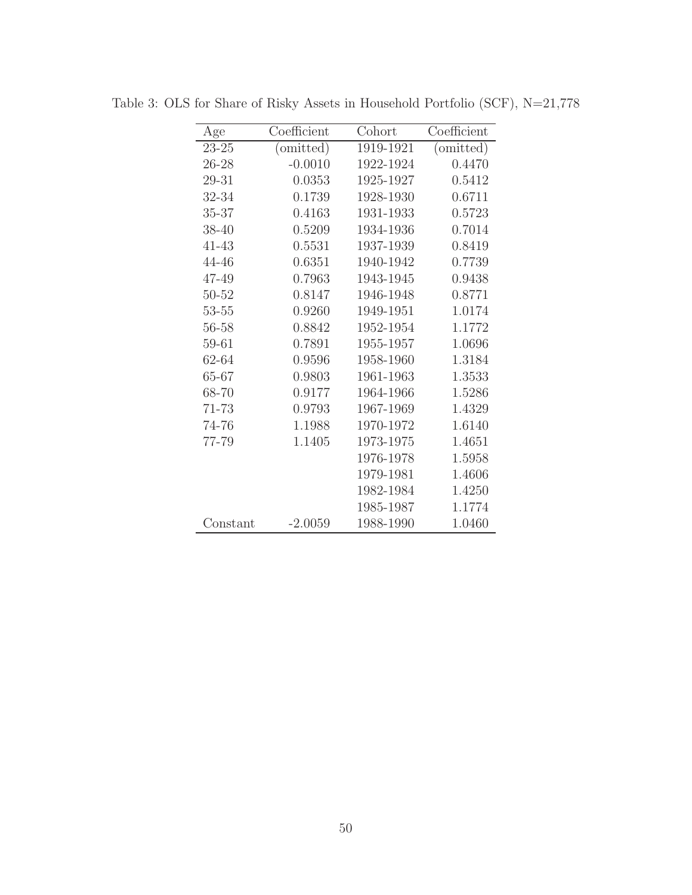Table 3: OLS for Share of Risky Assets in Household Portfolio (SCF), N=21,778

| Age | Coefficient | Cohort | Coefficient |
|---|---|---|---|
| 23-25 | (omitted) | 1919-1921 | (omitted) |
| 26-28 | -0.0010 | 1922-1924 | 0.4470 |
| 29-31 | 0.0353 | 1925-1927 | 0.5412 |
| 32-34 | 0.1739 | 1928-1930 | 0.6711 |
| 35-37 | 0.4163 | 1931-1933 | 0.5723 |
| 38-40 | 0.5209 | 1934-1936 | 0.7014 |
| 41-43 | 0.5531 | 1937-1939 | 0.8419 |
| 44-46 | 0.6351 | 1940-1942 | 0.7739 |
| 47-49 | 0.7963 | 1943-1945 | 0.9438 |
| 50-52 | 0.8147 | 1946-1948 | 0.8771 |
| 53-55 | 0.9260 | 1949-1951 | 1.0174 |
| 56-58 | 0.8842 | 1952-1954 | 1.1772 |
| 59-61 | 0.7891 | 1955-1957 | 1.0696 |
| 62-64 | 0.9596 | 1958-1960 | 1.3184 |
| 65-67 | 0.9803 | 1961-1963 | 1.3533 |
| 68-70 | 0.9177 | 1964-1966 | 1.5286 |
| 71-73 | 0.9793 | 1967-1969 | 1.4329 |
| 74-76 | 1.1988 | 1970-1972 | 1.6140 |
| 77-79 | 1.1405 | 1973-1975 | 1.4651 |
| | | 1976-1978 | 1.5958 |
| | | 1979-1981 | 1.4606 |
| | | 1982-1984 | 1.4250 |
| | | 1985-1987 | 1.1774 |
| Constant | -2.0059 | 1988-1990 | 1.0460 |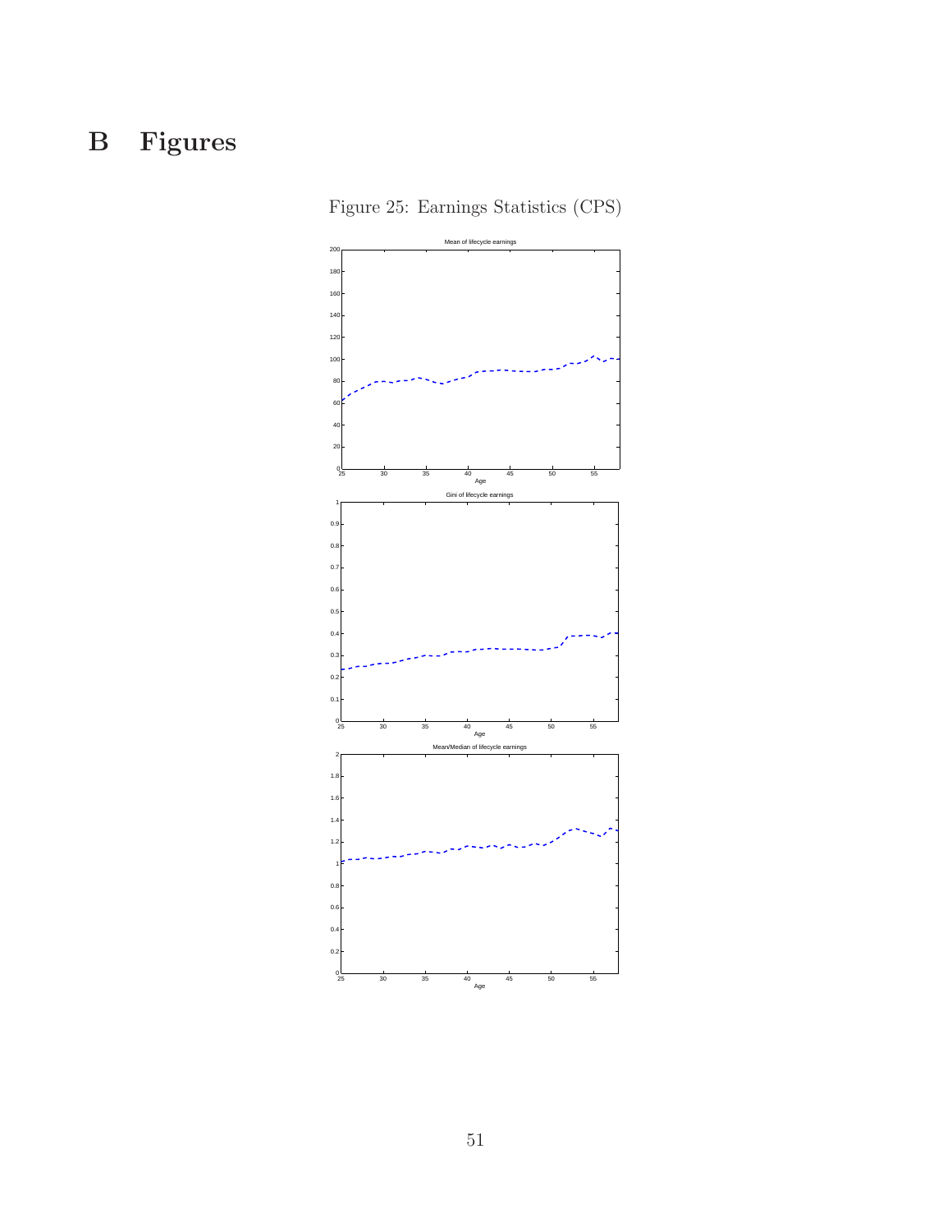# B Figures

Figure 25: Earnings Statistics (CPS)

Mean of lifecycle earnings

200
180
160
140
120
100
80
60
40
20
0
25 30 35 40 45 50 55
Age

Gini of lifecycle earnings

1
0.9
0.8
0.7
0.6
0.5
0.4
0.3
0.2
0.1
0
25 30 35 40 45 50 55
Age

Mean/Median of lifecycle earnings

2
1.8
1.6
1.4
1.2
1
0.8
0.6
0.4
0.2
0
25 30 35 40 45 50 55
Age